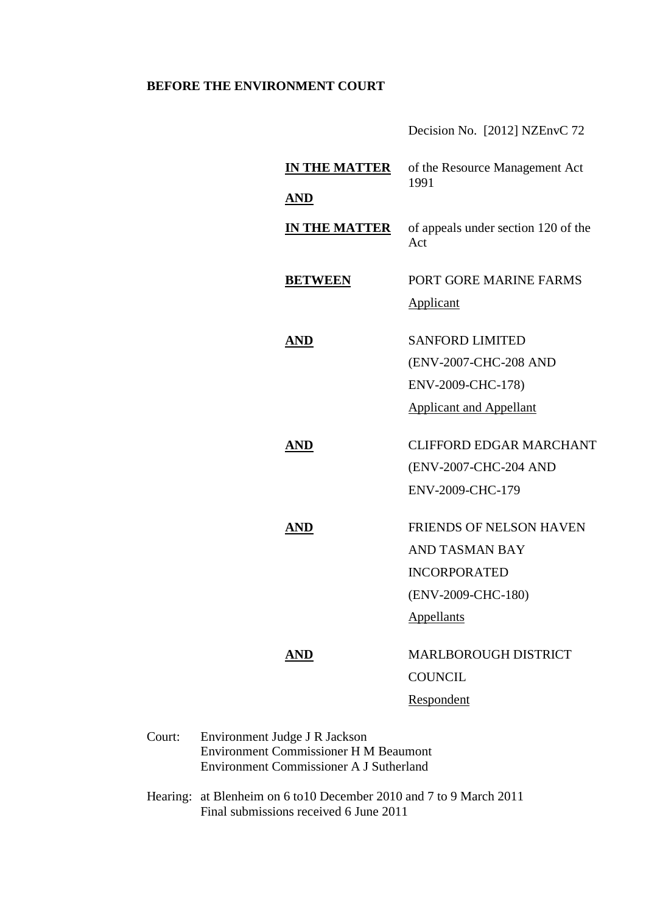**BEFORE THE ENVIRONMENT COURT**

Decision No. [2012] NZEnvC 72

| | |
|---|---|
| **IN THE MATTER** | of the Resource Management Act 1991 |
| **AND** | |
| **IN THE MATTER** | of appeals under section 120 of the Act |
| **BETWEEN** | PORT GORE MARINE FARMS<br>Applicant |
| **AND** | SANFORD LIMITED<br>(ENV-2007-CHC-208 AND<br>ENV-2009-CHC-178)<br>Applicant and Appellant |
| **AND** | CLIFFORD EDGAR MARCHANT<br>(ENV-2007-CHC-204 AND<br>ENV-2009-CHC-179 |
| **AND** | FRIENDS OF NELSON HAVEN<br>AND TASMAN BAY<br>INCORPORATED<br>(ENV-2009-CHC-180)<br>Appellants |
| **AND** | MARLBOROUGH DISTRICT<br>COUNCIL<br>Respondent |

Court: Environment Judge J R Jackson
Environment Commissioner H M Beaumont
Environment Commissioner A J Sutherland

Hearing: at Blenheim on 6 to10 December 2010 and 7 to 9 March 2011
Final submissions received 6 June 2011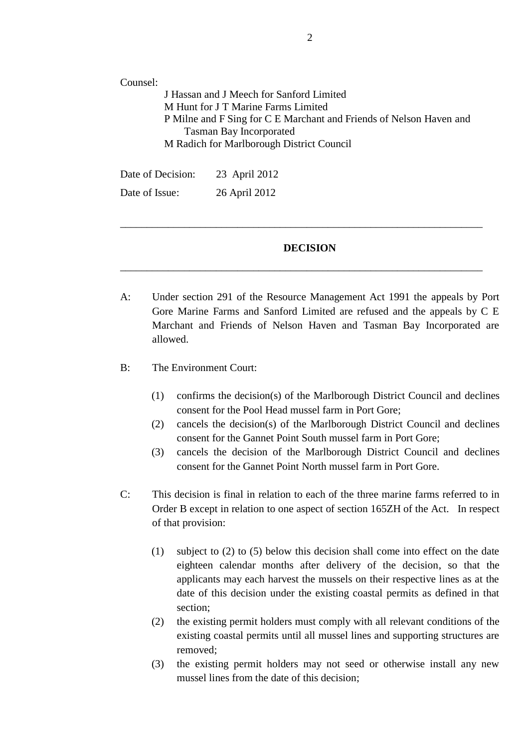Counsel:

J Hassan and J Meech for Sanford Limited
M Hunt for J T Marine Farms Limited
P Milne and F Sing for C E Marchant and Friends of Nelson Haven and Tasman Bay Incorporated
M Radich for Marlborough District Council

Date of Decision: 23 April 2012

Date of Issue: 26 April 2012

---

**DECISION**

---

A: Under section 291 of the Resource Management Act 1991 the appeals by Port Gore Marine Farms and Sanford Limited are refused and the appeals by C E Marchant and Friends of Nelson Haven and Tasman Bay Incorporated are allowed.

B: The Environment Court:

(1) confirms the decision(s) of the Marlborough District Council and declines consent for the Pool Head mussel farm in Port Gore;

(2) cancels the decision(s) of the Marlborough District Council and declines consent for the Gannet Point South mussel farm in Port Gore;

(3) cancels the decision of the Marlborough District Council and declines consent for the Gannet Point North mussel farm in Port Gore.

C: This decision is final in relation to each of the three marine farms referred to in Order B except in relation to one aspect of section 165ZH of the Act. In respect of that provision:

(1) subject to (2) to (5) below this decision shall come into effect on the date eighteen calendar months after delivery of the decision, so that the applicants may each harvest the mussels on their respective lines as at the date of this decision under the existing coastal permits as defined in that section;

(2) the existing permit holders must comply with all relevant conditions of the existing coastal permits until all mussel lines and supporting structures are removed;

(3) the existing permit holders may not seed or otherwise install any new mussel lines from the date of this decision;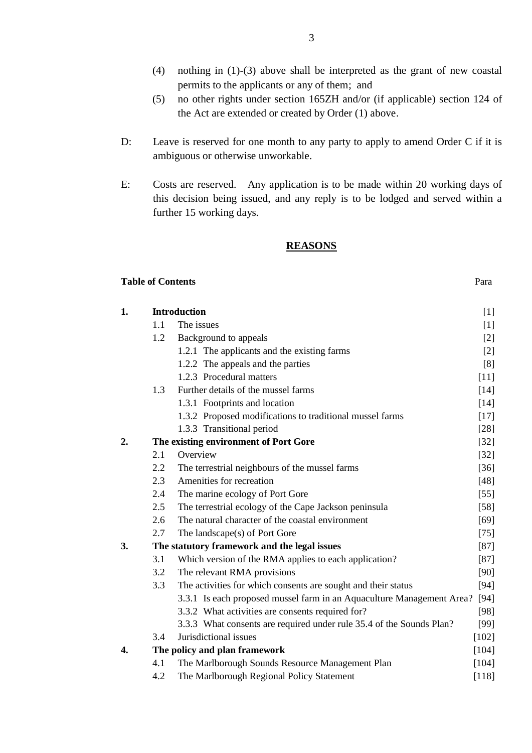(4) nothing in (1)-(3) above shall be interpreted as the grant of new coastal permits to the applicants or any of them; and

(5) no other rights under section 165ZH and/or (if applicable) section 124 of the Act are extended or created by Order (1) above.

D: Leave is reserved for one month to any party to apply to amend Order C if it is ambiguous or otherwise unworkable.

E: Costs are reserved. Any application is to be made within 20 working days of this decision being issued, and any reply is to be lodged and served within a further 15 working days.

## REASONS

**Table of Contents**

| | | | Para |
|---|---|---|---|
| **1.** | **Introduction** | | [1] |
| | 1.1 | The issues | [1] |
| | 1.2 | Background to appeals | [2] |
| | | 1.2.1 The applicants and the existing farms | [2] |
| | | 1.2.2 The appeals and the parties | [8] |
| | | 1.2.3 Procedural matters | [11] |
| | 1.3 | Further details of the mussel farms | [14] |
| | | 1.3.1 Footprints and location | [14] |
| | | 1.3.2 Proposed modifications to traditional mussel farms | [17] |
| | | 1.3.3 Transitional period | [28] |
| **2.** | **The existing environment of Port Gore** | | [32] |
| | 2.1 | Overview | [32] |
| | 2.2 | The terrestrial neighbours of the mussel farms | [36] |
| | 2.3 | Amenities for recreation | [48] |
| | 2.4 | The marine ecology of Port Gore | [55] |
| | 2.5 | The terrestrial ecology of the Cape Jackson peninsula | [58] |
| | 2.6 | The natural character of the coastal environment | [69] |
| | 2.7 | The landscape(s) of Port Gore | [75] |
| **3.** | **The statutory framework and the legal issues** | | [87] |
| | 3.1 | Which version of the RMA applies to each application? | [87] |
| | 3.2 | The relevant RMA provisions | [90] |
| | 3.3 | The activities for which consents are sought and their status | [94] |
| | | 3.3.1 Is each proposed mussel farm in an Aquaculture Management Area? | [94] |
| | | 3.3.2 What activities are consents required for? | [98] |
| | | 3.3.3 What consents are required under rule 35.4 of the Sounds Plan? | [99] |
| | 3.4 | Jurisdictional issues | [102] |
| **4.** | **The policy and plan framework** | | [104] |
| | 4.1 | The Marlborough Sounds Resource Management Plan | [104] |
| | 4.2 | The Marlborough Regional Policy Statement | [118] |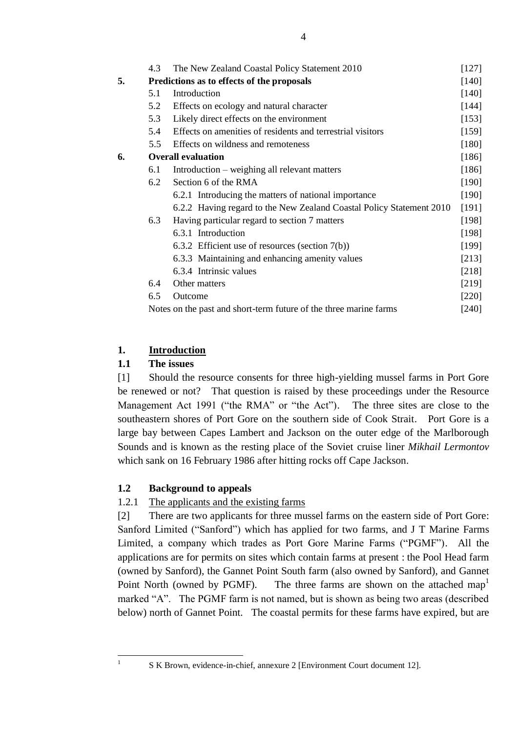| | | | |
|---|---|---|---|
| | 4.3 | The New Zealand Coastal Policy Statement 2010 | [127] |
| **5.** | **Predictions as to effects of the proposals** | | [140] |
| | 5.1 | Introduction | [140] |
| | 5.2 | Effects on ecology and natural character | [144] |
| | 5.3 | Likely direct effects on the environment | [153] |
| | 5.4 | Effects on amenities of residents and terrestrial visitors | [159] |
| | 5.5 | Effects on wildness and remoteness | [180] |
| **6.** | **Overall evaluation** | | [186] |
| | 6.1 | Introduction – weighing all relevant matters | [186] |
| | 6.2 | Section 6 of the RMA | [190] |
| | | 6.2.1 Introducing the matters of national importance | [190] |
| | | 6.2.2 Having regard to the New Zealand Coastal Policy Statement 2010 | [191] |
| | 6.3 | Having particular regard to section 7 matters | [198] |
| | | 6.3.1 Introduction | [198] |
| | | 6.3.2 Efficient use of resources (section 7(b)) | [199] |
| | | 6.3.3 Maintaining and enhancing amenity values | [213] |
| | | 6.3.4 Intrinsic values | [218] |
| | 6.4 | Other matters | [219] |
| | 6.5 | Outcome | [220] |
| | Notes on the past and short-term future of the three marine farms | | [240] |

# 1. Introduction

## 1.1 The issues

[1] Should the resource consents for three high-yielding mussel farms in Port Gore be renewed or not? That question is raised by these proceedings under the Resource Management Act 1991 ("the RMA" or "the Act"). The three sites are close to the southeastern shores of Port Gore on the southern side of Cook Strait. Port Gore is a large bay between Capes Lambert and Jackson on the outer edge of the Marlborough Sounds and is known as the resting place of the Soviet cruise liner *Mikhail Lermontov* which sank on 16 February 1986 after hitting rocks off Cape Jackson.

## 1.2 Background to appeals

### 1.2.1 The applicants and the existing farms

[2] There are two applicants for three mussel farms on the eastern side of Port Gore: Sanford Limited ("Sanford") which has applied for two farms, and J T Marine Farms Limited, a company which trades as Port Gore Marine Farms ("PGMF"). All the applications are for permits on sites which contain farms at present : the Pool Head farm (owned by Sanford), the Gannet Point South farm (also owned by Sanford), and Gannet Point North (owned by PGMF). The three farms are shown on the attached map[1] marked "A". The PGMF farm is not named, but is shown as being two areas (described below) north of Gannet Point. The coastal permits for these farms have expired, but are

[1] S K Brown, evidence-in-chief, annexure 2 [Environment Court document 12].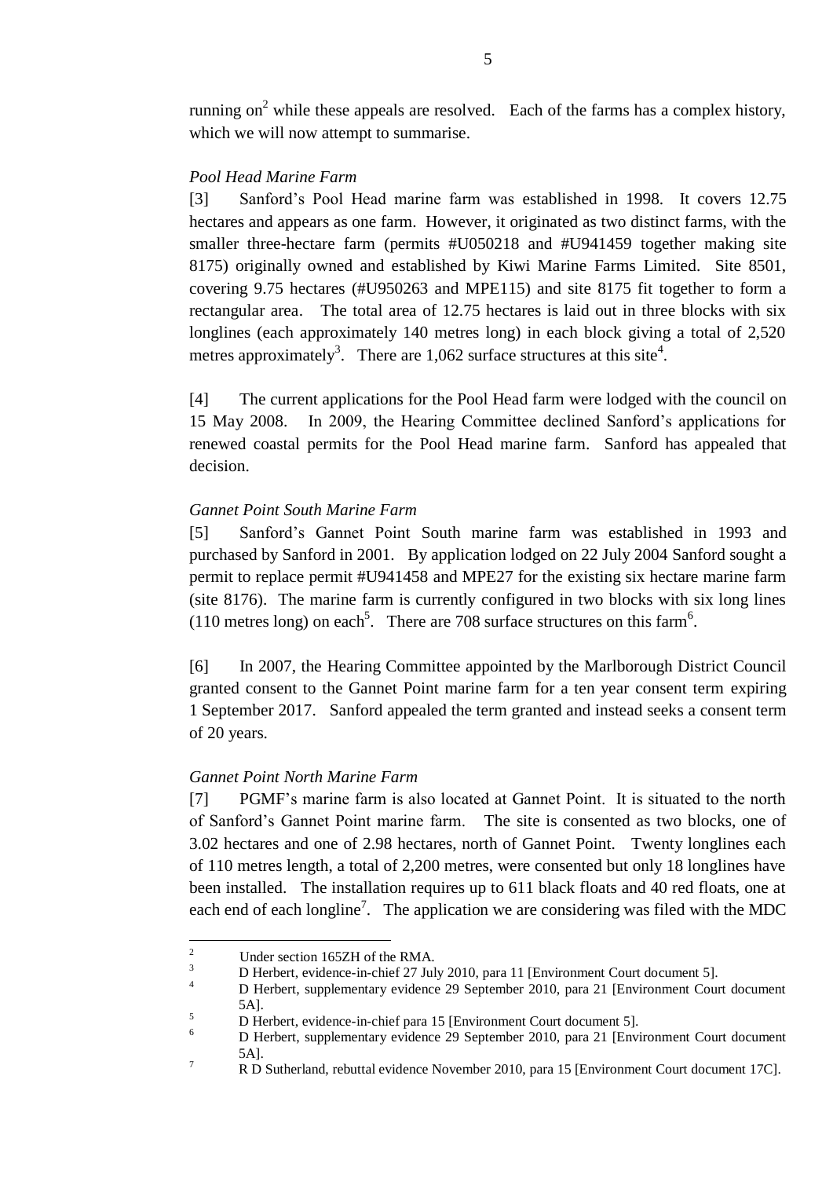running on[2] while these appeals are resolved. Each of the farms has a complex history, which we will now attempt to summarise.

*Pool Head Marine Farm*

[3] Sanford's Pool Head marine farm was established in 1998. It covers 12.75 hectares and appears as one farm. However, it originated as two distinct farms, with the smaller three-hectare farm (permits #U050218 and #U941459 together making site 8175) originally owned and established by Kiwi Marine Farms Limited. Site 8501, covering 9.75 hectares (#U950263 and MPE115) and site 8175 fit together to form a rectangular area. The total area of 12.75 hectares is laid out in three blocks with six longlines (each approximately 140 metres long) in each block giving a total of 2,520 metres approximately[3]. There are 1,062 surface structures at this site[4].

[4] The current applications for the Pool Head farm were lodged with the council on 15 May 2008. In 2009, the Hearing Committee declined Sanford's applications for renewed coastal permits for the Pool Head marine farm. Sanford has appealed that decision.

*Gannet Point South Marine Farm*

[5] Sanford's Gannet Point South marine farm was established in 1993 and purchased by Sanford in 2001. By application lodged on 22 July 2004 Sanford sought a permit to replace permit #U941458 and MPE27 for the existing six hectare marine farm (site 8176). The marine farm is currently configured in two blocks with six long lines (110 metres long) on each[5]. There are 708 surface structures on this farm[6].

[6] In 2007, the Hearing Committee appointed by the Marlborough District Council granted consent to the Gannet Point marine farm for a ten year consent term expiring 1 September 2017. Sanford appealed the term granted and instead seeks a consent term of 20 years.

*Gannet Point North Marine Farm*

[7] PGMF's marine farm is also located at Gannet Point. It is situated to the north of Sanford's Gannet Point marine farm. The site is consented as two blocks, one of 3.02 hectares and one of 2.98 hectares, north of Gannet Point. Twenty longlines each of 110 metres length, a total of 2,200 metres, were consented but only 18 longlines have been installed. The installation requires up to 611 black floats and 40 red floats, one at each end of each longline[7]. The application we are considering was filed with the MDC

---

[2] Under section 165ZH of the RMA.

[3] D Herbert, evidence-in-chief 27 July 2010, para 11 [Environment Court document 5].

[4] D Herbert, supplementary evidence 29 September 2010, para 21 [Environment Court document 5A].

[5] D Herbert, evidence-in-chief para 15 [Environment Court document 5].

[6] D Herbert, supplementary evidence 29 September 2010, para 21 [Environment Court document 5A].

[7] R D Sutherland, rebuttal evidence November 2010, para 15 [Environment Court document 17C].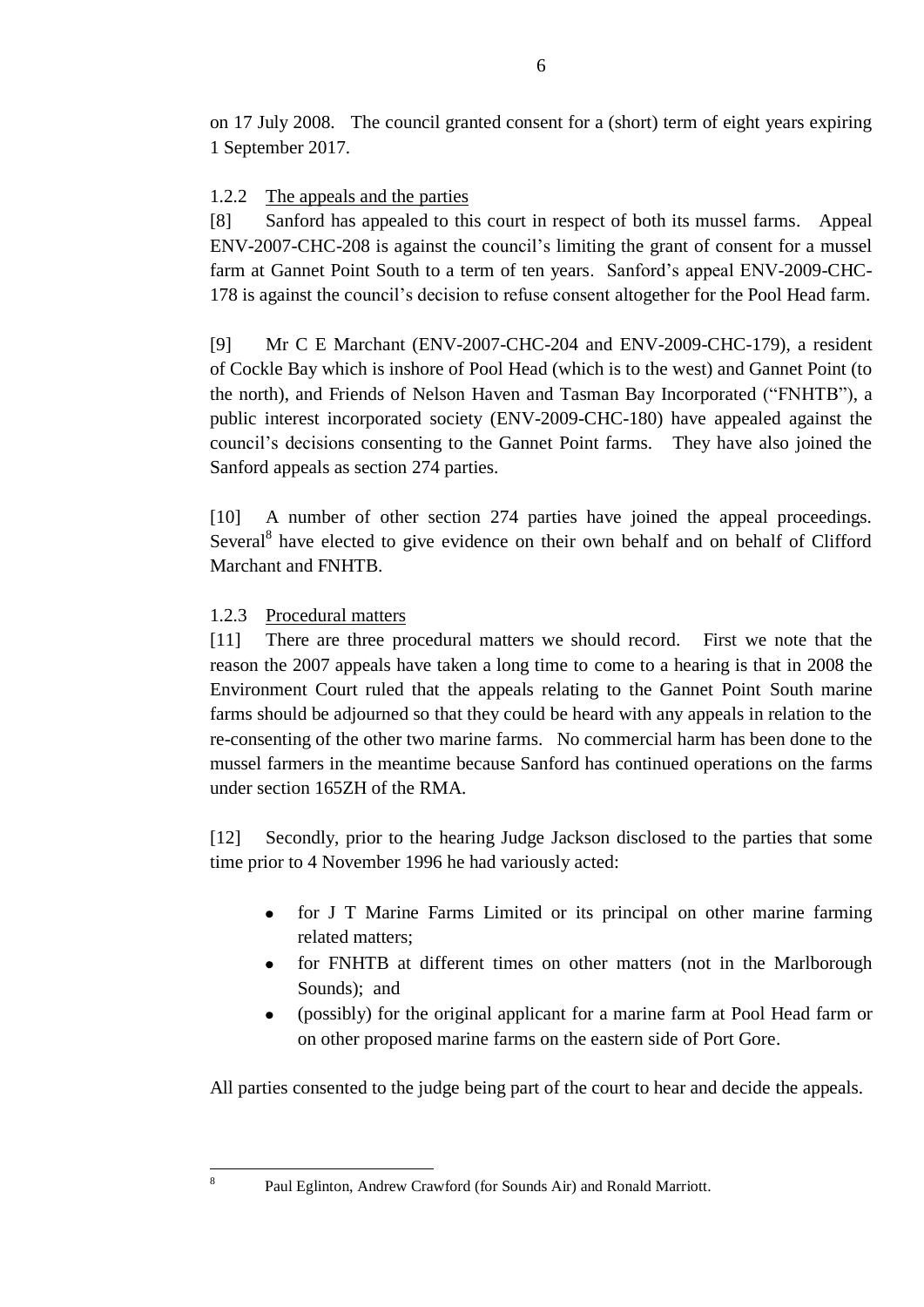on 17 July 2008. The council granted consent for a (short) term of eight years expiring 1 September 2017.

### 1.2.2 The appeals and the parties

[8] Sanford has appealed to this court in respect of both its mussel farms. Appeal ENV-2007-CHC-208 is against the council's limiting the grant of consent for a mussel farm at Gannet Point South to a term of ten years. Sanford's appeal ENV-2009-CHC-178 is against the council's decision to refuse consent altogether for the Pool Head farm.

[9] Mr C E Marchant (ENV-2007-CHC-204 and ENV-2009-CHC-179), a resident of Cockle Bay which is inshore of Pool Head (which is to the west) and Gannet Point (to the north), and Friends of Nelson Haven and Tasman Bay Incorporated ("FNHTB"), a public interest incorporated society (ENV-2009-CHC-180) have appealed against the council's decisions consenting to the Gannet Point farms. They have also joined the Sanford appeals as section 274 parties.

[10] A number of other section 274 parties have joined the appeal proceedings. Several[8] have elected to give evidence on their own behalf and on behalf of Clifford Marchant and FNHTB.

### 1.2.3 Procedural matters

[11] There are three procedural matters we should record. First we note that the reason the 2007 appeals have taken a long time to come to a hearing is that in 2008 the Environment Court ruled that the appeals relating to the Gannet Point South marine farms should be adjourned so that they could be heard with any appeals in relation to the re-consenting of the other two marine farms. No commercial harm has been done to the mussel farmers in the meantime because Sanford has continued operations on the farms under section 165ZH of the RMA.

[12] Secondly, prior to the hearing Judge Jackson disclosed to the parties that some time prior to 4 November 1996 he had variously acted:

- for J T Marine Farms Limited or its principal on other marine farming related matters;
- for FNHTB at different times on other matters (not in the Marlborough Sounds); and
- (possibly) for the original applicant for a marine farm at Pool Head farm or on other proposed marine farms on the eastern side of Port Gore.

All parties consented to the judge being part of the court to hear and decide the appeals.

---

[8] Paul Eglinton, Andrew Crawford (for Sounds Air) and Ronald Marriott.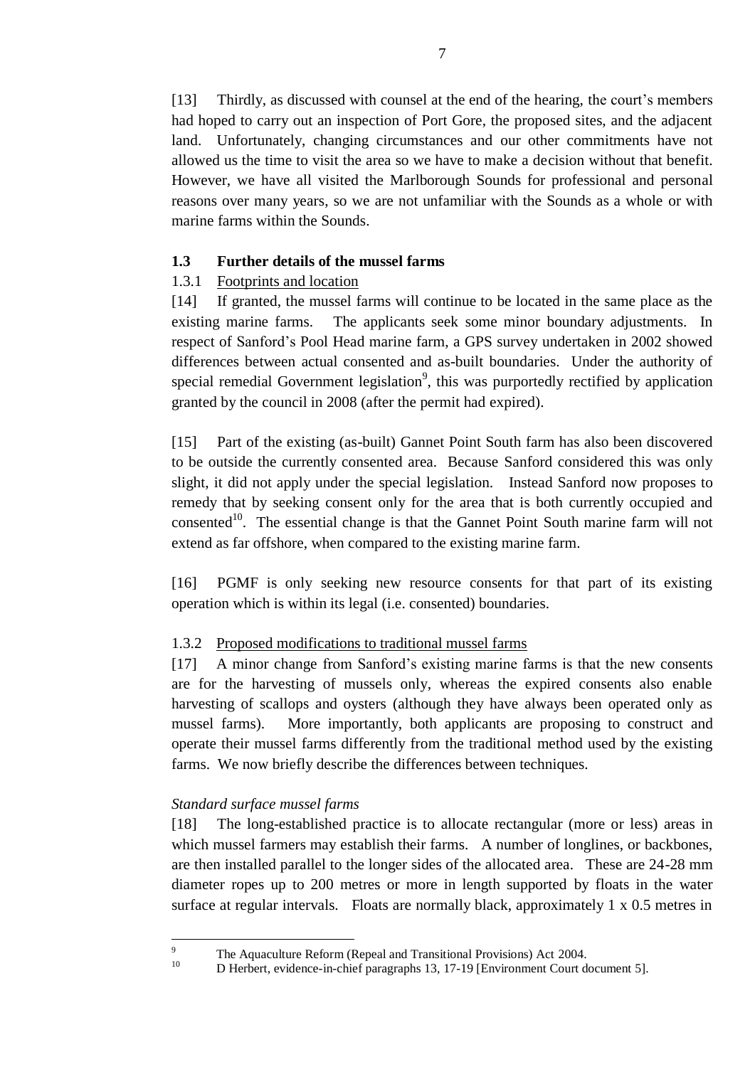[13] Thirdly, as discussed with counsel at the end of the hearing, the court's members had hoped to carry out an inspection of Port Gore, the proposed sites, and the adjacent land. Unfortunately, changing circumstances and our other commitments have not allowed us the time to visit the area so we have to make a decision without that benefit. However, we have all visited the Marlborough Sounds for professional and personal reasons over many years, so we are not unfamiliar with the Sounds as a whole or with marine farms within the Sounds.

### 1.3 Further details of the mussel farms

1.3.1 Footprints and location

[14] If granted, the mussel farms will continue to be located in the same place as the existing marine farms. The applicants seek some minor boundary adjustments. In respect of Sanford's Pool Head marine farm, a GPS survey undertaken in 2002 showed differences between actual consented and as-built boundaries. Under the authority of special remedial Government legislation[9], this was purportedly rectified by application granted by the council in 2008 (after the permit had expired).

[15] Part of the existing (as-built) Gannet Point South farm has also been discovered to be outside the currently consented area. Because Sanford considered this was only slight, it did not apply under the special legislation. Instead Sanford now proposes to remedy that by seeking consent only for the area that is both currently occupied and consented[10]. The essential change is that the Gannet Point South marine farm will not extend as far offshore, when compared to the existing marine farm.

[16] PGMF is only seeking new resource consents for that part of its existing operation which is within its legal (i.e. consented) boundaries.

1.3.2 Proposed modifications to traditional mussel farms

[17] A minor change from Sanford's existing marine farms is that the new consents are for the harvesting of mussels only, whereas the expired consents also enable harvesting of scallops and oysters (although they have always been operated only as mussel farms). More importantly, both applicants are proposing to construct and operate their mussel farms differently from the traditional method used by the existing farms. We now briefly describe the differences between techniques.

*Standard surface mussel farms*

[18] The long-established practice is to allocate rectangular (more or less) areas in which mussel farmers may establish their farms. A number of longlines, or backbones, are then installed parallel to the longer sides of the allocated area. These are 24-28 mm diameter ropes up to 200 metres or more in length supported by floats in the water surface at regular intervals. Floats are normally black, approximately 1 x 0.5 metres in

---

[9] The Aquaculture Reform (Repeal and Transitional Provisions) Act 2004.

[10] D Herbert, evidence-in-chief paragraphs 13, 17-19 [Environment Court document 5].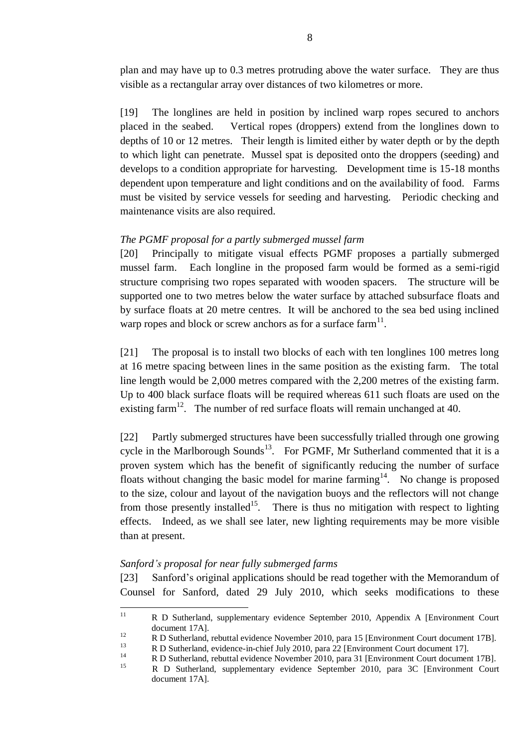plan and may have up to 0.3 metres protruding above the water surface. They are thus visible as a rectangular array over distances of two kilometres or more.

[19] The longlines are held in position by inclined warp ropes secured to anchors placed in the seabed. Vertical ropes (droppers) extend from the longlines down to depths of 10 or 12 metres. Their length is limited either by water depth or by the depth to which light can penetrate. Mussel spat is deposited onto the droppers (seeding) and develops to a condition appropriate for harvesting. Development time is 15-18 months dependent upon temperature and light conditions and on the availability of food. Farms must be visited by service vessels for seeding and harvesting. Periodic checking and maintenance visits are also required.

*The PGMF proposal for a partly submerged mussel farm*

[20] Principally to mitigate visual effects PGMF proposes a partially submerged mussel farm. Each longline in the proposed farm would be formed as a semi-rigid structure comprising two ropes separated with wooden spacers. The structure will be supported one to two metres below the water surface by attached subsurface floats and by surface floats at 20 metre centres. It will be anchored to the sea bed using inclined warp ropes and block or screw anchors as for a surface farm[11].

[21] The proposal is to install two blocks of each with ten longlines 100 metres long at 16 metre spacing between lines in the same position as the existing farm. The total line length would be 2,000 metres compared with the 2,200 metres of the existing farm. Up to 400 black surface floats will be required whereas 611 such floats are used on the existing farm[12]. The number of red surface floats will remain unchanged at 40.

[22] Partly submerged structures have been successfully trialled through one growing cycle in the Marlborough Sounds[13]. For PGMF, Mr Sutherland commented that it is a proven system which has the benefit of significantly reducing the number of surface floats without changing the basic model for marine farming[14]. No change is proposed to the size, colour and layout of the navigation buoys and the reflectors will not change from those presently installed[15]. There is thus no mitigation with respect to lighting effects. Indeed, as we shall see later, new lighting requirements may be more visible than at present.

*Sanford's proposal for near fully submerged farms*

[23] Sanford's original applications should be read together with the Memorandum of Counsel for Sanford, dated 29 July 2010, which seeks modifications to these

---

[11] R D Sutherland, supplementary evidence September 2010, Appendix A [Environment Court document 17A].

[12] R D Sutherland, rebuttal evidence November 2010, para 15 [Environment Court document 17B].

[13] R D Sutherland, evidence-in-chief July 2010, para 22 [Environment Court document 17].

[14] R D Sutherland, rebuttal evidence November 2010, para 31 [Environment Court document 17B].

[15] R D Sutherland, supplementary evidence September 2010, para 3C [Environment Court document 17A].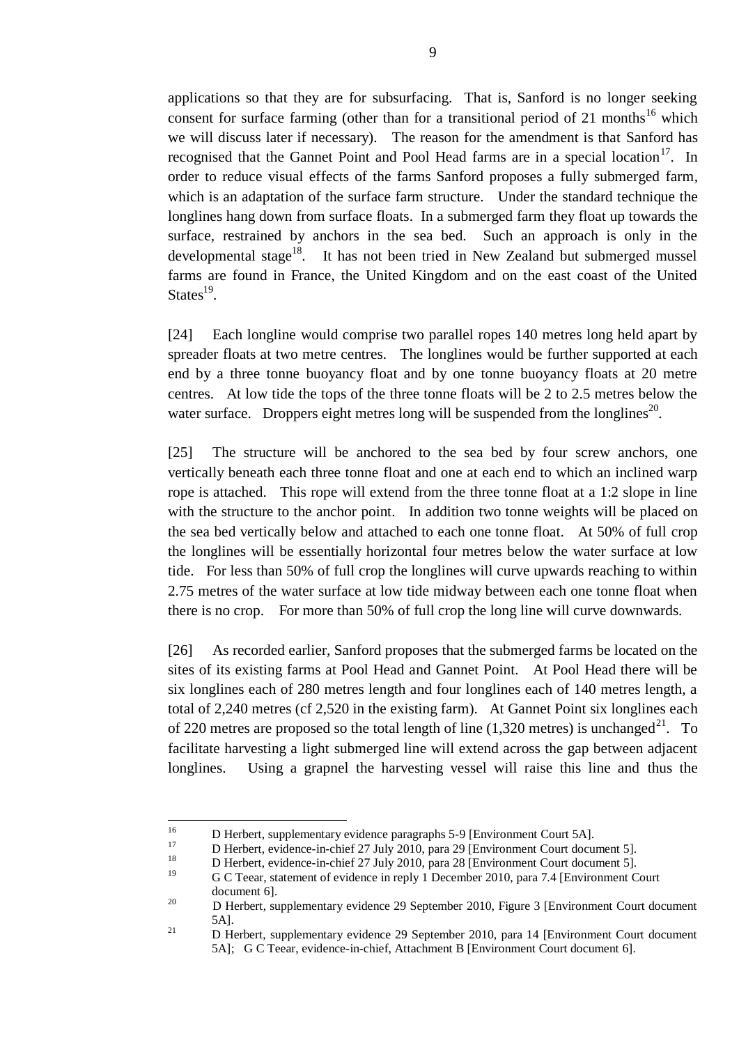applications so that they are for subsurfacing. That is, Sanford is no longer seeking consent for surface farming (other than for a transitional period of 21 months[16] which we will discuss later if necessary). The reason for the amendment is that Sanford has recognised that the Gannet Point and Pool Head farms are in a special location[17]. In order to reduce visual effects of the farms Sanford proposes a fully submerged farm, which is an adaptation of the surface farm structure. Under the standard technique the longlines hang down from surface floats. In a submerged farm they float up towards the surface, restrained by anchors in the sea bed. Such an approach is only in the developmental stage[18]. It has not been tried in New Zealand but submerged mussel farms are found in France, the United Kingdom and on the east coast of the United States[19].

[24] Each longline would comprise two parallel ropes 140 metres long held apart by spreader floats at two metre centres. The longlines would be further supported at each end by a three tonne buoyancy float and by one tonne buoyancy floats at 20 metre centres. At low tide the tops of the three tonne floats will be 2 to 2.5 metres below the water surface. Droppers eight metres long will be suspended from the longlines[20].

[25] The structure will be anchored to the sea bed by four screw anchors, one vertically beneath each three tonne float and one at each end to which an inclined warp rope is attached. This rope will extend from the three tonne float at a 1:2 slope in line with the structure to the anchor point. In addition two tonne weights will be placed on the sea bed vertically below and attached to each one tonne float. At 50% of full crop the longlines will be essentially horizontal four metres below the water surface at low tide. For less than 50% of full crop the longlines will curve upwards reaching to within 2.75 metres of the water surface at low tide midway between each one tonne float when there is no crop. For more than 50% of full crop the long line will curve downwards.

[26] As recorded earlier, Sanford proposes that the submerged farms be located on the sites of its existing farms at Pool Head and Gannet Point. At Pool Head there will be six longlines each of 280 metres length and four longlines each of 140 metres length, a total of 2,240 metres (cf 2,520 in the existing farm). At Gannet Point six longlines each of 220 metres are proposed so the total length of line (1,320 metres) is unchanged[21]. To facilitate harvesting a light submerged line will extend across the gap between adjacent longlines. Using a grapnel the harvesting vessel will raise this line and thus the

---

[16] D Herbert, supplementary evidence paragraphs 5-9 [Environment Court 5A].

[17] D Herbert, evidence-in-chief 27 July 2010, para 29 [Environment Court document 5].

[18] D Herbert, evidence-in-chief 27 July 2010, para 28 [Environment Court document 5].

[19] G C Teear, statement of evidence in reply 1 December 2010, para 7.4 [Environment Court document 6].

[20] D Herbert, supplementary evidence 29 September 2010, Figure 3 [Environment Court document 5A].

[21] D Herbert, supplementary evidence 29 September 2010, para 14 [Environment Court document 5A]; G C Teear, evidence-in-chief, Attachment B [Environment Court document 6].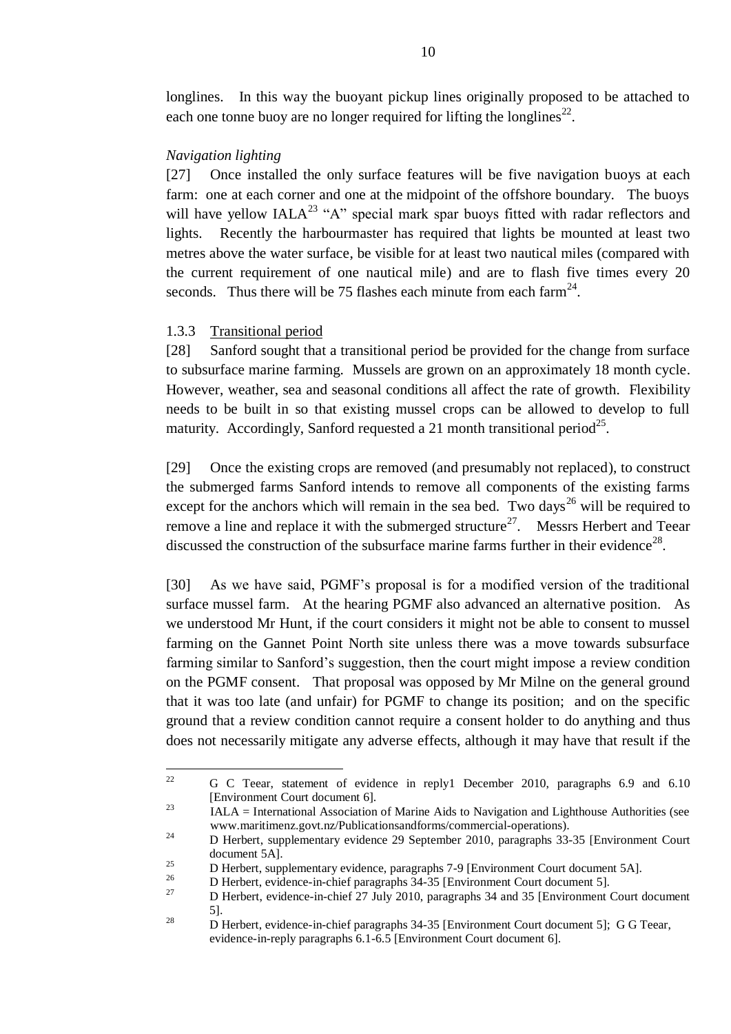longlines. In this way the buoyant pickup lines originally proposed to be attached to each one tonne buoy are no longer required for lifting the longlines[22].

*Navigation lighting*

[27] Once installed the only surface features will be five navigation buoys at each farm: one at each corner and one at the midpoint of the offshore boundary. The buoys will have yellow IALA[23] "A" special mark spar buoys fitted with radar reflectors and lights. Recently the harbourmaster has required that lights be mounted at least two metres above the water surface, be visible for at least two nautical miles (compared with the current requirement of one nautical mile) and are to flash five times every 20 seconds. Thus there will be 75 flashes each minute from each farm[24].

1.3.3 Transitional period

[28] Sanford sought that a transitional period be provided for the change from surface to subsurface marine farming. Mussels are grown on an approximately 18 month cycle. However, weather, sea and seasonal conditions all affect the rate of growth. Flexibility needs to be built in so that existing mussel crops can be allowed to develop to full maturity. Accordingly, Sanford requested a 21 month transitional period[25].

[29] Once the existing crops are removed (and presumably not replaced), to construct the submerged farms Sanford intends to remove all components of the existing farms except for the anchors which will remain in the sea bed. Two days[26] will be required to remove a line and replace it with the submerged structure[27]. Messrs Herbert and Teear discussed the construction of the subsurface marine farms further in their evidence[28].

[30] As we have said, PGMF's proposal is for a modified version of the traditional surface mussel farm. At the hearing PGMF also advanced an alternative position. As we understood Mr Hunt, if the court considers it might not be able to consent to mussel farming on the Gannet Point North site unless there was a move towards subsurface farming similar to Sanford's suggestion, then the court might impose a review condition on the PGMF consent. That proposal was opposed by Mr Milne on the general ground that it was too late (and unfair) for PGMF to change its position; and on the specific ground that a review condition cannot require a consent holder to do anything and thus does not necessarily mitigate any adverse effects, although it may have that result if the

---

[22] G C Teear, statement of evidence in reply1 December 2010, paragraphs 6.9 and 6.10 [Environment Court document 6].

[23] IALA = International Association of Marine Aids to Navigation and Lighthouse Authorities (see www.maritimenz.govt.nz/Publicationsandforms/commercial-operations).

[24] D Herbert, supplementary evidence 29 September 2010, paragraphs 33-35 [Environment Court document 5A].

[25] D Herbert, supplementary evidence, paragraphs 7-9 [Environment Court document 5A].

[26] D Herbert, evidence-in-chief paragraphs 34-35 [Environment Court document 5].

[27] D Herbert, evidence-in-chief 27 July 2010, paragraphs 34 and 35 [Environment Court document 5].

[28] D Herbert, evidence-in-chief paragraphs 34-35 [Environment Court document 5]; G G Teear, evidence-in-reply paragraphs 6.1-6.5 [Environment Court document 6].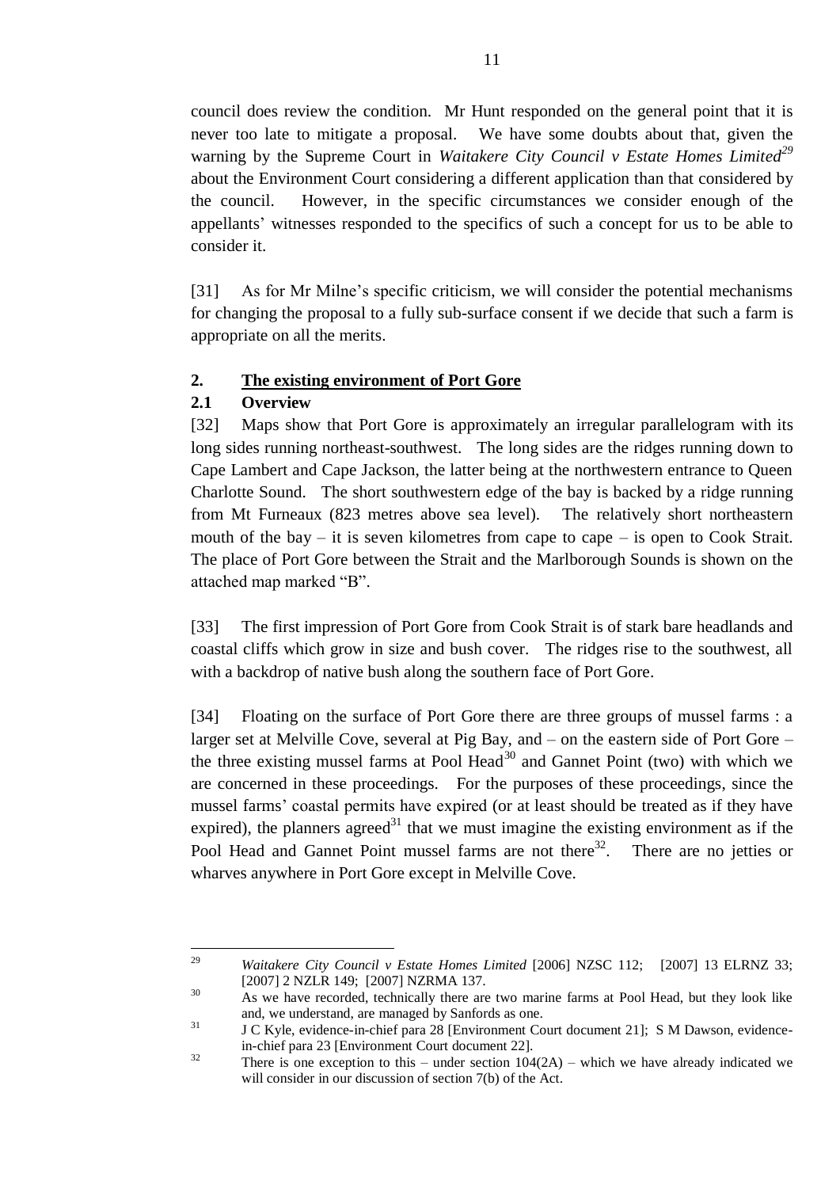council does review the condition. Mr Hunt responded on the general point that it is never too late to mitigate a proposal. We have some doubts about that, given the warning by the Supreme Court in *Waitakere City Council v Estate Homes Limited*[29] about the Environment Court considering a different application than that considered by the council. However, in the specific circumstances we consider enough of the appellants' witnesses responded to the specifics of such a concept for us to be able to consider it.

[31] As for Mr Milne's specific criticism, we will consider the potential mechanisms for changing the proposal to a fully sub-surface consent if we decide that such a farm is appropriate on all the merits.

## 2. <u>The existing environment of Port Gore</u>

### 2.1 Overview

[32] Maps show that Port Gore is approximately an irregular parallelogram with its long sides running northeast-southwest. The long sides are the ridges running down to Cape Lambert and Cape Jackson, the latter being at the northwestern entrance to Queen Charlotte Sound. The short southwestern edge of the bay is backed by a ridge running from Mt Furneaux (823 metres above sea level). The relatively short northeastern mouth of the bay – it is seven kilometres from cape to cape – is open to Cook Strait. The place of Port Gore between the Strait and the Marlborough Sounds is shown on the attached map marked "B".

[33] The first impression of Port Gore from Cook Strait is of stark bare headlands and coastal cliffs which grow in size and bush cover. The ridges rise to the southwest, all with a backdrop of native bush along the southern face of Port Gore.

[34] Floating on the surface of Port Gore there are three groups of mussel farms : a larger set at Melville Cove, several at Pig Bay, and – on the eastern side of Port Gore – the three existing mussel farms at Pool Head[30] and Gannet Point (two) with which we are concerned in these proceedings. For the purposes of these proceedings, since the mussel farms' coastal permits have expired (or at least should be treated as if they have expired), the planners agreed[31] that we must imagine the existing environment as if the Pool Head and Gannet Point mussel farms are not there[32]. There are no jetties or wharves anywhere in Port Gore except in Melville Cove.

---

[29] *Waitakere City Council v Estate Homes Limited* [2006] NZSC 112; [2007] 13 ELRNZ 33; [2007] 2 NZLR 149; [2007] NZRMA 137.

[30] As we have recorded, technically there are two marine farms at Pool Head, but they look like and, we understand, are managed by Sanfords as one.

[31] J C Kyle, evidence-in-chief para 28 [Environment Court document 21]; S M Dawson, evidence-in-chief para 23 [Environment Court document 22].

[32] There is one exception to this – under section 104(2A) – which we have already indicated we will consider in our discussion of section 7(b) of the Act.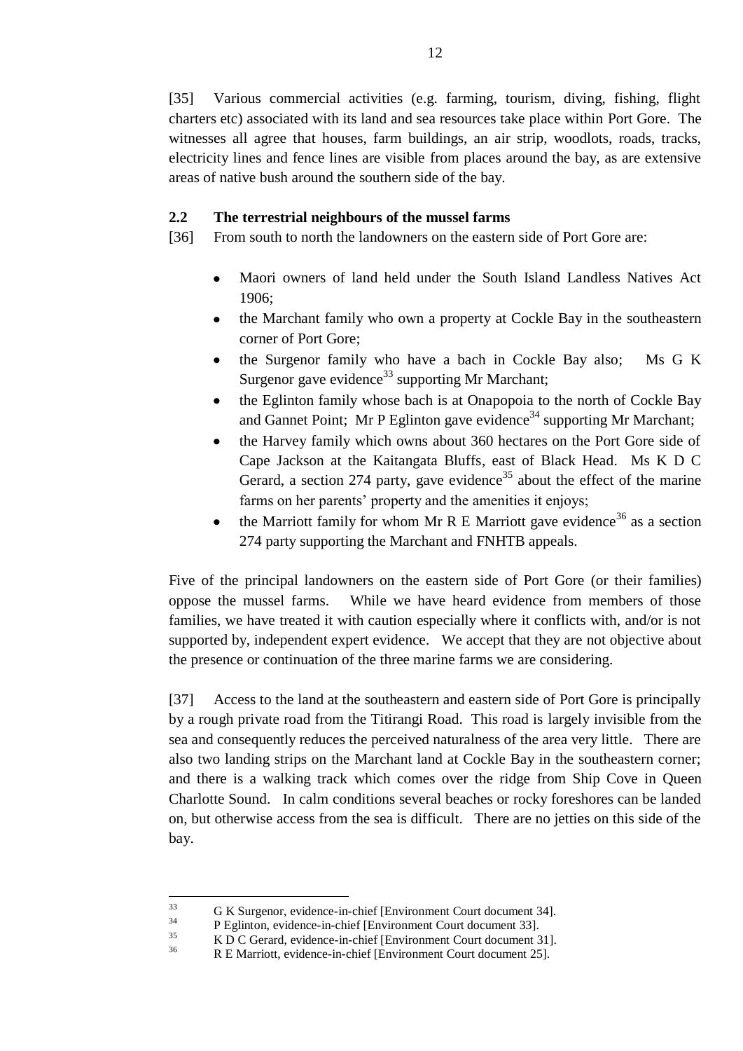[35] Various commercial activities (e.g. farming, tourism, diving, fishing, flight charters etc) associated with its land and sea resources take place within Port Gore. The witnesses all agree that houses, farm buildings, an air strip, woodlots, roads, tracks, electricity lines and fence lines are visible from places around the bay, as are extensive areas of native bush around the southern side of the bay.

## 2.2 The terrestrial neighbours of the mussel farms

[36] From south to north the landowners on the eastern side of Port Gore are:

- Maori owners of land held under the South Island Landless Natives Act 1906;
- the Marchant family who own a property at Cockle Bay in the southeastern corner of Port Gore;
- the Surgenor family who have a bach in Cockle Bay also; Ms G K Surgenor gave evidence[33] supporting Mr Marchant;
- the Eglinton family whose bach is at Onapopoia to the north of Cockle Bay and Gannet Point; Mr P Eglinton gave evidence[34] supporting Mr Marchant;
- the Harvey family which owns about 360 hectares on the Port Gore side of Cape Jackson at the Kaitangata Bluffs, east of Black Head. Ms K D C Gerard, a section 274 party, gave evidence[35] about the effect of the marine farms on her parents' property and the amenities it enjoys;
- the Marriott family for whom Mr R E Marriott gave evidence[36] as a section 274 party supporting the Marchant and FNHTB appeals.

Five of the principal landowners on the eastern side of Port Gore (or their families) oppose the mussel farms. While we have heard evidence from members of those families, we have treated it with caution especially where it conflicts with, and/or is not supported by, independent expert evidence. We accept that they are not objective about the presence or continuation of the three marine farms we are considering.

[37] Access to the land at the southeastern and eastern side of Port Gore is principally by a rough private road from the Titirangi Road. This road is largely invisible from the sea and consequently reduces the perceived naturalness of the area very little. There are also two landing strips on the Marchant land at Cockle Bay in the southeastern corner; and there is a walking track which comes over the ridge from Ship Cove in Queen Charlotte Sound. In calm conditions several beaches or rocky foreshores can be landed on, but otherwise access from the sea is difficult. There are no jetties on this side of the bay.

---

[33] G K Surgenor, evidence-in-chief [Environment Court document 34].

[34] P Eglinton, evidence-in-chief [Environment Court document 33].

[35] K D C Gerard, evidence-in-chief [Environment Court document 31].

[36] R E Marriott, evidence-in-chief [Environment Court document 25].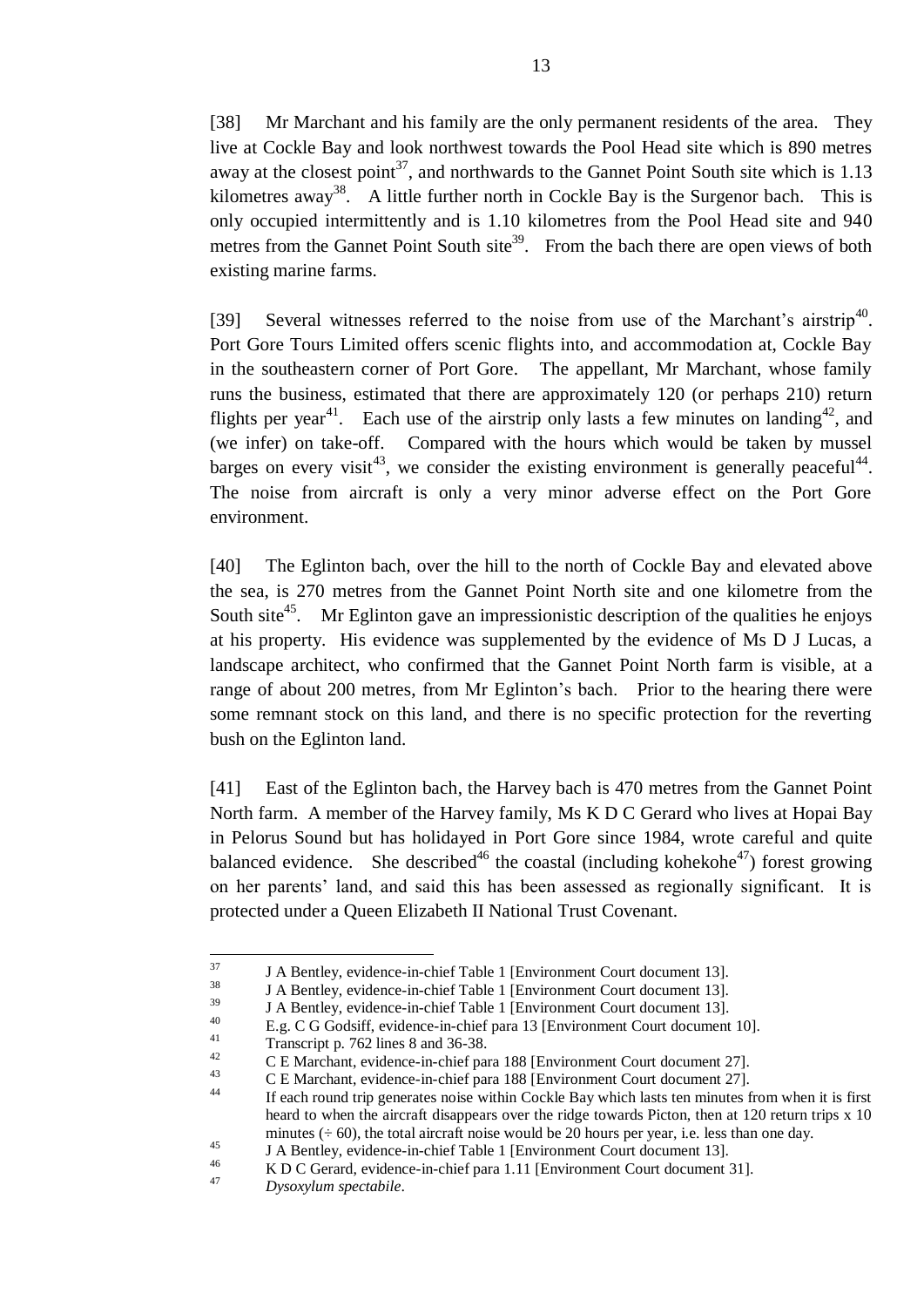[38] Mr Marchant and his family are the only permanent residents of the area. They live at Cockle Bay and look northwest towards the Pool Head site which is 890 metres away at the closest point[37], and northwards to the Gannet Point South site which is 1.13 kilometres away[38]. A little further north in Cockle Bay is the Surgenor bach. This is only occupied intermittently and is 1.10 kilometres from the Pool Head site and 940 metres from the Gannet Point South site[39]. From the bach there are open views of both existing marine farms.

[39] Several witnesses referred to the noise from use of the Marchant's airstrip[40]. Port Gore Tours Limited offers scenic flights into, and accommodation at, Cockle Bay in the southeastern corner of Port Gore. The appellant, Mr Marchant, whose family runs the business, estimated that there are approximately 120 (or perhaps 210) return flights per year[41]. Each use of the airstrip only lasts a few minutes on landing[42], and (we infer) on take-off. Compared with the hours which would be taken by mussel barges on every visit[43], we consider the existing environment is generally peaceful[44]. The noise from aircraft is only a very minor adverse effect on the Port Gore environment.

[40] The Eglinton bach, over the hill to the north of Cockle Bay and elevated above the sea, is 270 metres from the Gannet Point North site and one kilometre from the South site[45]. Mr Eglinton gave an impressionistic description of the qualities he enjoys at his property. His evidence was supplemented by the evidence of Ms D J Lucas, a landscape architect, who confirmed that the Gannet Point North farm is visible, at a range of about 200 metres, from Mr Eglinton's bach. Prior to the hearing there were some remnant stock on this land, and there is no specific protection for the reverting bush on the Eglinton land.

[41] East of the Eglinton bach, the Harvey bach is 470 metres from the Gannet Point North farm. A member of the Harvey family, Ms K D C Gerard who lives at Hopai Bay in Pelorus Sound but has holidayed in Port Gore since 1984, wrote careful and quite balanced evidence. She described[46] the coastal (including kohekohe[47]) forest growing on her parents' land, and said this has been assessed as regionally significant. It is protected under a Queen Elizabeth II National Trust Covenant.

---

[37] J A Bentley, evidence-in-chief Table 1 [Environment Court document 13].

[38] J A Bentley, evidence-in-chief Table 1 [Environment Court document 13].

[39] J A Bentley, evidence-in-chief Table 1 [Environment Court document 13].

[40] E.g. C G Godsiff, evidence-in-chief para 13 [Environment Court document 10].

[41] Transcript p. 762 lines 8 and 36-38.

[42] C E Marchant, evidence-in-chief para 188 [Environment Court document 27].

[43] C E Marchant, evidence-in-chief para 188 [Environment Court document 27].

[44] If each round trip generates noise within Cockle Bay which lasts ten minutes from when it is first heard to when the aircraft disappears over the ridge towards Picton, then at 120 return trips x 10 minutes (÷ 60), the total aircraft noise would be 20 hours per year, i.e. less than one day.

[45] J A Bentley, evidence-in-chief Table 1 [Environment Court document 13].

[46] K D C Gerard, evidence-in-chief para 1.11 [Environment Court document 31].

[47] *Dysoxylum spectabile*.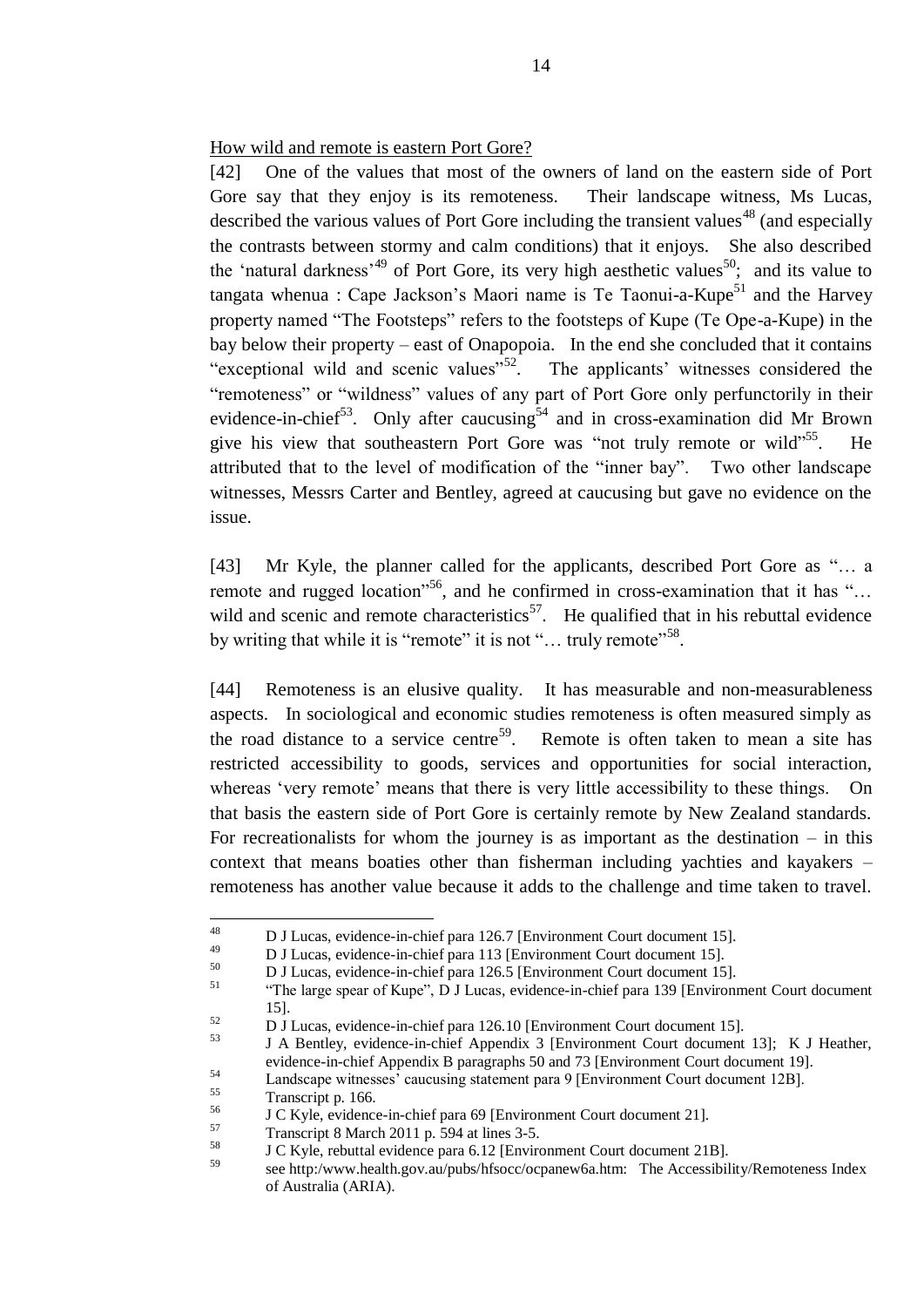How wild and remote is eastern Port Gore?

[42] One of the values that most of the owners of land on the eastern side of Port Gore say that they enjoy is its remoteness. Their landscape witness, Ms Lucas, described the various values of Port Gore including the transient values[48] (and especially the contrasts between stormy and calm conditions) that it enjoys. She also described the 'natural darkness'[49] of Port Gore, its very high aesthetic values[50]; and its value to tangata whenua : Cape Jackson's Maori name is Te Taonui-a-Kupe[51] and the Harvey property named "The Footsteps" refers to the footsteps of Kupe (Te Ope-a-Kupe) in the bay below their property – east of Onapopoia. In the end she concluded that it contains "exceptional wild and scenic values"[52]. The applicants' witnesses considered the "remoteness" or "wildness" values of any part of Port Gore only perfunctorily in their evidence-in-chief[53]. Only after caucusing[54] and in cross-examination did Mr Brown give his view that southeastern Port Gore was "not truly remote or wild"[55]. He attributed that to the level of modification of the "inner bay". Two other landscape witnesses, Messrs Carter and Bentley, agreed at caucusing but gave no evidence on the issue.

[43] Mr Kyle, the planner called for the applicants, described Port Gore as "… a remote and rugged location"[56], and he confirmed in cross-examination that it has "… wild and scenic and remote characteristics[57]. He qualified that in his rebuttal evidence by writing that while it is "remote" it is not "… truly remote"[58].

[44] Remoteness is an elusive quality. It has measurable and non-measurableness aspects. In sociological and economic studies remoteness is often measured simply as the road distance to a service centre[59]. Remote is often taken to mean a site has restricted accessibility to goods, services and opportunities for social interaction, whereas 'very remote' means that there is very little accessibility to these things. On that basis the eastern side of Port Gore is certainly remote by New Zealand standards. For recreationalists for whom the journey is as important as the destination – in this context that means boaties other than fisherman including yachties and kayakers – remoteness has another value because it adds to the challenge and time taken to travel.

---

[48] D J Lucas, evidence-in-chief para 126.7 [Environment Court document 15].

[49] D J Lucas, evidence-in-chief para 113 [Environment Court document 15].

[50] D J Lucas, evidence-in-chief para 126.5 [Environment Court document 15].

[51] "The large spear of Kupe", D J Lucas, evidence-in-chief para 139 [Environment Court document 15].

[52] D J Lucas, evidence-in-chief para 126.10 [Environment Court document 15].

[53] J A Bentley, evidence-in-chief Appendix 3 [Environment Court document 13]; K J Heather, evidence-in-chief Appendix B paragraphs 50 and 73 [Environment Court document 19].

[54] Landscape witnesses' caucusing statement para 9 [Environment Court document 12B].

[55] Transcript p. 166.

[56] J C Kyle, evidence-in-chief para 69 [Environment Court document 21].

[57] Transcript 8 March 2011 p. 594 at lines 3-5.

[58] J C Kyle, rebuttal evidence para 6.12 [Environment Court document 21B].

[59] see http:/www.health.gov.au/pubs/hfsocc/ocpanew6a.htm: The Accessibility/Remoteness Index of Australia (ARIA).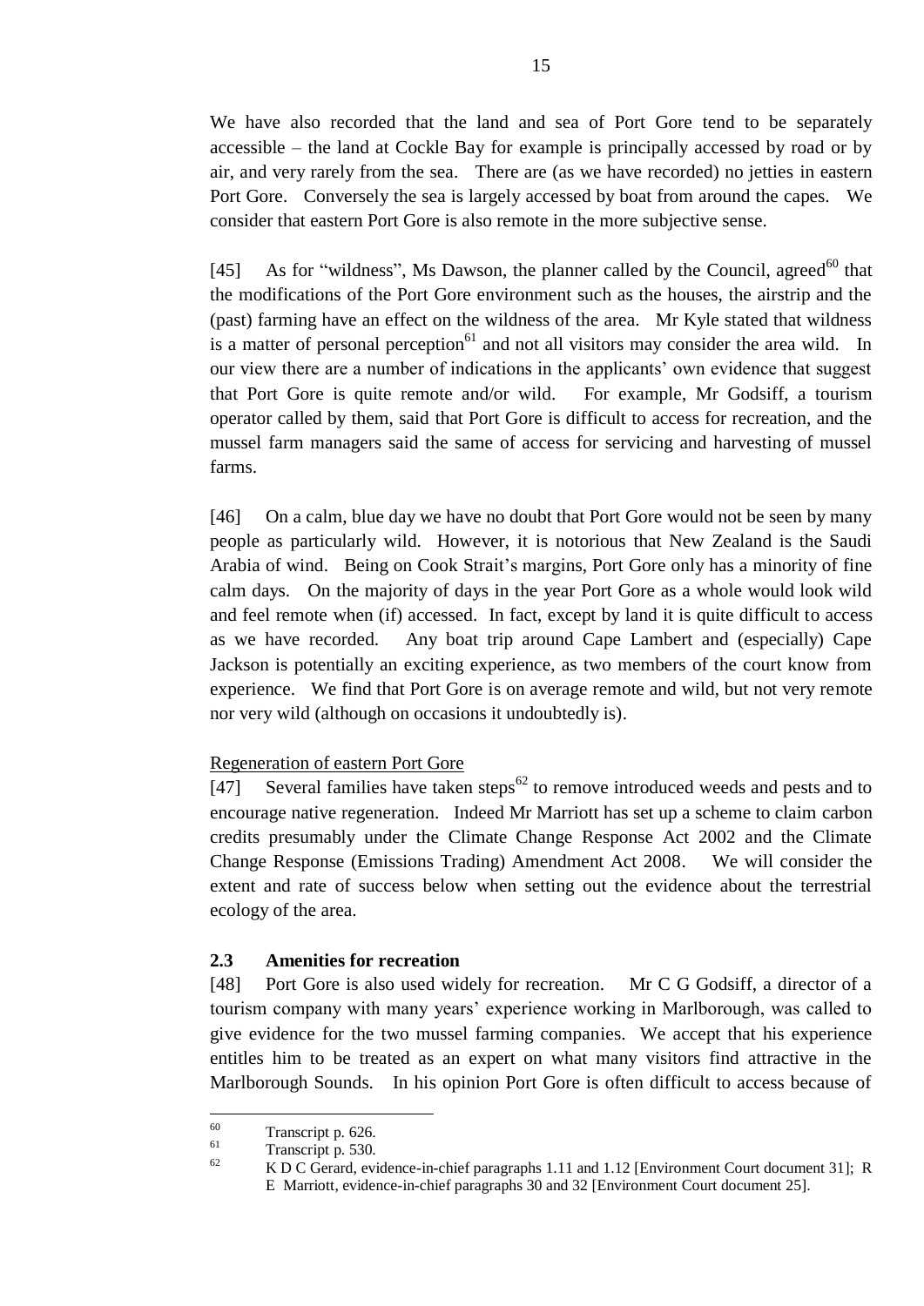We have also recorded that the land and sea of Port Gore tend to be separately accessible – the land at Cockle Bay for example is principally accessed by road or by air, and very rarely from the sea. There are (as we have recorded) no jetties in eastern Port Gore. Conversely the sea is largely accessed by boat from around the capes. We consider that eastern Port Gore is also remote in the more subjective sense.

[45] As for "wildness", Ms Dawson, the planner called by the Council, agreed[60] that the modifications of the Port Gore environment such as the houses, the airstrip and the (past) farming have an effect on the wildness of the area. Mr Kyle stated that wildness is a matter of personal perception[61] and not all visitors may consider the area wild. In our view there are a number of indications in the applicants' own evidence that suggest that Port Gore is quite remote and/or wild. For example, Mr Godsiff, a tourism operator called by them, said that Port Gore is difficult to access for recreation, and the mussel farm managers said the same of access for servicing and harvesting of mussel farms.

[46] On a calm, blue day we have no doubt that Port Gore would not be seen by many people as particularly wild. However, it is notorious that New Zealand is the Saudi Arabia of wind. Being on Cook Strait's margins, Port Gore only has a minority of fine calm days. On the majority of days in the year Port Gore as a whole would look wild and feel remote when (if) accessed. In fact, except by land it is quite difficult to access as we have recorded. Any boat trip around Cape Lambert and (especially) Cape Jackson is potentially an exciting experience, as two members of the court know from experience. We find that Port Gore is on average remote and wild, but not very remote nor very wild (although on occasions it undoubtedly is).

Regeneration of eastern Port Gore

[47] Several families have taken steps[62] to remove introduced weeds and pests and to encourage native regeneration. Indeed Mr Marriott has set up a scheme to claim carbon credits presumably under the Climate Change Response Act 2002 and the Climate Change Response (Emissions Trading) Amendment Act 2008. We will consider the extent and rate of success below when setting out the evidence about the terrestrial ecology of the area.

### 2.3 Amenities for recreation

[48] Port Gore is also used widely for recreation. Mr C G Godsiff, a director of a tourism company with many years' experience working in Marlborough, was called to give evidence for the two mussel farming companies. We accept that his experience entitles him to be treated as an expert on what many visitors find attractive in the Marlborough Sounds. In his opinion Port Gore is often difficult to access because of

---

[60] Transcript p. 626.

[61] Transcript p. 530.

[62] K D C Gerard, evidence-in-chief paragraphs 1.11 and 1.12 [Environment Court document 31]; R E Marriott, evidence-in-chief paragraphs 30 and 32 [Environment Court document 25].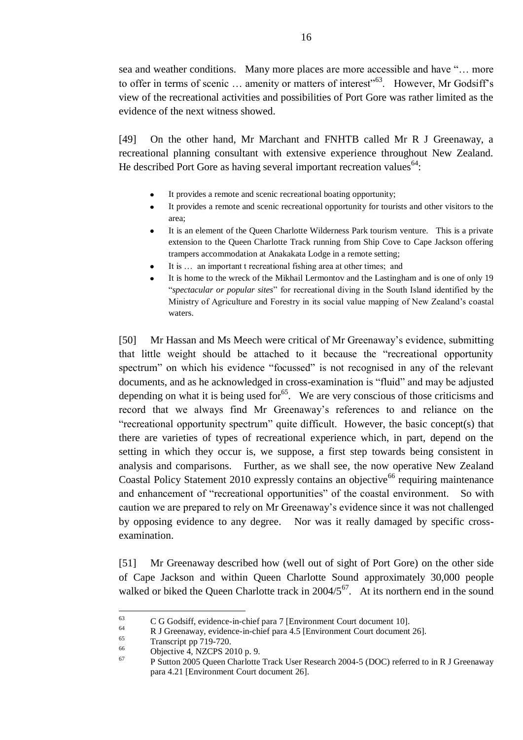sea and weather conditions. Many more places are more accessible and have "… more to offer in terms of scenic … amenity or matters of interest"[63]. However, Mr Godsiff's view of the recreational activities and possibilities of Port Gore was rather limited as the evidence of the next witness showed.

[49] On the other hand, Mr Marchant and FNHTB called Mr R J Greenaway, a recreational planning consultant with extensive experience throughout New Zealand. He described Port Gore as having several important recreation values[64]:

- It provides a remote and scenic recreational boating opportunity;
- It provides a remote and scenic recreational opportunity for tourists and other visitors to the area;
- It is an element of the Queen Charlotte Wilderness Park tourism venture. This is a private extension to the Queen Charlotte Track running from Ship Cove to Cape Jackson offering trampers accommodation at Anakakata Lodge in a remote setting;
- It is … an important t recreational fishing area at other times; and
- It is home to the wreck of the Mikhail Lermontov and the Lastingham and is one of only 19 "*spectacular or popular sites*" for recreational diving in the South Island identified by the Ministry of Agriculture and Forestry in its social value mapping of New Zealand's coastal waters.

[50] Mr Hassan and Ms Meech were critical of Mr Greenaway's evidence, submitting that little weight should be attached to it because the "recreational opportunity spectrum" on which his evidence "focussed" is not recognised in any of the relevant documents, and as he acknowledged in cross-examination is "fluid" and may be adjusted depending on what it is being used for[65]. We are very conscious of those criticisms and record that we always find Mr Greenaway's references to and reliance on the "recreational opportunity spectrum" quite difficult. However, the basic concept(s) that there are varieties of types of recreational experience which, in part, depend on the setting in which they occur is, we suppose, a first step towards being consistent in analysis and comparisons. Further, as we shall see, the now operative New Zealand Coastal Policy Statement 2010 expressly contains an objective[66] requiring maintenance and enhancement of "recreational opportunities" of the coastal environment. So with caution we are prepared to rely on Mr Greenaway's evidence since it was not challenged by opposing evidence to any degree. Nor was it really damaged by specific cross-examination.

[51] Mr Greenaway described how (well out of sight of Port Gore) on the other side of Cape Jackson and within Queen Charlotte Sound approximately 30,000 people walked or biked the Queen Charlotte track in 2004/5[67]. At its northern end in the sound

---

[63] C G Godsiff, evidence-in-chief para 7 [Environment Court document 10].

[64] R J Greenaway, evidence-in-chief para 4.5 [Environment Court document 26].

[65] Transcript pp 719-720.

[66] Objective 4, NZCPS 2010 p. 9.

[67] P Sutton 2005 Queen Charlotte Track User Research 2004-5 (DOC) referred to in R J Greenaway para 4.21 [Environment Court document 26].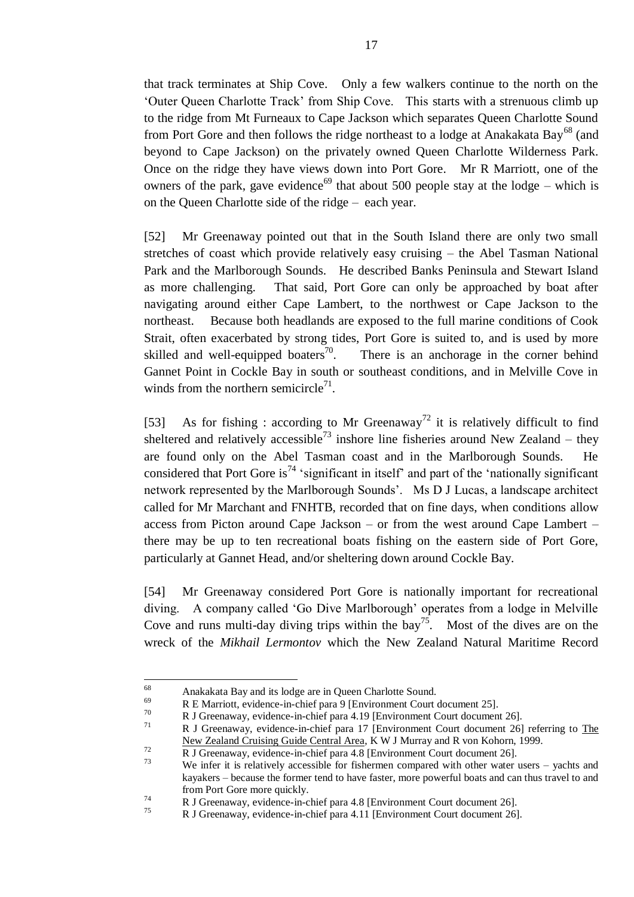that track terminates at Ship Cove. Only a few walkers continue to the north on the 'Outer Queen Charlotte Track' from Ship Cove. This starts with a strenuous climb up to the ridge from Mt Furneaux to Cape Jackson which separates Queen Charlotte Sound from Port Gore and then follows the ridge northeast to a lodge at Anakakata Bay[68] (and beyond to Cape Jackson) on the privately owned Queen Charlotte Wilderness Park. Once on the ridge they have views down into Port Gore. Mr R Marriott, one of the owners of the park, gave evidence[69] that about 500 people stay at the lodge – which is on the Queen Charlotte side of the ridge – each year.

[52] Mr Greenaway pointed out that in the South Island there are only two small stretches of coast which provide relatively easy cruising – the Abel Tasman National Park and the Marlborough Sounds. He described Banks Peninsula and Stewart Island as more challenging. That said, Port Gore can only be approached by boat after navigating around either Cape Lambert, to the northwest or Cape Jackson to the northeast. Because both headlands are exposed to the full marine conditions of Cook Strait, often exacerbated by strong tides, Port Gore is suited to, and is used by more skilled and well-equipped boaters[70]. There is an anchorage in the corner behind Gannet Point in Cockle Bay in south or southeast conditions, and in Melville Cove in winds from the northern semicircle[71].

[53] As for fishing : according to Mr Greenaway[72] it is relatively difficult to find sheltered and relatively accessible[73] inshore line fisheries around New Zealand – they are found only on the Abel Tasman coast and in the Marlborough Sounds. He considered that Port Gore is[74] 'significant in itself' and part of the 'nationally significant network represented by the Marlborough Sounds'. Ms D J Lucas, a landscape architect called for Mr Marchant and FNHTB, recorded that on fine days, when conditions allow access from Picton around Cape Jackson – or from the west around Cape Lambert – there may be up to ten recreational boats fishing on the eastern side of Port Gore, particularly at Gannet Head, and/or sheltering down around Cockle Bay.

[54] Mr Greenaway considered Port Gore is nationally important for recreational diving. A company called 'Go Dive Marlborough' operates from a lodge in Melville Cove and runs multi-day diving trips within the bay[75]. Most of the dives are on the wreck of the *Mikhail Lermontov* which the New Zealand Natural Maritime Record

---

[68] Anakakata Bay and its lodge are in Queen Charlotte Sound.

[69] R E Marriott, evidence-in-chief para 9 [Environment Court document 25].

[70] R J Greenaway, evidence-in-chief para 4.19 [Environment Court document 26].

[71] R J Greenaway, evidence-in-chief para 17 [Environment Court document 26] referring to The New Zealand Cruising Guide Central Area, K W J Murray and R von Kohorn, 1999.

[72] R J Greenaway, evidence-in-chief para 4.8 [Environment Court document 26].

[73] We infer it is relatively accessible for fishermen compared with other water users – yachts and kayakers – because the former tend to have faster, more powerful boats and can thus travel to and from Port Gore more quickly.

[74] R J Greenaway, evidence-in-chief para 4.8 [Environment Court document 26].

[75] R J Greenaway, evidence-in-chief para 4.11 [Environment Court document 26].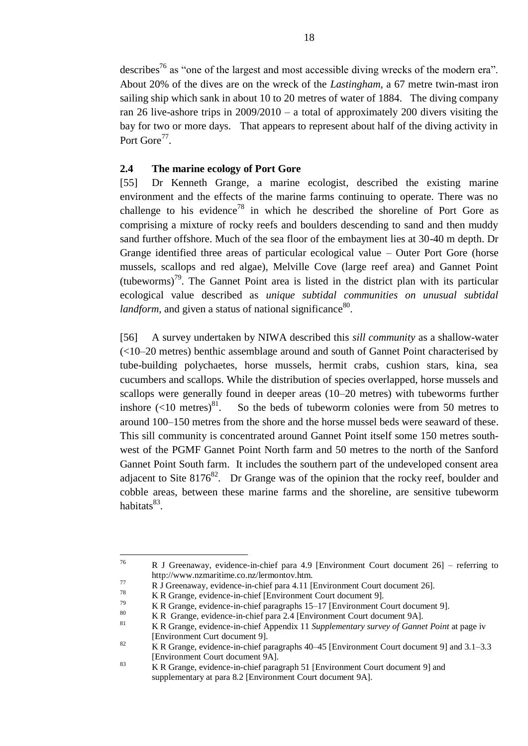describes[76] as "one of the largest and most accessible diving wrecks of the modern era". About 20% of the dives are on the wreck of the *Lastingham*, a 67 metre twin-mast iron sailing ship which sank in about 10 to 20 metres of water of 1884. The diving company ran 26 live-ashore trips in 2009/2010 – a total of approximately 200 divers visiting the bay for two or more days. That appears to represent about half of the diving activity in Port Gore[77].

## 2.4 The marine ecology of Port Gore

[55] Dr Kenneth Grange, a marine ecologist, described the existing marine environment and the effects of the marine farms continuing to operate. There was no challenge to his evidence[78] in which he described the shoreline of Port Gore as comprising a mixture of rocky reefs and boulders descending to sand and then muddy sand further offshore. Much of the sea floor of the embayment lies at 30-40 m depth. Dr Grange identified three areas of particular ecological value – Outer Port Gore (horse mussels, scallops and red algae), Melville Cove (large reef area) and Gannet Point (tubeworms)[79]. The Gannet Point area is listed in the district plan with its particular ecological value described as *unique subtidal communities on unusual subtidal landform,* and given a status of national significance[80].

[56] A survey undertaken by NIWA described this *sill community* as a shallow-water (<10–20 metres) benthic assemblage around and south of Gannet Point characterised by tube-building polychaetes, horse mussels, hermit crabs, cushion stars, kina, sea cucumbers and scallops. While the distribution of species overlapped, horse mussels and scallops were generally found in deeper areas (10–20 metres) with tubeworms further inshore (<10 metres)[81]. So the beds of tubeworm colonies were from 50 metres to around 100–150 metres from the shore and the horse mussel beds were seaward of these. This sill community is concentrated around Gannet Point itself some 150 metres south-west of the PGMF Gannet Point North farm and 50 metres to the north of the Sanford Gannet Point South farm. It includes the southern part of the undeveloped consent area adjacent to Site 8176[82]. Dr Grange was of the opinion that the rocky reef, boulder and cobble areas, between these marine farms and the shoreline, are sensitive tubeworm habitats[83].

---

[76] R J Greenaway, evidence-in-chief para 4.9 [Environment Court document 26] – referring to http://www.nzmaritime.co.nz/lermontov.htm.

[77] R J Greenaway, evidence-in-chief para 4.11 [Environment Court document 26].

[78] K R Grange, evidence-in-chief [Environment Court document 9].

[79] K R Grange, evidence-in-chief paragraphs 15–17 [Environment Court document 9].

[80] K R Grange, evidence-in-chief para 2.4 [Environment Court document 9A].

[81] K R Grange, evidence-in-chief Appendix 11 *Supplementary survey of Gannet Point* at page iv [Environment Curt document 9].

[82] K R Grange, evidence-in-chief paragraphs 40–45 [Environment Court document 9] and 3.1–3.3 [Environment Court document 9A].

[83] K R Grange, evidence-in-chief paragraph 51 [Environment Court document 9] and supplementary at para 8.2 [Environment Court document 9A].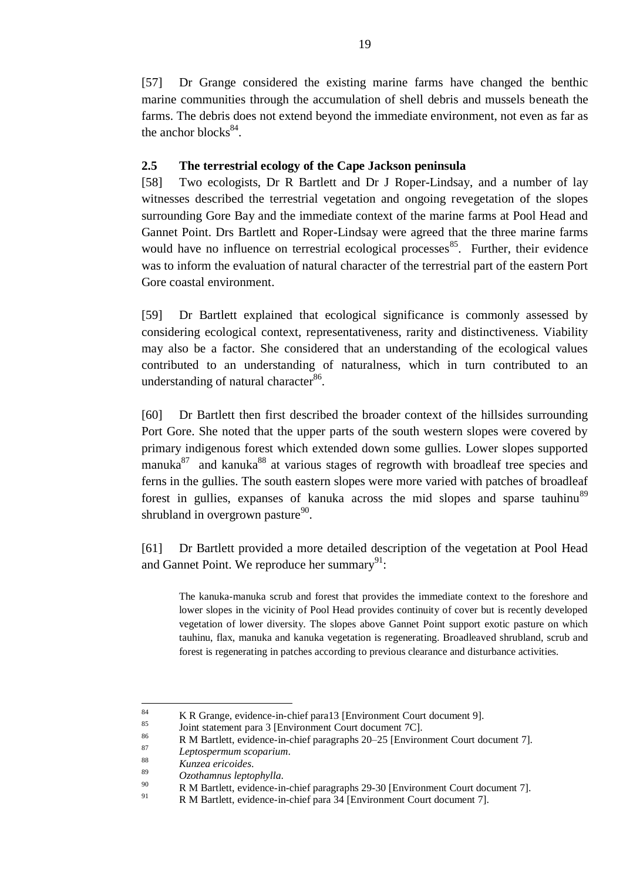[57] Dr Grange considered the existing marine farms have changed the benthic marine communities through the accumulation of shell debris and mussels beneath the farms. The debris does not extend beyond the immediate environment, not even as far as the anchor blocks[84].

## 2.5 The terrestrial ecology of the Cape Jackson peninsula

[58] Two ecologists, Dr R Bartlett and Dr J Roper-Lindsay, and a number of lay witnesses described the terrestrial vegetation and ongoing revegetation of the slopes surrounding Gore Bay and the immediate context of the marine farms at Pool Head and Gannet Point. Drs Bartlett and Roper-Lindsay were agreed that the three marine farms would have no influence on terrestrial ecological processes[85]. Further, their evidence was to inform the evaluation of natural character of the terrestrial part of the eastern Port Gore coastal environment.

[59] Dr Bartlett explained that ecological significance is commonly assessed by considering ecological context, representativeness, rarity and distinctiveness. Viability may also be a factor. She considered that an understanding of the ecological values contributed to an understanding of naturalness, which in turn contributed to an understanding of natural character[86].

[60] Dr Bartlett then first described the broader context of the hillsides surrounding Port Gore. She noted that the upper parts of the south western slopes were covered by primary indigenous forest which extended down some gullies. Lower slopes supported manuka[87] and kanuka[88] at various stages of regrowth with broadleaf tree species and ferns in the gullies. The south eastern slopes were more varied with patches of broadleaf forest in gullies, expanses of kanuka across the mid slopes and sparse tauhinu[89] shrubland in overgrown pasture[90].

[61] Dr Bartlett provided a more detailed description of the vegetation at Pool Head and Gannet Point. We reproduce her summary[91]:

> The kanuka-manuka scrub and forest that provides the immediate context to the foreshore and lower slopes in the vicinity of Pool Head provides continuity of cover but is recently developed vegetation of lower diversity. The slopes above Gannet Point support exotic pasture on which tauhinu, flax, manuka and kanuka vegetation is regenerating. Broadleaved shrubland, scrub and forest is regenerating in patches according to previous clearance and disturbance activities.

---

[84] K R Grange, evidence-in-chief para13 [Environment Court document 9].
[85] Joint statement para 3 [Environment Court document 7C].
[86] R M Bartlett, evidence-in-chief paragraphs 20–25 [Environment Court document 7].
[87] *Leptospermum scoparium*.
[88] *Kunzea ericoides*.
[89] *Ozothamnus leptophylla*.
[90] R M Bartlett, evidence-in-chief paragraphs 29-30 [Environment Court document 7].
[91] R M Bartlett, evidence-in-chief para 34 [Environment Court document 7].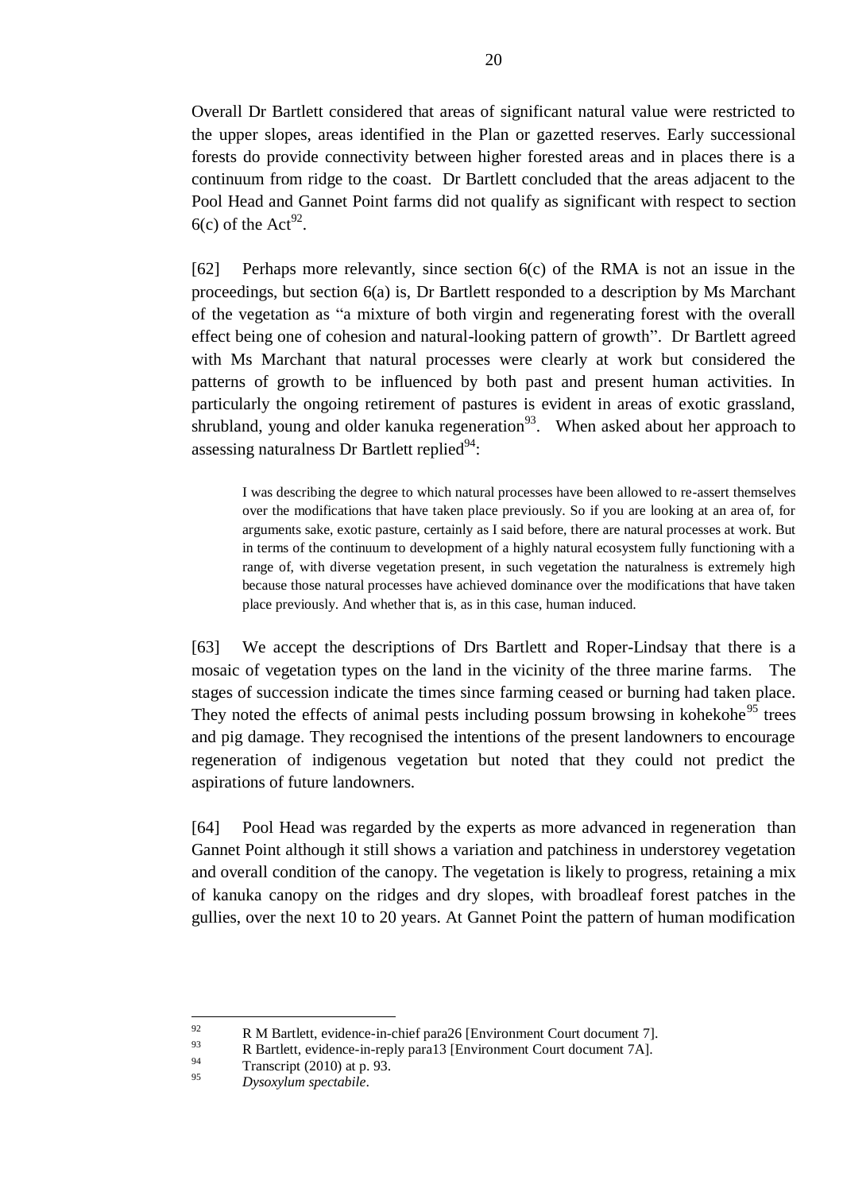Overall Dr Bartlett considered that areas of significant natural value were restricted to the upper slopes, areas identified in the Plan or gazetted reserves. Early successional forests do provide connectivity between higher forested areas and in places there is a continuum from ridge to the coast. Dr Bartlett concluded that the areas adjacent to the Pool Head and Gannet Point farms did not qualify as significant with respect to section 6(c) of the Act[92].

[62] Perhaps more relevantly, since section 6(c) of the RMA is not an issue in the proceedings, but section 6(a) is, Dr Bartlett responded to a description by Ms Marchant of the vegetation as "a mixture of both virgin and regenerating forest with the overall effect being one of cohesion and natural-looking pattern of growth". Dr Bartlett agreed with Ms Marchant that natural processes were clearly at work but considered the patterns of growth to be influenced by both past and present human activities. In particularly the ongoing retirement of pastures is evident in areas of exotic grassland, shrubland, young and older kanuka regeneration[93]. When asked about her approach to assessing naturalness Dr Bartlett replied[94]:

> I was describing the degree to which natural processes have been allowed to re-assert themselves over the modifications that have taken place previously. So if you are looking at an area of, for arguments sake, exotic pasture, certainly as I said before, there are natural processes at work. But in terms of the continuum to development of a highly natural ecosystem fully functioning with a range of, with diverse vegetation present, in such vegetation the naturalness is extremely high because those natural processes have achieved dominance over the modifications that have taken place previously. And whether that is, as in this case, human induced.

[63] We accept the descriptions of Drs Bartlett and Roper-Lindsay that there is a mosaic of vegetation types on the land in the vicinity of the three marine farms. The stages of succession indicate the times since farming ceased or burning had taken place. They noted the effects of animal pests including possum browsing in kohekohe[95] trees and pig damage. They recognised the intentions of the present landowners to encourage regeneration of indigenous vegetation but noted that they could not predict the aspirations of future landowners.

[64] Pool Head was regarded by the experts as more advanced in regeneration than Gannet Point although it still shows a variation and patchiness in understorey vegetation and overall condition of the canopy. The vegetation is likely to progress, retaining a mix of kanuka canopy on the ridges and dry slopes, with broadleaf forest patches in the gullies, over the next 10 to 20 years. At Gannet Point the pattern of human modification

---

[92] R M Bartlett, evidence-in-chief para26 [Environment Court document 7].

[93] R Bartlett, evidence-in-reply para13 [Environment Court document 7A].

[94] Transcript (2010) at p. 93.

[95] *Dysoxylum spectabile*.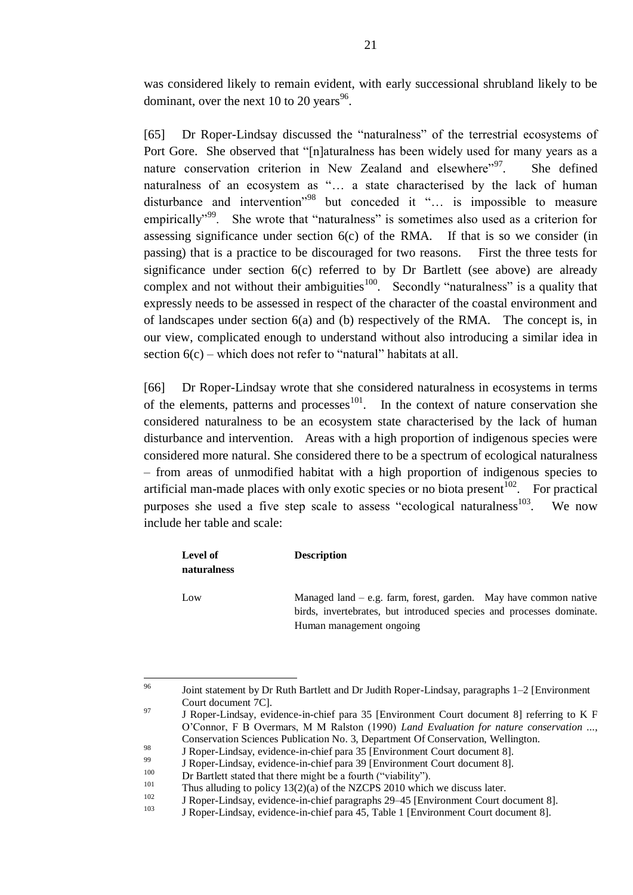was considered likely to remain evident, with early successional shrubland likely to be dominant, over the next 10 to 20 years[96].

[65] Dr Roper-Lindsay discussed the "naturalness" of the terrestrial ecosystems of Port Gore. She observed that "[n]aturalness has been widely used for many years as a nature conservation criterion in New Zealand and elsewhere"[97]. She defined naturalness of an ecosystem as "… a state characterised by the lack of human disturbance and intervention"[98] but conceded it "… is impossible to measure empirically"[99]. She wrote that "naturalness" is sometimes also used as a criterion for assessing significance under section 6(c) of the RMA. If that is so we consider (in passing) that is a practice to be discouraged for two reasons. First the three tests for significance under section 6(c) referred to by Dr Bartlett (see above) are already complex and not without their ambiguities[100]. Secondly "naturalness" is a quality that expressly needs to be assessed in respect of the character of the coastal environment and of landscapes under section 6(a) and (b) respectively of the RMA. The concept is, in our view, complicated enough to understand without also introducing a similar idea in section 6(c) – which does not refer to "natural" habitats at all.

[66] Dr Roper-Lindsay wrote that she considered naturalness in ecosystems in terms of the elements, patterns and processes[101]. In the context of nature conservation she considered naturalness to be an ecosystem state characterised by the lack of human disturbance and intervention. Areas with a high proportion of indigenous species were considered more natural. She considered there to be a spectrum of ecological naturalness – from areas of unmodified habitat with a high proportion of indigenous species to artificial man-made places with only exotic species or no biota present[102]. For practical purposes she used a five step scale to assess "ecological naturalness[103]. We now include her table and scale:

| **Level of naturalness** | **Description** |
|---|---|
| Low | Managed land – e.g. farm, forest, garden. May have common native birds, invertebrates, but introduced species and processes dominate. Human management ongoing |

---

96 Joint statement by Dr Ruth Bartlett and Dr Judith Roper-Lindsay, paragraphs 1–2 [Environment Court document 7C].

97 J Roper-Lindsay, evidence-in-chief para 35 [Environment Court document 8] referring to K F O'Connor, F B Overmars, M M Ralston (1990) *Land Evaluation for nature conservation ...*, Conservation Sciences Publication No. 3, Department Of Conservation, Wellington.

98 J Roper-Lindsay, evidence-in-chief para 35 [Environment Court document 8].

99 J Roper-Lindsay, evidence-in-chief para 39 [Environment Court document 8].

100 Dr Bartlett stated that there might be a fourth ("viability").

101 Thus alluding to policy 13(2)(a) of the NZCPS 2010 which we discuss later.

102 J Roper-Lindsay, evidence-in-chief paragraphs 29–45 [Environment Court document 8].

103 J Roper-Lindsay, evidence-in-chief para 45, Table 1 [Environment Court document 8].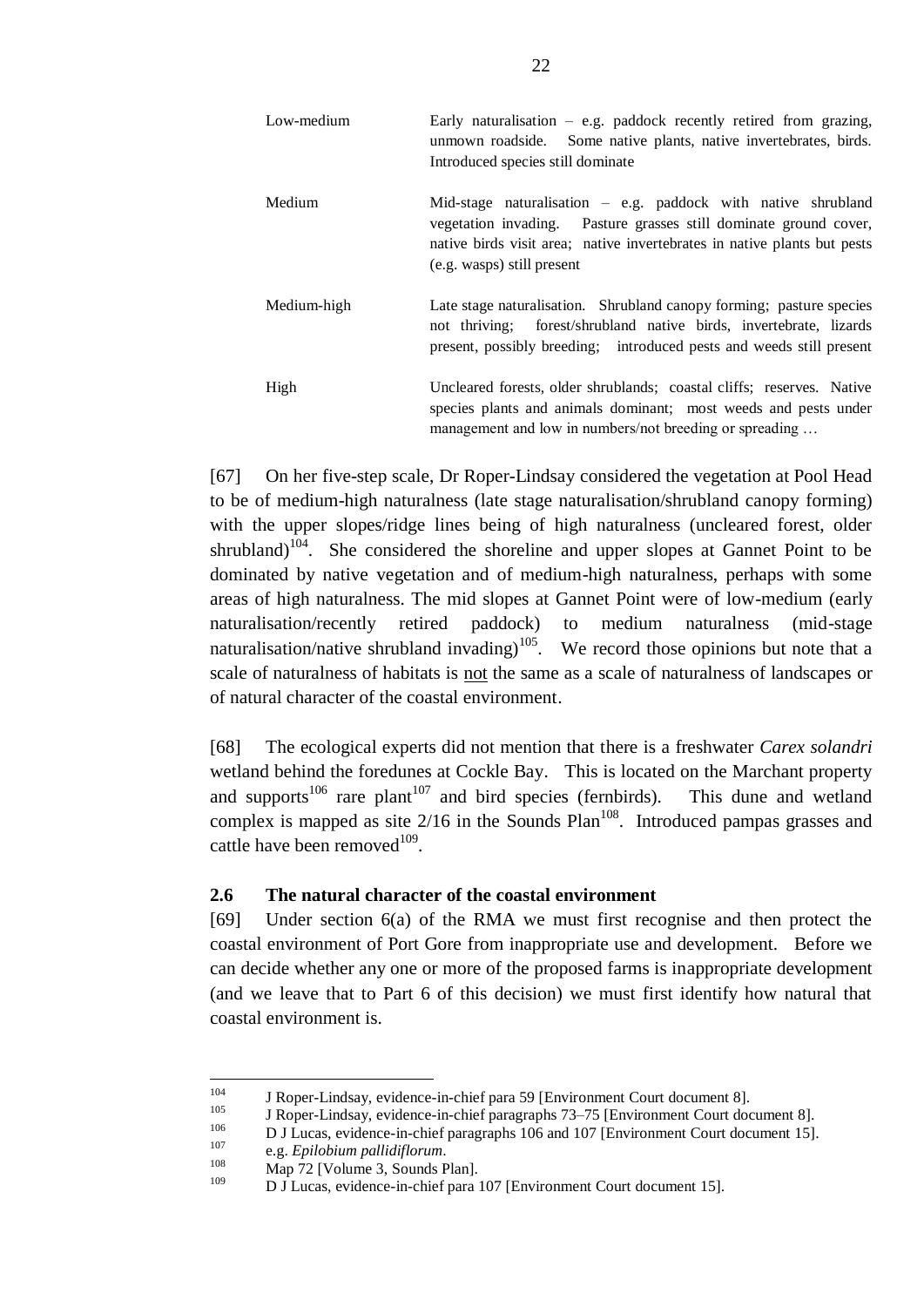| | |
|---|---|
| Low-medium | Early naturalisation – e.g. paddock recently retired from grazing, unmown roadside. Some native plants, native invertebrates, birds. Introduced species still dominate |
| Medium | Mid-stage naturalisation – e.g. paddock with native shrubland vegetation invading. Pasture grasses still dominate ground cover, native birds visit area; native invertebrates in native plants but pests (e.g. wasps) still present |
| Medium-high | Late stage naturalisation. Shrubland canopy forming; pasture species not thriving; forest/shrubland native birds, invertebrate, lizards present, possibly breeding; introduced pests and weeds still present |
| High | Uncleared forests, older shrublands; coastal cliffs; reserves. Native species plants and animals dominant; most weeds and pests under management and low in numbers/not breeding or spreading … |

[67] On her five-step scale, Dr Roper-Lindsay considered the vegetation at Pool Head to be of medium-high naturalness (late stage naturalisation/shrubland canopy forming) with the upper slopes/ridge lines being of high naturalness (uncleared forest, older shrubland)[104]. She considered the shoreline and upper slopes at Gannet Point to be dominated by native vegetation and of medium-high naturalness, perhaps with some areas of high naturalness. The mid slopes at Gannet Point were of low-medium (early naturalisation/recently retired paddock) to medium naturalness (mid-stage naturalisation/native shrubland invading)[105]. We record those opinions but note that a scale of naturalness of habitats is <u>not</u> the same as a scale of naturalness of landscapes or of natural character of the coastal environment.

[68] The ecological experts did not mention that there is a freshwater *Carex solandri* wetland behind the foredunes at Cockle Bay. This is located on the Marchant property and supports[106] rare plant[107] and bird species (fernbirds). This dune and wetland complex is mapped as site 2/16 in the Sounds Plan[108]. Introduced pampas grasses and cattle have been removed[109].

### 2.6 The natural character of the coastal environment

[69] Under section 6(a) of the RMA we must first recognise and then protect the coastal environment of Port Gore from inappropriate use and development. Before we can decide whether any one or more of the proposed farms is inappropriate development (and we leave that to Part 6 of this decision) we must first identify how natural that coastal environment is.

---

[104] J Roper-Lindsay, evidence-in-chief para 59 [Environment Court document 8].
[105] J Roper-Lindsay, evidence-in-chief paragraphs 73–75 [Environment Court document 8].
[106] D J Lucas, evidence-in-chief paragraphs 106 and 107 [Environment Court document 15].
[107] e.g. *Epilobium pallidiflorum*.
[108] Map 72 [Volume 3, Sounds Plan].
[109] D J Lucas, evidence-in-chief para 107 [Environment Court document 15].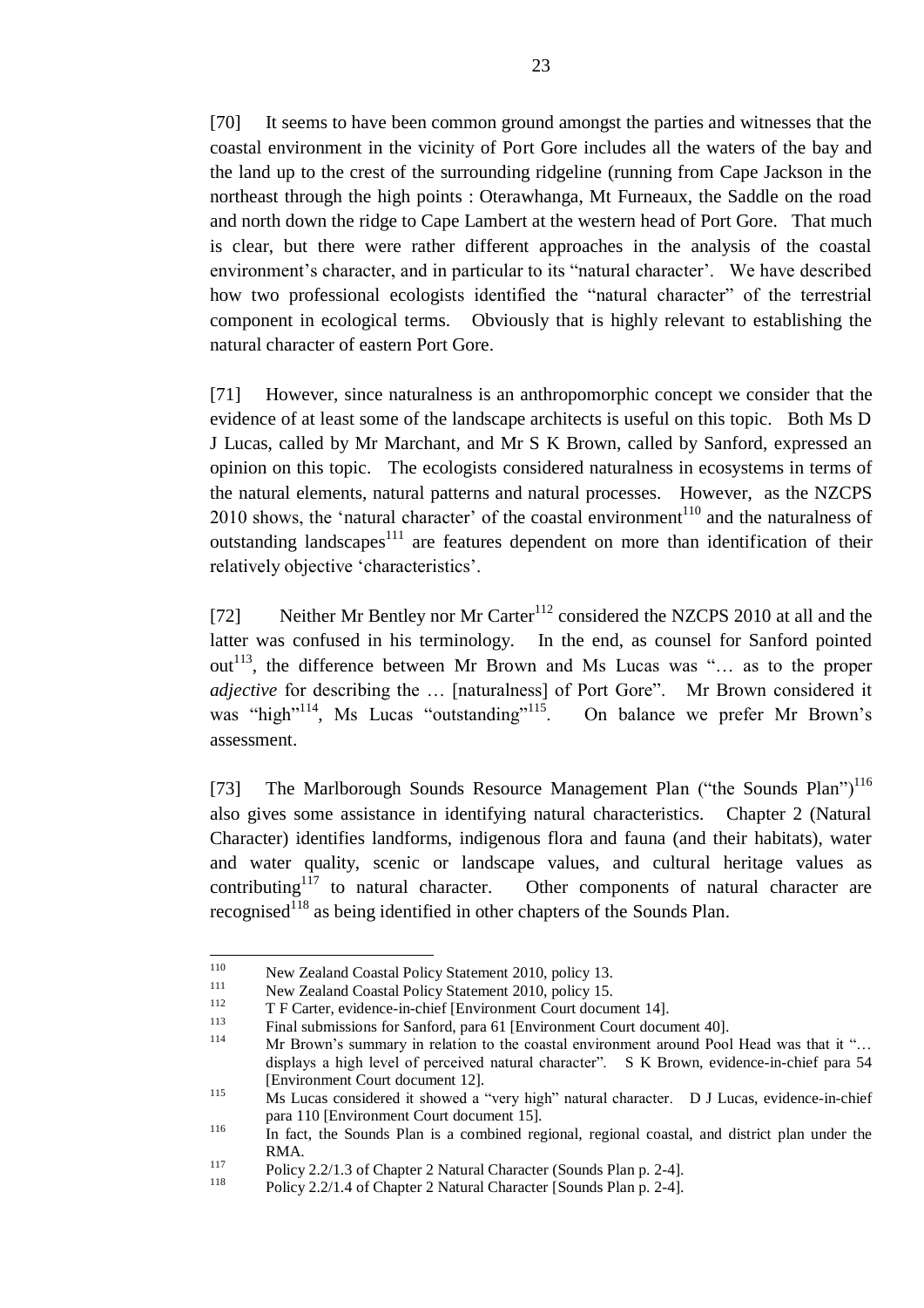[70] It seems to have been common ground amongst the parties and witnesses that the coastal environment in the vicinity of Port Gore includes all the waters of the bay and the land up to the crest of the surrounding ridgeline (running from Cape Jackson in the northeast through the high points : Oterawhanga, Mt Furneaux, the Saddle on the road and north down the ridge to Cape Lambert at the western head of Port Gore. That much is clear, but there were rather different approaches in the analysis of the coastal environment's character, and in particular to its "natural character'. We have described how two professional ecologists identified the "natural character" of the terrestrial component in ecological terms. Obviously that is highly relevant to establishing the natural character of eastern Port Gore.

[71] However, since naturalness is an anthropomorphic concept we consider that the evidence of at least some of the landscape architects is useful on this topic. Both Ms D J Lucas, called by Mr Marchant, and Mr S K Brown, called by Sanford, expressed an opinion on this topic. The ecologists considered naturalness in ecosystems in terms of the natural elements, natural patterns and natural processes. However, as the NZCPS 2010 shows, the 'natural character' of the coastal environment[110] and the naturalness of outstanding landscapes[111] are features dependent on more than identification of their relatively objective 'characteristics'.

[72] Neither Mr Bentley nor Mr Carter[112] considered the NZCPS 2010 at all and the latter was confused in his terminology. In the end, as counsel for Sanford pointed out[113], the difference between Mr Brown and Ms Lucas was "… as to the proper *adjective* for describing the … [naturalness] of Port Gore". Mr Brown considered it was "high"[114], Ms Lucas "outstanding"[115]. On balance we prefer Mr Brown's assessment.

[73] The Marlborough Sounds Resource Management Plan ("the Sounds Plan")[116] also gives some assistance in identifying natural characteristics. Chapter 2 (Natural Character) identifies landforms, indigenous flora and fauna (and their habitats), water and water quality, scenic or landscape values, and cultural heritage values as contributing[117] to natural character. Other components of natural character are recognised[118] as being identified in other chapters of the Sounds Plan.

---

[110] New Zealand Coastal Policy Statement 2010, policy 13.

[111] New Zealand Coastal Policy Statement 2010, policy 15.

[112] T F Carter, evidence-in-chief [Environment Court document 14].

[113] Final submissions for Sanford, para 61 [Environment Court document 40].

[114] Mr Brown's summary in relation to the coastal environment around Pool Head was that it "… displays a high level of perceived natural character". S K Brown, evidence-in-chief para 54 [Environment Court document 12].

[115] Ms Lucas considered it showed a "very high" natural character. D J Lucas, evidence-in-chief para 110 [Environment Court document 15].

[116] In fact, the Sounds Plan is a combined regional, regional coastal, and district plan under the RMA.

[117] Policy 2.2/1.3 of Chapter 2 Natural Character (Sounds Plan p. 2-4].

[118] Policy 2.2/1.4 of Chapter 2 Natural Character [Sounds Plan p. 2-4].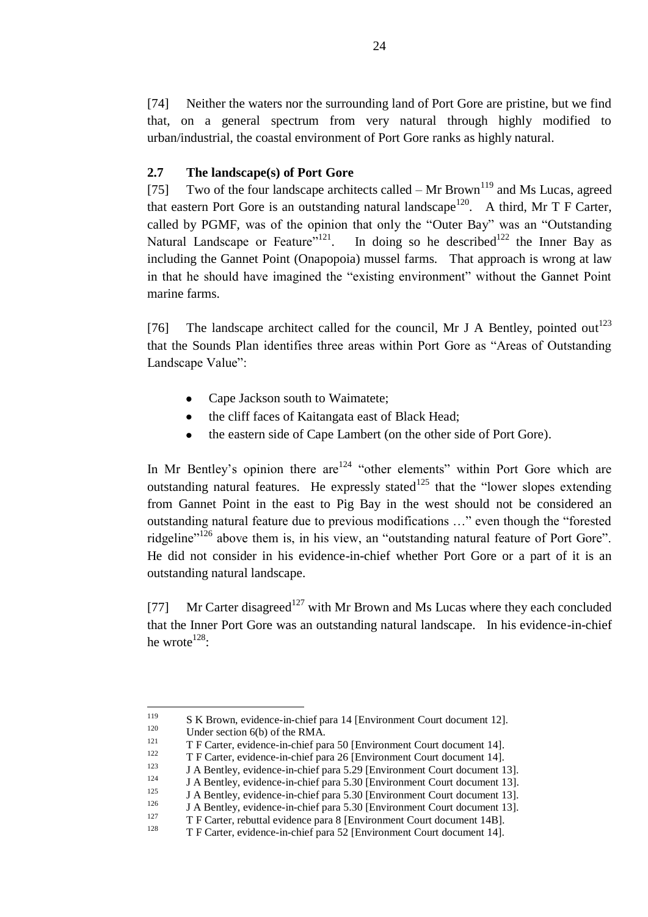[74] Neither the waters nor the surrounding land of Port Gore are pristine, but we find that, on a general spectrum from very natural through highly modified to urban/industrial, the coastal environment of Port Gore ranks as highly natural.

## 2.7 The landscape(s) of Port Gore

[75] Two of the four landscape architects called – Mr Brown[119] and Ms Lucas, agreed that eastern Port Gore is an outstanding natural landscape[120]. A third, Mr T F Carter, called by PGMF, was of the opinion that only the "Outer Bay" was an "Outstanding Natural Landscape or Feature"[121]. In doing so he described[122] the Inner Bay as including the Gannet Point (Onapopoia) mussel farms. That approach is wrong at law in that he should have imagined the "existing environment" without the Gannet Point marine farms.

[76] The landscape architect called for the council, Mr J A Bentley, pointed out[123] that the Sounds Plan identifies three areas within Port Gore as "Areas of Outstanding Landscape Value":

- Cape Jackson south to Waimatete;
- the cliff faces of Kaitangata east of Black Head;
- the eastern side of Cape Lambert (on the other side of Port Gore).

In Mr Bentley's opinion there are[124] "other elements" within Port Gore which are outstanding natural features. He expressly stated[125] that the "lower slopes extending from Gannet Point in the east to Pig Bay in the west should not be considered an outstanding natural feature due to previous modifications …" even though the "forested ridgeline"[126] above them is, in his view, an "outstanding natural feature of Port Gore". He did not consider in his evidence-in-chief whether Port Gore or a part of it is an outstanding natural landscape.

[77] Mr Carter disagreed[127] with Mr Brown and Ms Lucas where they each concluded that the Inner Port Gore was an outstanding natural landscape. In his evidence-in-chief he wrote[128]:

---

119 S K Brown, evidence-in-chief para 14 [Environment Court document 12].
120 Under section 6(b) of the RMA.
121 T F Carter, evidence-in-chief para 50 [Environment Court document 14].
122 T F Carter, evidence-in-chief para 26 [Environment Court document 14].
123 J A Bentley, evidence-in-chief para 5.29 [Environment Court document 13].
124 J A Bentley, evidence-in-chief para 5.30 [Environment Court document 13].
125 J A Bentley, evidence-in-chief para 5.30 [Environment Court document 13].
126 J A Bentley, evidence-in-chief para 5.30 [Environment Court document 13].
127 T F Carter, rebuttal evidence para 8 [Environment Court document 14B].
128 T F Carter, evidence-in-chief para 52 [Environment Court document 14].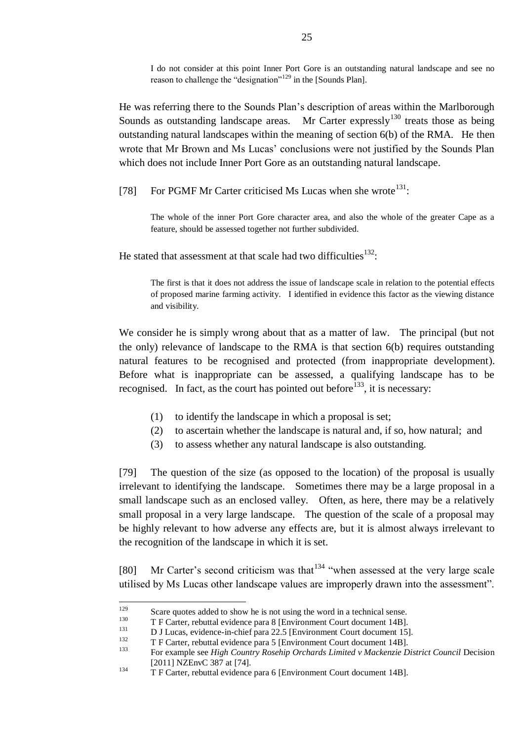> I do not consider at this point Inner Port Gore is an outstanding natural landscape and see no reason to challenge the "designation"[129] in the [Sounds Plan].

He was referring there to the Sounds Plan's description of areas within the Marlborough Sounds as outstanding landscape areas. Mr Carter expressly[130] treats those as being outstanding natural landscapes within the meaning of section 6(b) of the RMA. He then wrote that Mr Brown and Ms Lucas' conclusions were not justified by the Sounds Plan which does not include Inner Port Gore as an outstanding natural landscape.

[78] For PGMF Mr Carter criticised Ms Lucas when she wrote[131]:

> The whole of the inner Port Gore character area, and also the whole of the greater Cape as a feature, should be assessed together not further subdivided.

He stated that assessment at that scale had two difficulties[132]:

> The first is that it does not address the issue of landscape scale in relation to the potential effects of proposed marine farming activity. I identified in evidence this factor as the viewing distance and visibility.

We consider he is simply wrong about that as a matter of law. The principal (but not the only) relevance of landscape to the RMA is that section 6(b) requires outstanding natural features to be recognised and protected (from inappropriate development). Before what is inappropriate can be assessed, a qualifying landscape has to be recognised. In fact, as the court has pointed out before[133], it is necessary:

(1) to identify the landscape in which a proposal is set;
(2) to ascertain whether the landscape is natural and, if so, how natural; and
(3) to assess whether any natural landscape is also outstanding.

[79] The question of the size (as opposed to the location) of the proposal is usually irrelevant to identifying the landscape. Sometimes there may be a large proposal in a small landscape such as an enclosed valley. Often, as here, there may be a relatively small proposal in a very large landscape. The question of the scale of a proposal may be highly relevant to how adverse any effects are, but it is almost always irrelevant to the recognition of the landscape in which it is set.

[80] Mr Carter's second criticism was that[134] "when assessed at the very large scale utilised by Ms Lucas other landscape values are improperly drawn into the assessment".

---

129 Scare quotes added to show he is not using the word in a technical sense.
130 T F Carter, rebuttal evidence para 8 [Environment Court document 14B].
131 D J Lucas, evidence-in-chief para 22.5 [Environment Court document 15].
132 T F Carter, rebuttal evidence para 5 [Environment Court document 14B].
133 For example see *High Country Rosehip Orchards Limited v Mackenzie District Council* Decision [2011] NZEnvC 387 at [74].
134 T F Carter, rebuttal evidence para 6 [Environment Court document 14B].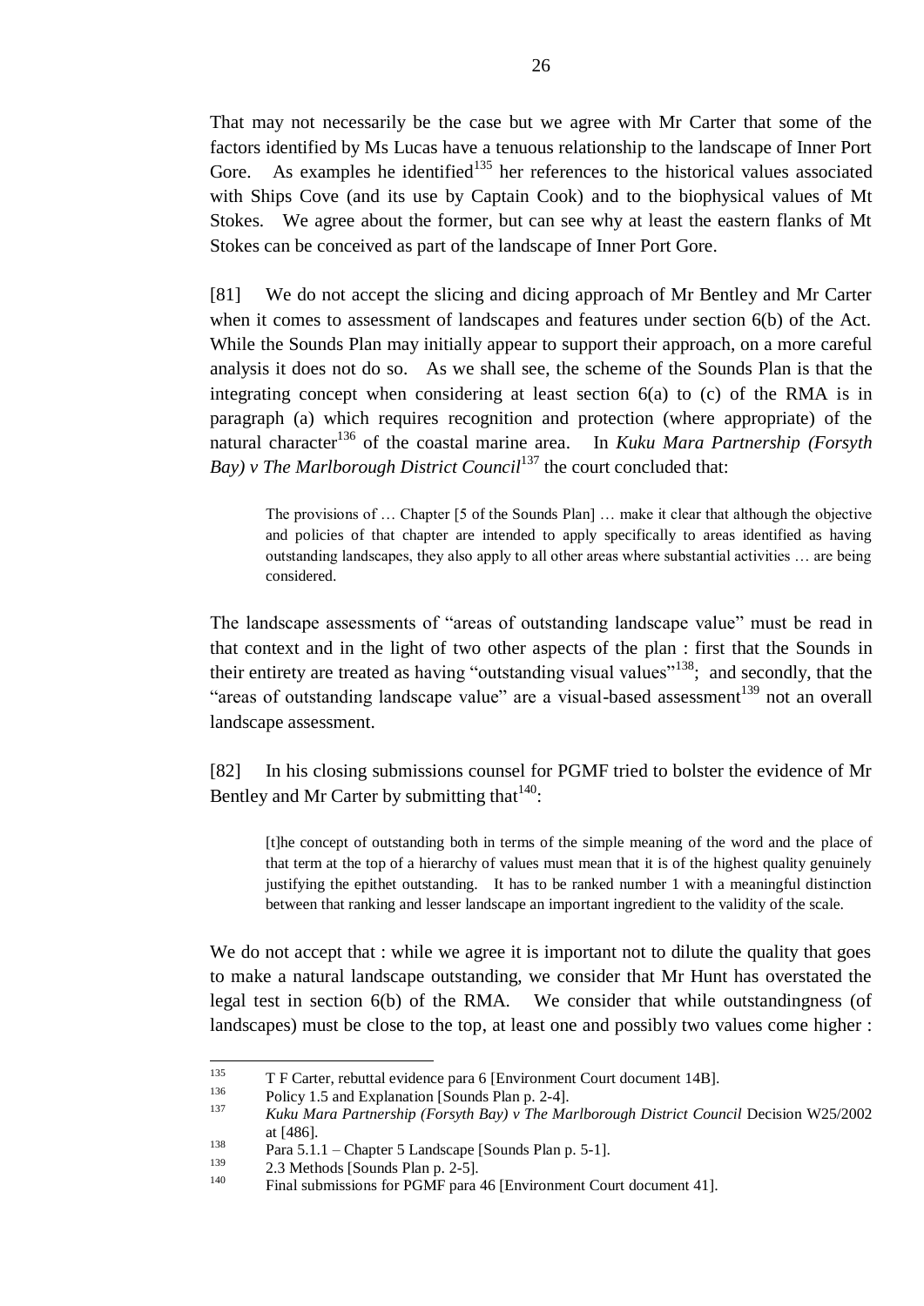That may not necessarily be the case but we agree with Mr Carter that some of the factors identified by Ms Lucas have a tenuous relationship to the landscape of Inner Port Gore. As examples he identified[135] her references to the historical values associated with Ships Cove (and its use by Captain Cook) and to the biophysical values of Mt Stokes. We agree about the former, but can see why at least the eastern flanks of Mt Stokes can be conceived as part of the landscape of Inner Port Gore.

[81] We do not accept the slicing and dicing approach of Mr Bentley and Mr Carter when it comes to assessment of landscapes and features under section 6(b) of the Act. While the Sounds Plan may initially appear to support their approach, on a more careful analysis it does not do so. As we shall see, the scheme of the Sounds Plan is that the integrating concept when considering at least section 6(a) to (c) of the RMA is in paragraph (a) which requires recognition and protection (where appropriate) of the natural character[136] of the coastal marine area. In *Kuku Mara Partnership (Forsyth Bay) v The Marlborough District Council*[137] the court concluded that:

> The provisions of … Chapter [5 of the Sounds Plan] … make it clear that although the objective and policies of that chapter are intended to apply specifically to areas identified as having outstanding landscapes, they also apply to all other areas where substantial activities … are being considered.

The landscape assessments of "areas of outstanding landscape value" must be read in that context and in the light of two other aspects of the plan : first that the Sounds in their entirety are treated as having "outstanding visual values"[138]; and secondly, that the "areas of outstanding landscape value" are a visual-based assessment[139] not an overall landscape assessment.

[82] In his closing submissions counsel for PGMF tried to bolster the evidence of Mr Bentley and Mr Carter by submitting that[140]:

> [t]he concept of outstanding both in terms of the simple meaning of the word and the place of that term at the top of a hierarchy of values must mean that it is of the highest quality genuinely justifying the epithet outstanding. It has to be ranked number 1 with a meaningful distinction between that ranking and lesser landscape an important ingredient to the validity of the scale.

We do not accept that : while we agree it is important not to dilute the quality that goes to make a natural landscape outstanding, we consider that Mr Hunt has overstated the legal test in section 6(b) of the RMA. We consider that while outstandingness (of landscapes) must be close to the top, at least one and possibly two values come higher :

---

[135] T F Carter, rebuttal evidence para 6 [Environment Court document 14B].

[136] Policy 1.5 and Explanation [Sounds Plan p. 2-4].

[137] *Kuku Mara Partnership (Forsyth Bay) v The Marlborough District Council* Decision W25/2002 at [486].

[138] Para 5.1.1 – Chapter 5 Landscape [Sounds Plan p. 5-1].

[139] 2.3 Methods [Sounds Plan p. 2-5].

[140] Final submissions for PGMF para 46 [Environment Court document 41].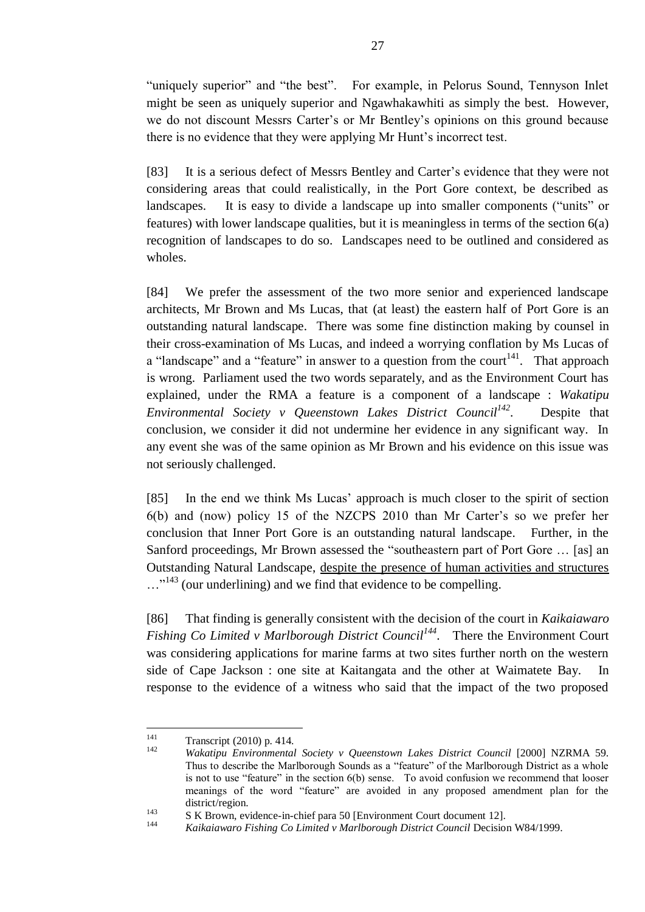"uniquely superior" and "the best". For example, in Pelorus Sound, Tennyson Inlet might be seen as uniquely superior and Ngawhakawhiti as simply the best. However, we do not discount Messrs Carter's or Mr Bentley's opinions on this ground because there is no evidence that they were applying Mr Hunt's incorrect test.

[83] It is a serious defect of Messrs Bentley and Carter's evidence that they were not considering areas that could realistically, in the Port Gore context, be described as landscapes. It is easy to divide a landscape up into smaller components ("units" or features) with lower landscape qualities, but it is meaningless in terms of the section 6(a) recognition of landscapes to do so. Landscapes need to be outlined and considered as wholes.

[84] We prefer the assessment of the two more senior and experienced landscape architects, Mr Brown and Ms Lucas, that (at least) the eastern half of Port Gore is an outstanding natural landscape. There was some fine distinction making by counsel in their cross-examination of Ms Lucas, and indeed a worrying conflation by Ms Lucas of a "landscape" and a "feature" in answer to a question from the court[141]. That approach is wrong. Parliament used the two words separately, and as the Environment Court has explained, under the RMA a feature is a component of a landscape : *Wakatipu Environmental Society v Queenstown Lakes District Council*[142]. Despite that conclusion, we consider it did not undermine her evidence in any significant way. In any event she was of the same opinion as Mr Brown and his evidence on this issue was not seriously challenged.

[85] In the end we think Ms Lucas' approach is much closer to the spirit of section 6(b) and (now) policy 15 of the NZCPS 2010 than Mr Carter's so we prefer her conclusion that Inner Port Gore is an outstanding natural landscape. Further, in the Sanford proceedings, Mr Brown assessed the "southeastern part of Port Gore … [as] an Outstanding Natural Landscape, <u>despite the presence of human activities and structures</u> …"[143] (our underlining) and we find that evidence to be compelling.

[86] That finding is generally consistent with the decision of the court in *Kaikaiawaro Fishing Co Limited v Marlborough District Council*[144]. There the Environment Court was considering applications for marine farms at two sites further north on the western side of Cape Jackson : one site at Kaitangata and the other at Waimatete Bay. In response to the evidence of a witness who said that the impact of the two proposed

---

[141] Transcript (2010) p. 414.

[142] *Wakatipu Environmental Society v Queenstown Lakes District Council* [2000] NZRMA 59. Thus to describe the Marlborough Sounds as a "feature" of the Marlborough District as a whole is not to use "feature" in the section 6(b) sense. To avoid confusion we recommend that looser meanings of the word "feature" are avoided in any proposed amendment plan for the district/region.

[143] S K Brown, evidence-in-chief para 50 [Environment Court document 12].

[144] *Kaikaiawaro Fishing Co Limited v Marlborough District Council* Decision W84/1999.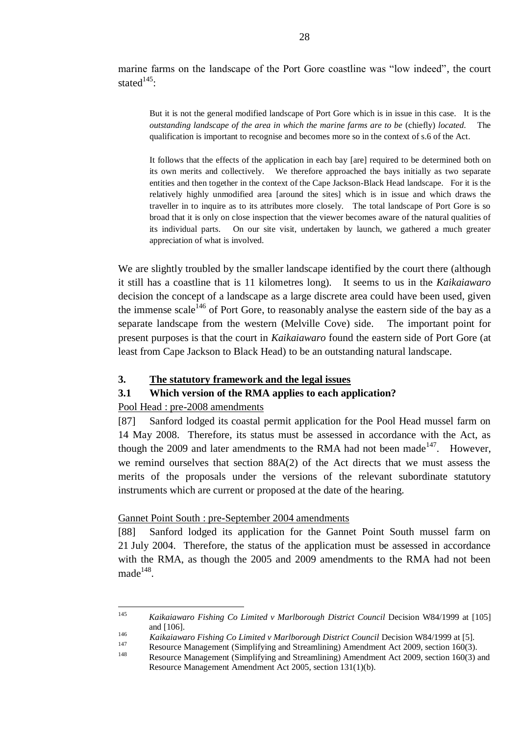marine farms on the landscape of the Port Gore coastline was "low indeed", the court stated[145]:

> But it is not the general modified landscape of Port Gore which is in issue in this case. It is the *outstanding landscape of the area in which the marine farms are to be* (chiefly) *located.* The qualification is important to recognise and becomes more so in the context of s.6 of the Act.
>
> It follows that the effects of the application in each bay [are] required to be determined both on its own merits and collectively. We therefore approached the bays initially as two separate entities and then together in the context of the Cape Jackson-Black Head landscape. For it is the relatively highly unmodified area [around the sites] which is in issue and which draws the traveller in to inquire as to its attributes more closely. The total landscape of Port Gore is so broad that it is only on close inspection that the viewer becomes aware of the natural qualities of its individual parts. On our site visit, undertaken by launch, we gathered a much greater appreciation of what is involved.

We are slightly troubled by the smaller landscape identified by the court there (although it still has a coastline that is 11 kilometres long). It seems to us in the *Kaikaiawaro* decision the concept of a landscape as a large discrete area could have been used, given the immense scale[146] of Port Gore, to reasonably analyse the eastern side of the bay as a separate landscape from the western (Melville Cove) side. The important point for present purposes is that the court in *Kaikaiawaro* found the eastern side of Port Gore (at least from Cape Jackson to Black Head) to be an outstanding natural landscape.

## 3. <u>The statutory framework and the legal issues</u>

### 3.1 Which version of the RMA applies to each application?

<u>Pool Head : pre-2008 amendments</u>

[87] Sanford lodged its coastal permit application for the Pool Head mussel farm on 14 May 2008. Therefore, its status must be assessed in accordance with the Act, as though the 2009 and later amendments to the RMA had not been made[147]. However, we remind ourselves that section 88A(2) of the Act directs that we must assess the merits of the proposals under the versions of the relevant subordinate statutory instruments which are current or proposed at the date of the hearing.

<u>Gannet Point South : pre-September 2004 amendments</u>

[88] Sanford lodged its application for the Gannet Point South mussel farm on 21 July 2004. Therefore, the status of the application must be assessed in accordance with the RMA, as though the 2005 and 2009 amendments to the RMA had not been made[148].

---

[145] *Kaikaiawaro Fishing Co Limited v Marlborough District Council* Decision W84/1999 at [105] and [106].

[146] *Kaikaiawaro Fishing Co Limited v Marlborough District Council* Decision W84/1999 at [5].

[147] Resource Management (Simplifying and Streamlining) Amendment Act 2009, section 160(3).

[148] Resource Management (Simplifying and Streamlining) Amendment Act 2009, section 160(3) and Resource Management Amendment Act 2005, section 131(1)(b).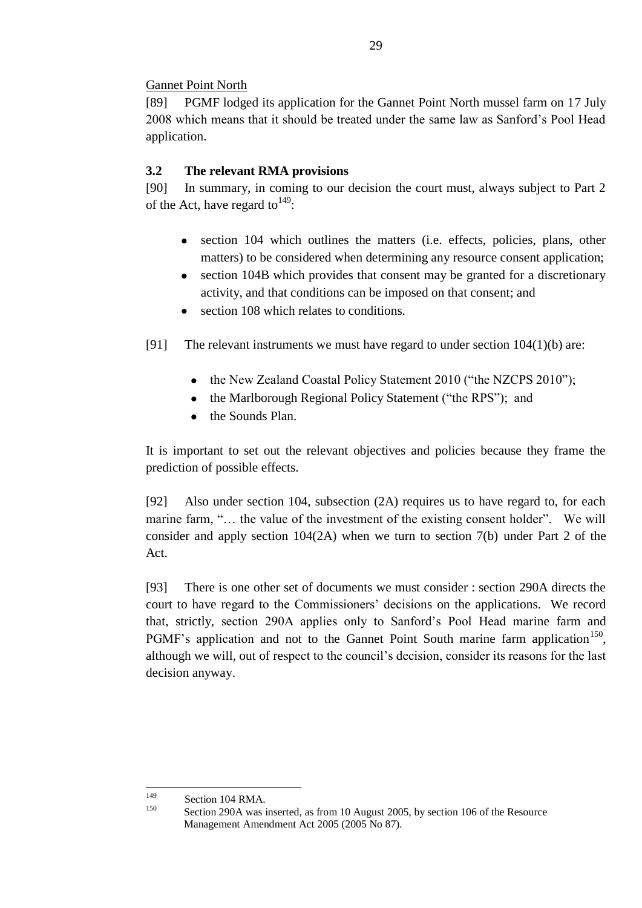Gannet Point North

[89] PGMF lodged its application for the Gannet Point North mussel farm on 17 July 2008 which means that it should be treated under the same law as Sanford's Pool Head application.

### 3.2 The relevant RMA provisions

[90] In summary, in coming to our decision the court must, always subject to Part 2 of the Act, have regard to[149]:

- section 104 which outlines the matters (i.e. effects, policies, plans, other matters) to be considered when determining any resource consent application;
- section 104B which provides that consent may be granted for a discretionary activity, and that conditions can be imposed on that consent; and
- section 108 which relates to conditions.

[91] The relevant instruments we must have regard to under section 104(1)(b) are:

- the New Zealand Coastal Policy Statement 2010 ("the NZCPS 2010");
- the Marlborough Regional Policy Statement ("the RPS"); and
- the Sounds Plan.

It is important to set out the relevant objectives and policies because they frame the prediction of possible effects.

[92] Also under section 104, subsection (2A) requires us to have regard to, for each marine farm, "… the value of the investment of the existing consent holder". We will consider and apply section 104(2A) when we turn to section 7(b) under Part 2 of the Act.

[93] There is one other set of documents we must consider : section 290A directs the court to have regard to the Commissioners' decisions on the applications. We record that, strictly, section 290A applies only to Sanford's Pool Head marine farm and PGMF's application and not to the Gannet Point South marine farm application[150], although we will, out of respect to the council's decision, consider its reasons for the last decision anyway.

---

[149] Section 104 RMA.

[150] Section 290A was inserted, as from 10 August 2005, by section 106 of the Resource Management Amendment Act 2005 (2005 No 87).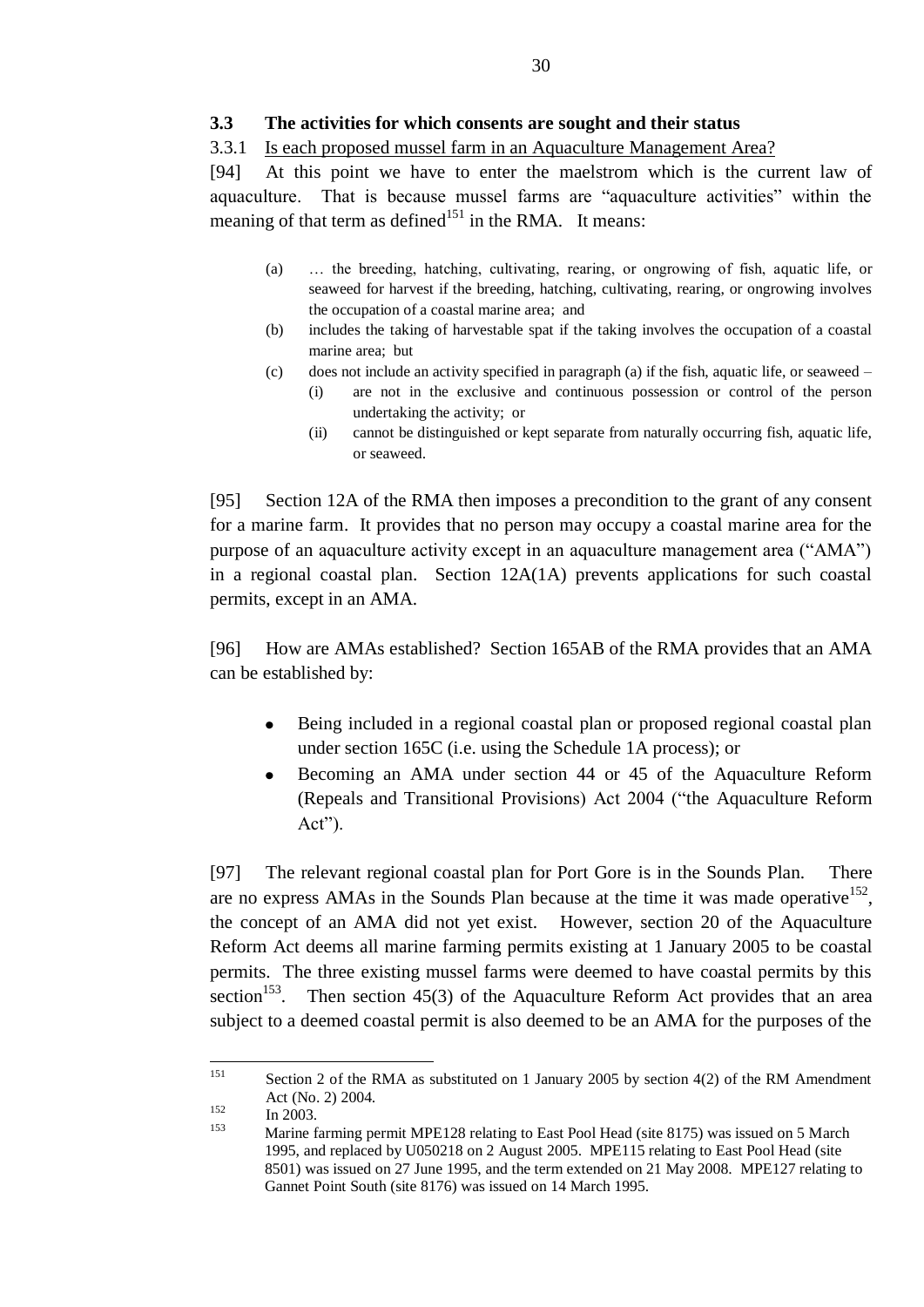### 3.3 The activities for which consents are sought and their status

3.3.1 Is each proposed mussel farm in an Aquaculture Management Area?

[94] At this point we have to enter the maelstrom which is the current law of aquaculture. That is because mussel farms are "aquaculture activities" within the meaning of that term as defined[151] in the RMA. It means:

> (a) … the breeding, hatching, cultivating, rearing, or ongrowing of fish, aquatic life, or seaweed for harvest if the breeding, hatching, cultivating, rearing, or ongrowing involves the occupation of a coastal marine area; and
>
> (b) includes the taking of harvestable spat if the taking involves the occupation of a coastal marine area; but
>
> (c) does not include an activity specified in paragraph (a) if the fish, aquatic life, or seaweed –
>
> (i) are not in the exclusive and continuous possession or control of the person undertaking the activity; or
>
> (ii) cannot be distinguished or kept separate from naturally occurring fish, aquatic life, or seaweed.

[95] Section 12A of the RMA then imposes a precondition to the grant of any consent for a marine farm. It provides that no person may occupy a coastal marine area for the purpose of an aquaculture activity except in an aquaculture management area ("AMA") in a regional coastal plan. Section 12A(1A) prevents applications for such coastal permits, except in an AMA.

[96] How are AMAs established? Section 165AB of the RMA provides that an AMA can be established by:

- Being included in a regional coastal plan or proposed regional coastal plan under section 165C (i.e. using the Schedule 1A process); or
- Becoming an AMA under section 44 or 45 of the Aquaculture Reform (Repeals and Transitional Provisions) Act 2004 ("the Aquaculture Reform Act").

[97] The relevant regional coastal plan for Port Gore is in the Sounds Plan. There are no express AMAs in the Sounds Plan because at the time it was made operative[152], the concept of an AMA did not yet exist. However, section 20 of the Aquaculture Reform Act deems all marine farming permits existing at 1 January 2005 to be coastal permits. The three existing mussel farms were deemed to have coastal permits by this section[153]. Then section 45(3) of the Aquaculture Reform Act provides that an area subject to a deemed coastal permit is also deemed to be an AMA for the purposes of the

---

[151] Section 2 of the RMA as substituted on 1 January 2005 by section 4(2) of the RM Amendment Act (No. 2) 2004.

[152] In 2003.

[153] Marine farming permit MPE128 relating to East Pool Head (site 8175) was issued on 5 March 1995, and replaced by U050218 on 2 August 2005. MPE115 relating to East Pool Head (site 8501) was issued on 27 June 1995, and the term extended on 21 May 2008. MPE127 relating to Gannet Point South (site 8176) was issued on 14 March 1995.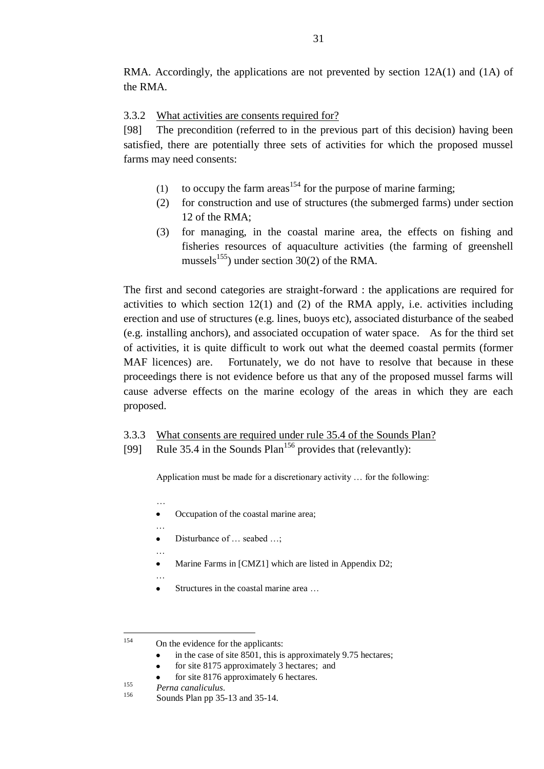RMA. Accordingly, the applications are not prevented by section 12A(1) and (1A) of the RMA.

### 3.3.2 What activities are consents required for?

[98] The precondition (referred to in the previous part of this decision) having been satisfied, there are potentially three sets of activities for which the proposed mussel farms may need consents:

(1) to occupy the farm areas[154] for the purpose of marine farming;

(2) for construction and use of structures (the submerged farms) under section 12 of the RMA;

(3) for managing, in the coastal marine area, the effects on fishing and fisheries resources of aquaculture activities (the farming of greenshell mussels[155]) under section 30(2) of the RMA.

The first and second categories are straight-forward : the applications are required for activities to which section 12(1) and (2) of the RMA apply, i.e. activities including erection and use of structures (e.g. lines, buoys etc), associated disturbance of the seabed (e.g. installing anchors), and associated occupation of water space. As for the third set of activities, it is quite difficult to work out what the deemed coastal permits (former MAF licences) are. Fortunately, we do not have to resolve that because in these proceedings there is not evidence before us that any of the proposed mussel farms will cause adverse effects on the marine ecology of the areas in which they are each proposed.

### 3.3.3 What consents are required under rule 35.4 of the Sounds Plan?

[99] Rule 35.4 in the Sounds Plan[156] provides that (relevantly):

> Application must be made for a discretionary activity … for the following:
>
> …
>
> - Occupation of the coastal marine area;
>
> …
>
> - Disturbance of … seabed …;
>
> …
>
> - Marine Farms in [CMZ1] which are listed in Appendix D2;
>
> …
>
> - Structures in the coastal marine area …

---

[154] On the evidence for the applicants:
- in the case of site 8501, this is approximately 9.75 hectares;
- for site 8175 approximately 3 hectares; and
- for site 8176 approximately 6 hectares.

[155] *Perna canaliculus*.

[156] Sounds Plan pp 35-13 and 35-14.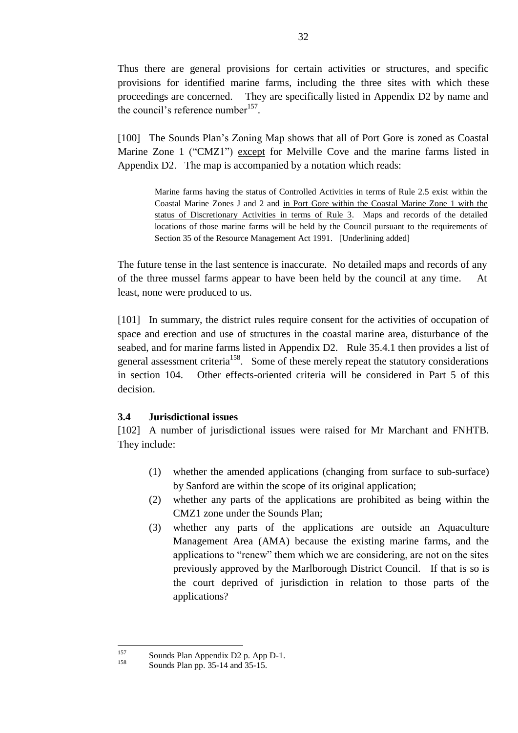Thus there are general provisions for certain activities or structures, and specific provisions for identified marine farms, including the three sites with which these proceedings are concerned. They are specifically listed in Appendix D2 by name and the council's reference number[157].

[100] The Sounds Plan's Zoning Map shows that all of Port Gore is zoned as Coastal Marine Zone 1 ("CMZ1") <u>except</u> for Melville Cove and the marine farms listed in Appendix D2. The map is accompanied by a notation which reads:

> Marine farms having the status of Controlled Activities in terms of Rule 2.5 exist within the Coastal Marine Zones J and 2 and <u>in Port Gore within the Coastal Marine Zone 1 with the status of Discretionary Activities in terms of Rule 3</u>. Maps and records of the detailed locations of those marine farms will be held by the Council pursuant to the requirements of Section 35 of the Resource Management Act 1991. [Underlining added]

The future tense in the last sentence is inaccurate. No detailed maps and records of any of the three mussel farms appear to have been held by the council at any time. At least, none were produced to us.

[101] In summary, the district rules require consent for the activities of occupation of space and erection and use of structures in the coastal marine area, disturbance of the seabed, and for marine farms listed in Appendix D2. Rule 35.4.1 then provides a list of general assessment criteria[158]. Some of these merely repeat the statutory considerations in section 104. Other effects-oriented criteria will be considered in Part 5 of this decision.

### 3.4 Jurisdictional issues

[102] A number of jurisdictional issues were raised for Mr Marchant and FNHTB. They include:

(1) whether the amended applications (changing from surface to sub-surface) by Sanford are within the scope of its original application;

(2) whether any parts of the applications are prohibited as being within the CMZ1 zone under the Sounds Plan;

(3) whether any parts of the applications are outside an Aquaculture Management Area (AMA) because the existing marine farms, and the applications to "renew" them which we are considering, are not on the sites previously approved by the Marlborough District Council. If that is so is the court deprived of jurisdiction in relation to those parts of the applications?

---

[157] Sounds Plan Appendix D2 p. App D-1.

[158] Sounds Plan pp. 35-14 and 35-15.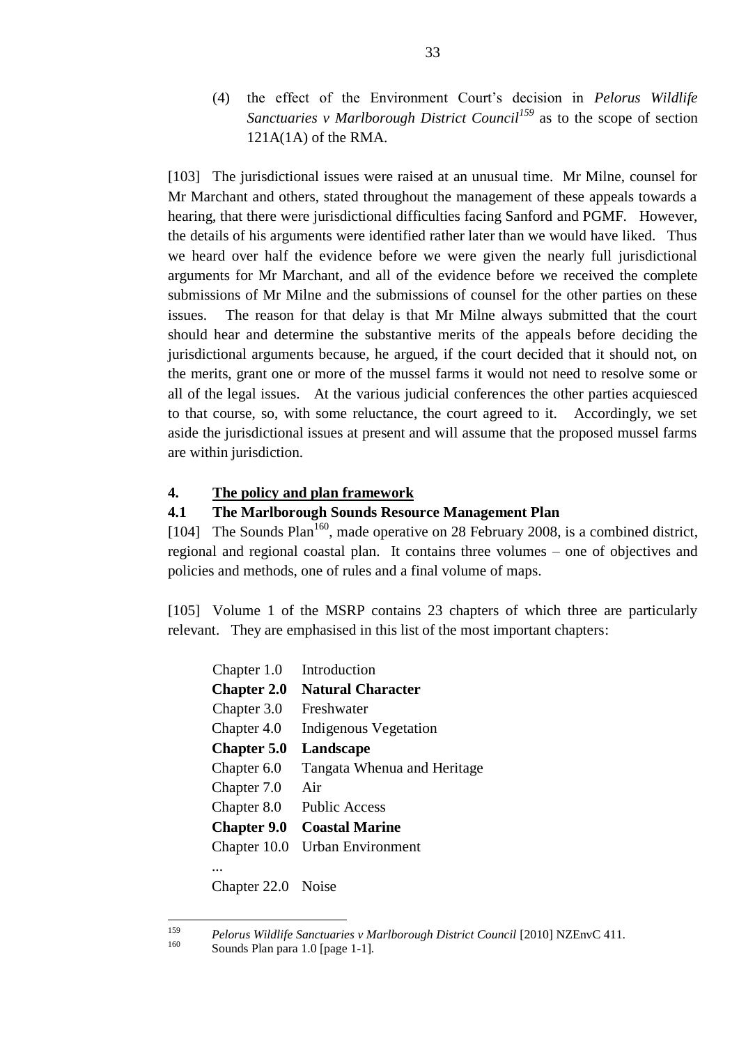(4) the effect of the Environment Court's decision in *Pelorus Wildlife Sanctuaries v Marlborough District Council*[159] as to the scope of section 121A(1A) of the RMA.

[103] The jurisdictional issues were raised at an unusual time. Mr Milne, counsel for Mr Marchant and others, stated throughout the management of these appeals towards a hearing, that there were jurisdictional difficulties facing Sanford and PGMF. However, the details of his arguments were identified rather later than we would have liked. Thus we heard over half the evidence before we were given the nearly full jurisdictional arguments for Mr Marchant, and all of the evidence before we received the complete submissions of Mr Milne and the submissions of counsel for the other parties on these issues. The reason for that delay is that Mr Milne always submitted that the court should hear and determine the substantive merits of the appeals before deciding the jurisdictional arguments because, he argued, if the court decided that it should not, on the merits, grant one or more of the mussel farms it would not need to resolve some or all of the legal issues. At the various judicial conferences the other parties acquiesced to that course, so, with some reluctance, the court agreed to it. Accordingly, we set aside the jurisdictional issues at present and will assume that the proposed mussel farms are within jurisdiction.

## 4. The policy and plan framework

### 4.1 The Marlborough Sounds Resource Management Plan

[104] The Sounds Plan[160], made operative on 28 February 2008, is a combined district, regional and regional coastal plan. It contains three volumes – one of objectives and policies and methods, one of rules and a final volume of maps.

[105] Volume 1 of the MSRP contains 23 chapters of which three are particularly relevant. They are emphasised in this list of the most important chapters:

| | |
|---|---|
| Chapter 1.0 | Introduction |
| **Chapter 2.0** | **Natural Character** |
| Chapter 3.0 | Freshwater |
| Chapter 4.0 | Indigenous Vegetation |
| **Chapter 5.0** | **Landscape** |
| Chapter 6.0 | Tangata Whenua and Heritage |
| Chapter 7.0 | Air |
| Chapter 8.0 | Public Access |
| **Chapter 9.0** | **Coastal Marine** |
| Chapter 10.0 | Urban Environment |
| ... | |
| Chapter 22.0 | Noise |

[159] *Pelorus Wildlife Sanctuaries v Marlborough District Council* [2010] NZEnvC 411.

[160] Sounds Plan para 1.0 [page 1-1].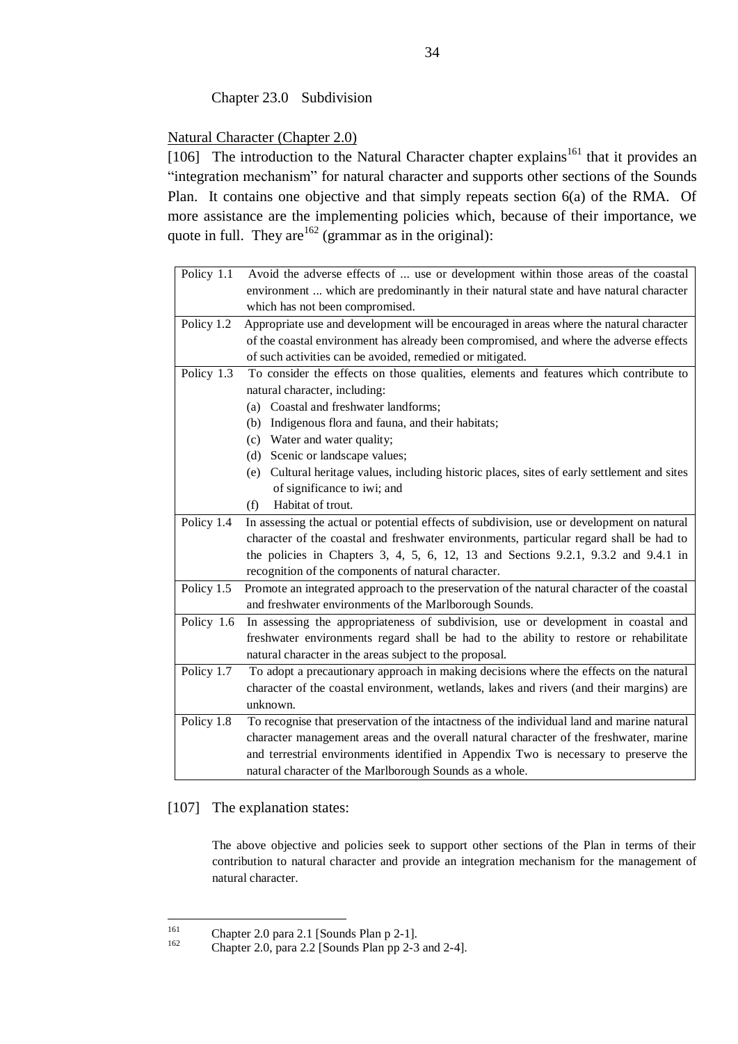Chapter 23.0 Subdivision

Natural Character (Chapter 2.0)

[106] The introduction to the Natural Character chapter explains[161] that it provides an "integration mechanism" for natural character and supports other sections of the Sounds Plan. It contains one objective and that simply repeats section 6(a) of the RMA. Of more assistance are the implementing policies which, because of their importance, we quote in full. They are[162] (grammar as in the original):

| | |
|---|---|
| Policy 1.1 | Avoid the adverse effects of ... use or development within those areas of the coastal environment ... which are predominantly in their natural state and have natural character which has not been compromised. |
| Policy 1.2 | Appropriate use and development will be encouraged in areas where the natural character of the coastal environment has already been compromised, and where the adverse effects of such activities can be avoided, remedied or mitigated. |
| Policy 1.3 | To consider the effects on those qualities, elements and features which contribute to natural character, including:<br>(a) Coastal and freshwater landforms;<br>(b) Indigenous flora and fauna, and their habitats;<br>(c) Water and water quality;<br>(d) Scenic or landscape values;<br>(e) Cultural heritage values, including historic places, sites of early settlement and sites of significance to iwi; and<br>(f) Habitat of trout. |
| Policy 1.4 | In assessing the actual or potential effects of subdivision, use or development on natural character of the coastal and freshwater environments, particular regard shall be had to the policies in Chapters 3, 4, 5, 6, 12, 13 and Sections 9.2.1, 9.3.2 and 9.4.1 in recognition of the components of natural character. |
| Policy 1.5 | Promote an integrated approach to the preservation of the natural character of the coastal and freshwater environments of the Marlborough Sounds. |
| Policy 1.6 | In assessing the appropriateness of subdivision, use or development in coastal and freshwater environments regard shall be had to the ability to restore or rehabilitate natural character in the areas subject to the proposal. |
| Policy 1.7 | To adopt a precautionary approach in making decisions where the effects on the natural character of the coastal environment, wetlands, lakes and rivers (and their margins) are unknown. |
| Policy 1.8 | To recognise that preservation of the intactness of the individual land and marine natural character management areas and the overall natural character of the freshwater, marine and terrestrial environments identified in Appendix Two is necessary to preserve the natural character of the Marlborough Sounds as a whole. |

[107] The explanation states:

> The above objective and policies seek to support other sections of the Plan in terms of their contribution to natural character and provide an integration mechanism for the management of natural character.

[161] Chapter 2.0 para 2.1 [Sounds Plan p 2-1].

[162] Chapter 2.0, para 2.2 [Sounds Plan pp 2-3 and 2-4].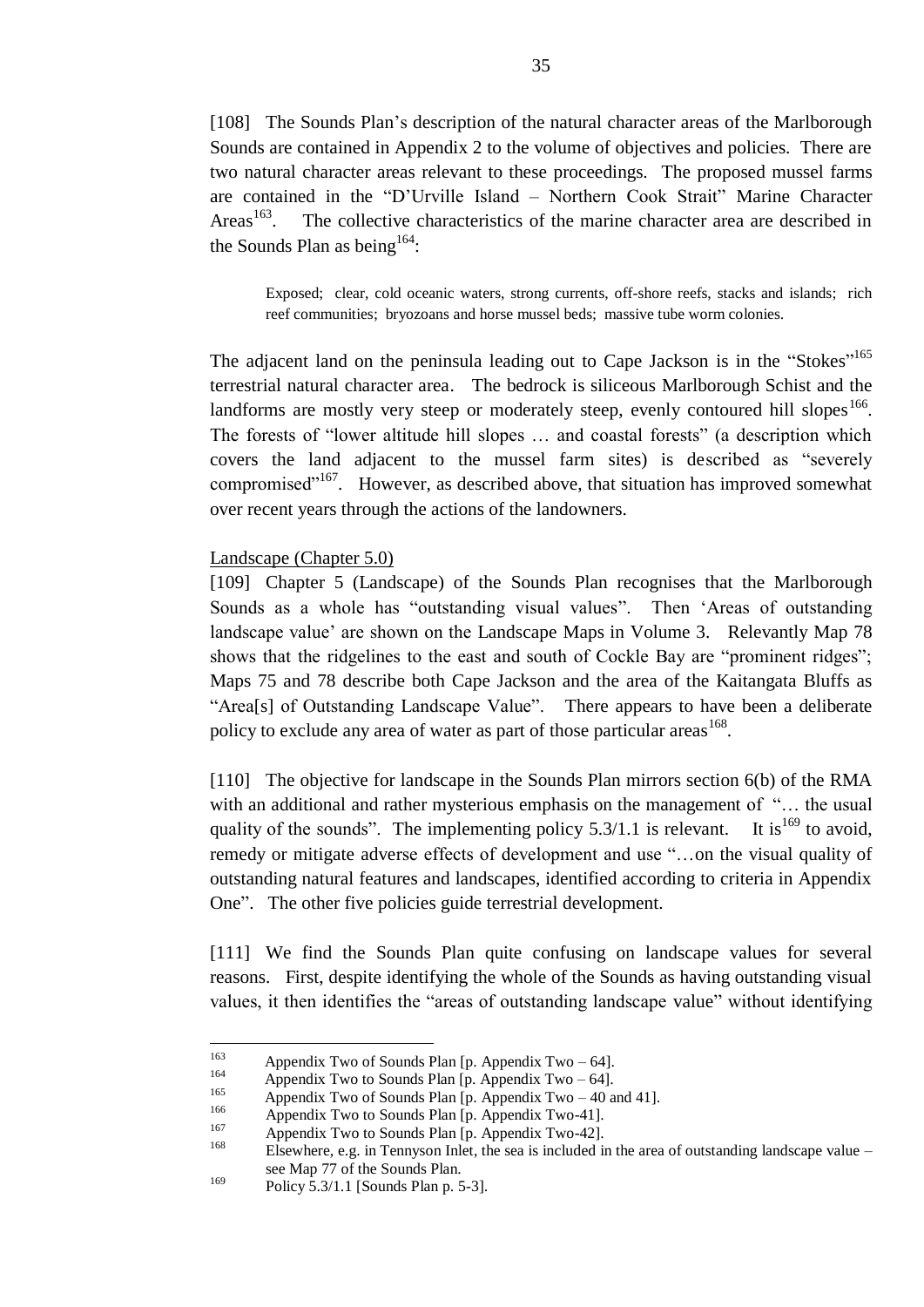[108] The Sounds Plan's description of the natural character areas of the Marlborough Sounds are contained in Appendix 2 to the volume of objectives and policies. There are two natural character areas relevant to these proceedings. The proposed mussel farms are contained in the "D'Urville Island – Northern Cook Strait" Marine Character Areas[163]. The collective characteristics of the marine character area are described in the Sounds Plan as being[164]:

> Exposed; clear, cold oceanic waters, strong currents, off-shore reefs, stacks and islands; rich reef communities; bryozoans and horse mussel beds; massive tube worm colonies.

The adjacent land on the peninsula leading out to Cape Jackson is in the "Stokes"[165] terrestrial natural character area. The bedrock is siliceous Marlborough Schist and the landforms are mostly very steep or moderately steep, evenly contoured hill slopes[166]. The forests of "lower altitude hill slopes … and coastal forests" (a description which covers the land adjacent to the mussel farm sites) is described as "severely compromised"[167]. However, as described above, that situation has improved somewhat over recent years through the actions of the landowners.

Landscape (Chapter 5.0)

[109] Chapter 5 (Landscape) of the Sounds Plan recognises that the Marlborough Sounds as a whole has "outstanding visual values". Then 'Areas of outstanding landscape value' are shown on the Landscape Maps in Volume 3. Relevantly Map 78 shows that the ridgelines to the east and south of Cockle Bay are "prominent ridges"; Maps 75 and 78 describe both Cape Jackson and the area of the Kaitangata Bluffs as "Area[s] of Outstanding Landscape Value". There appears to have been a deliberate policy to exclude any area of water as part of those particular areas[168].

[110] The objective for landscape in the Sounds Plan mirrors section 6(b) of the RMA with an additional and rather mysterious emphasis on the management of "… the usual quality of the sounds". The implementing policy 5.3/1.1 is relevant. It is[169] to avoid, remedy or mitigate adverse effects of development and use "…on the visual quality of outstanding natural features and landscapes, identified according to criteria in Appendix One". The other five policies guide terrestrial development.

[111] We find the Sounds Plan quite confusing on landscape values for several reasons. First, despite identifying the whole of the Sounds as having outstanding visual values, it then identifies the "areas of outstanding landscape value" without identifying

---

163 Appendix Two of Sounds Plan [p. Appendix Two – 64].

164 Appendix Two to Sounds Plan [p. Appendix Two – 64].

165 Appendix Two of Sounds Plan [p. Appendix Two – 40 and 41].

166 Appendix Two to Sounds Plan [p. Appendix Two-41].

167 Appendix Two to Sounds Plan [p. Appendix Two-42].

168 Elsewhere, e.g. in Tennyson Inlet, the sea is included in the area of outstanding landscape value – see Map 77 of the Sounds Plan.

169 Policy 5.3/1.1 [Sounds Plan p. 5-3].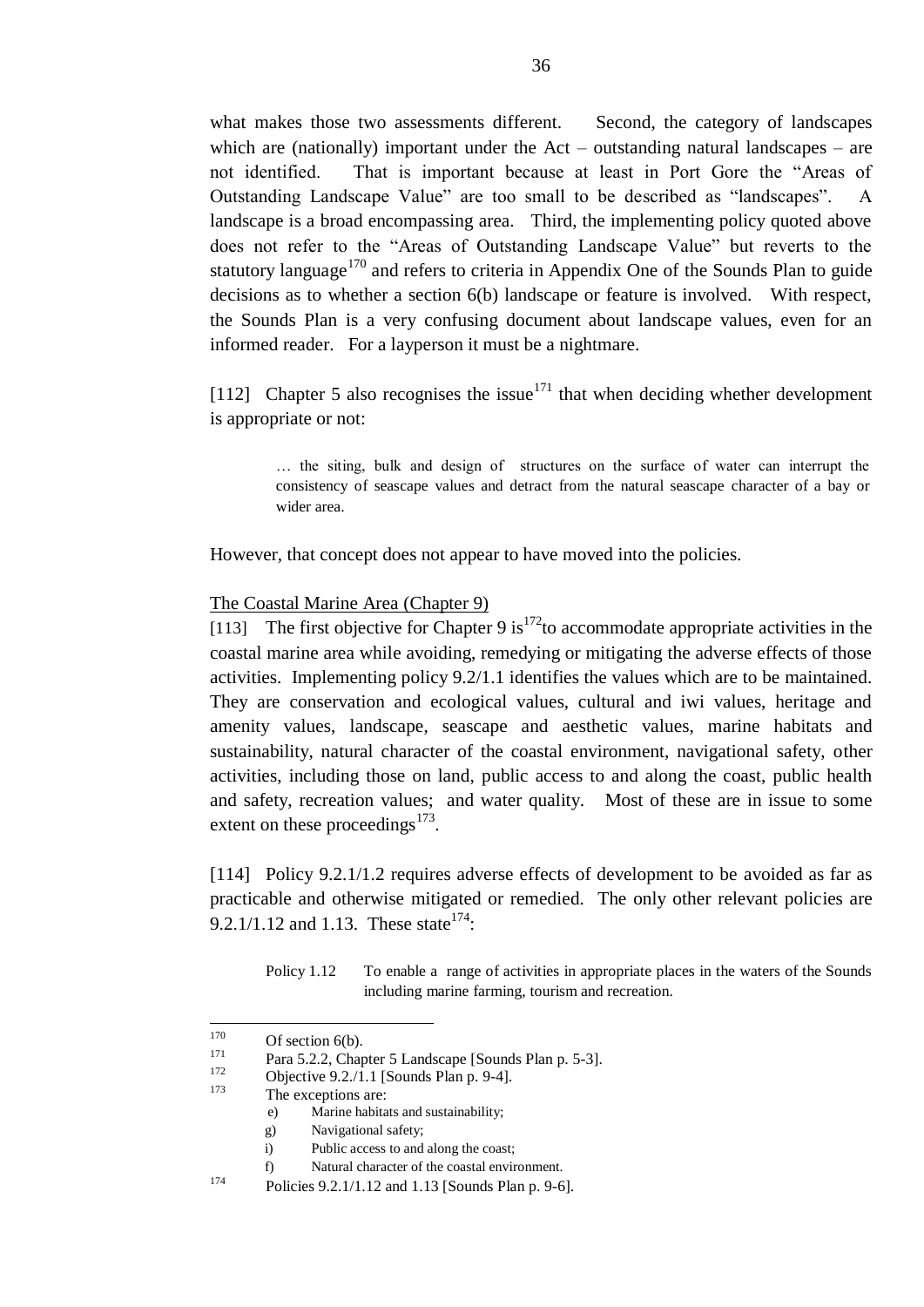what makes those two assessments different. Second, the category of landscapes which are (nationally) important under the Act – outstanding natural landscapes – are not identified. That is important because at least in Port Gore the "Areas of Outstanding Landscape Value" are too small to be described as "landscapes". A landscape is a broad encompassing area. Third, the implementing policy quoted above does not refer to the "Areas of Outstanding Landscape Value" but reverts to the statutory language[170] and refers to criteria in Appendix One of the Sounds Plan to guide decisions as to whether a section 6(b) landscape or feature is involved. With respect, the Sounds Plan is a very confusing document about landscape values, even for an informed reader. For a layperson it must be a nightmare.

[112] Chapter 5 also recognises the issue[171] that when deciding whether development is appropriate or not:

> … the siting, bulk and design of structures on the surface of water can interrupt the consistency of seascape values and detract from the natural seascape character of a bay or wider area.

However, that concept does not appear to have moved into the policies.

<u>The Coastal Marine Area (Chapter 9)</u>

[113] The first objective for Chapter 9 is[172]to accommodate appropriate activities in the coastal marine area while avoiding, remedying or mitigating the adverse effects of those activities. Implementing policy 9.2/1.1 identifies the values which are to be maintained. They are conservation and ecological values, cultural and iwi values, heritage and amenity values, landscape, seascape and aesthetic values, marine habitats and sustainability, natural character of the coastal environment, navigational safety, other activities, including those on land, public access to and along the coast, public health and safety, recreation values; and water quality. Most of these are in issue to some extent on these proceedings[173].

[114] Policy 9.2.1/1.2 requires adverse effects of development to be avoided as far as practicable and otherwise mitigated or remedied. The only other relevant policies are 9.2.1/1.12 and 1.13. These state[174]:

> Policy 1.12 To enable a range of activities in appropriate places in the waters of the Sounds including marine farming, tourism and recreation.

---

[170] Of section 6(b).

[171] Para 5.2.2, Chapter 5 Landscape [Sounds Plan p. 5-3].

[172] Objective 9.2./1.1 [Sounds Plan p. 9-4].

[173] The exceptions are:
- e) Marine habitats and sustainability;
- g) Navigational safety;
- i) Public access to and along the coast;
- f) Natural character of the coastal environment.

[174] Policies 9.2.1/1.12 and 1.13 [Sounds Plan p. 9-6].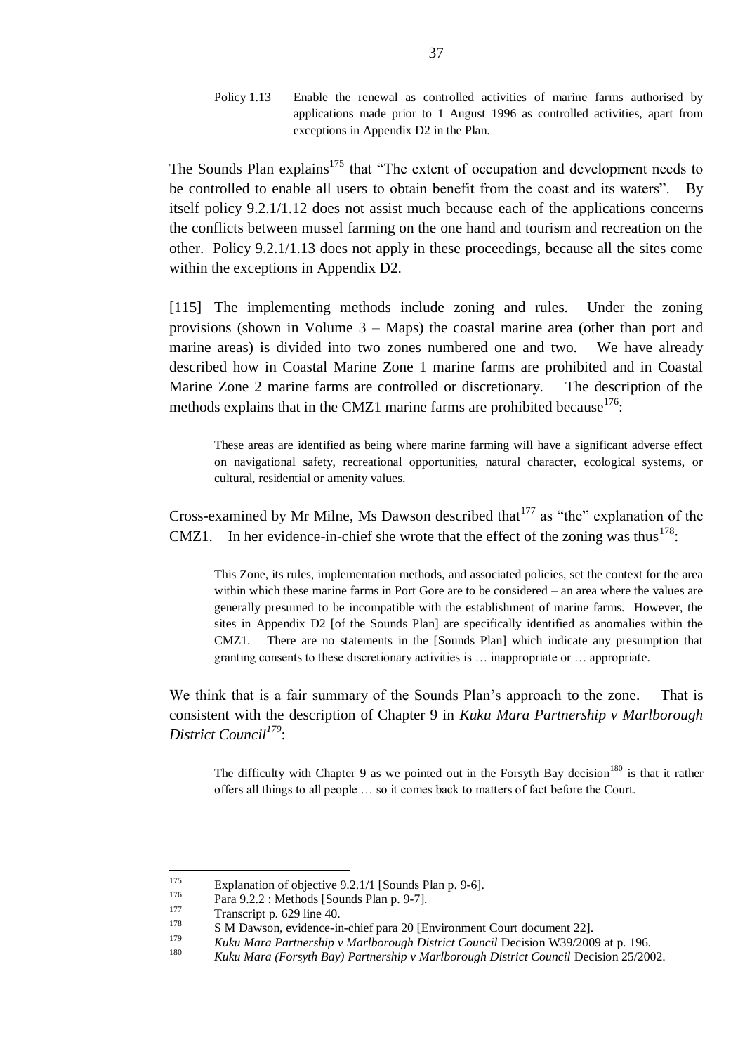> Policy 1.13 Enable the renewal as controlled activities of marine farms authorised by applications made prior to 1 August 1996 as controlled activities, apart from exceptions in Appendix D2 in the Plan.

The Sounds Plan explains[175] that "The extent of occupation and development needs to be controlled to enable all users to obtain benefit from the coast and its waters". By itself policy 9.2.1/1.12 does not assist much because each of the applications concerns the conflicts between mussel farming on the one hand and tourism and recreation on the other. Policy 9.2.1/1.13 does not apply in these proceedings, because all the sites come within the exceptions in Appendix D2.

[115] The implementing methods include zoning and rules. Under the zoning provisions (shown in Volume 3 – Maps) the coastal marine area (other than port and marine areas) is divided into two zones numbered one and two. We have already described how in Coastal Marine Zone 1 marine farms are prohibited and in Coastal Marine Zone 2 marine farms are controlled or discretionary. The description of the methods explains that in the CMZ1 marine farms are prohibited because[176]:

> These areas are identified as being where marine farming will have a significant adverse effect on navigational safety, recreational opportunities, natural character, ecological systems, or cultural, residential or amenity values.

Cross-examined by Mr Milne, Ms Dawson described that[177] as "the" explanation of the CMZ1. In her evidence-in-chief she wrote that the effect of the zoning was thus[178]:

> This Zone, its rules, implementation methods, and associated policies, set the context for the area within which these marine farms in Port Gore are to be considered – an area where the values are generally presumed to be incompatible with the establishment of marine farms. However, the sites in Appendix D2 [of the Sounds Plan] are specifically identified as anomalies within the CMZ1. There are no statements in the [Sounds Plan] which indicate any presumption that granting consents to these discretionary activities is … inappropriate or … appropriate.

We think that is a fair summary of the Sounds Plan's approach to the zone. That is consistent with the description of Chapter 9 in *Kuku Mara Partnership v Marlborough District Council*[179]:

> The difficulty with Chapter 9 as we pointed out in the Forsyth Bay decision[180] is that it rather offers all things to all people … so it comes back to matters of fact before the Court.

---

[175] Explanation of objective 9.2.1/1 [Sounds Plan p. 9-6].

[176] Para 9.2.2 : Methods [Sounds Plan p. 9-7].

[177] Transcript p. 629 line 40.

[178] S M Dawson, evidence-in-chief para 20 [Environment Court document 22].

[179] *Kuku Mara Partnership v Marlborough District Council* Decision W39/2009 at p. 196.

[180] *Kuku Mara (Forsyth Bay) Partnership v Marlborough District Council* Decision 25/2002.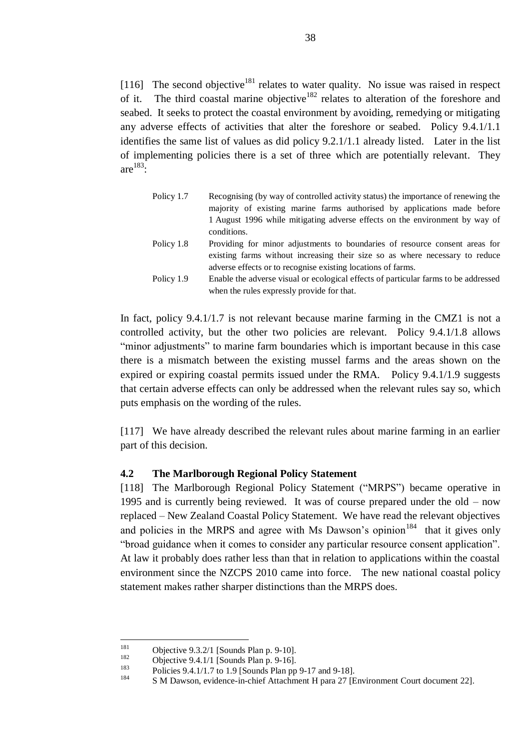[116] The second objective[181] relates to water quality. No issue was raised in respect of it. The third coastal marine objective[182] relates to alteration of the foreshore and seabed. It seeks to protect the coastal environment by avoiding, remedying or mitigating any adverse effects of activities that alter the foreshore or seabed. Policy 9.4.1/1.1 identifies the same list of values as did policy 9.2.1/1.1 already listed. Later in the list of implementing policies there is a set of three which are potentially relevant. They are[183]:

| | |
|---|---|
| Policy 1.7 | Recognising (by way of controlled activity status) the importance of renewing the majority of existing marine farms authorised by applications made before 1 August 1996 while mitigating adverse effects on the environment by way of conditions. |
| Policy 1.8 | Providing for minor adjustments to boundaries of resource consent areas for existing farms without increasing their size so as where necessary to reduce adverse effects or to recognise existing locations of farms. |
| Policy 1.9 | Enable the adverse visual or ecological effects of particular farms to be addressed when the rules expressly provide for that. |

In fact, policy 9.4.1/1.7 is not relevant because marine farming in the CMZ1 is not a controlled activity, but the other two policies are relevant. Policy 9.4.1/1.8 allows "minor adjustments" to marine farm boundaries which is important because in this case there is a mismatch between the existing mussel farms and the areas shown on the expired or expiring coastal permits issued under the RMA. Policy 9.4.1/1.9 suggests that certain adverse effects can only be addressed when the relevant rules say so, which puts emphasis on the wording of the rules.

[117] We have already described the relevant rules about marine farming in an earlier part of this decision.

### 4.2 The Marlborough Regional Policy Statement

[118] The Marlborough Regional Policy Statement ("MRPS") became operative in 1995 and is currently being reviewed. It was of course prepared under the old – now replaced – New Zealand Coastal Policy Statement. We have read the relevant objectives and policies in the MRPS and agree with Ms Dawson's opinion[184] that it gives only "broad guidance when it comes to consider any particular resource consent application". At law it probably does rather less than that in relation to applications within the coastal environment since the NZCPS 2010 came into force. The new national coastal policy statement makes rather sharper distinctions than the MRPS does.

---

[181] Objective 9.3.2/1 [Sounds Plan p. 9-10].

[182] Objective 9.4.1/1 [Sounds Plan p. 9-16].

[183] Policies 9.4.1/1.7 to 1.9 [Sounds Plan pp 9-17 and 9-18].

[184] S M Dawson, evidence-in-chief Attachment H para 27 [Environment Court document 22].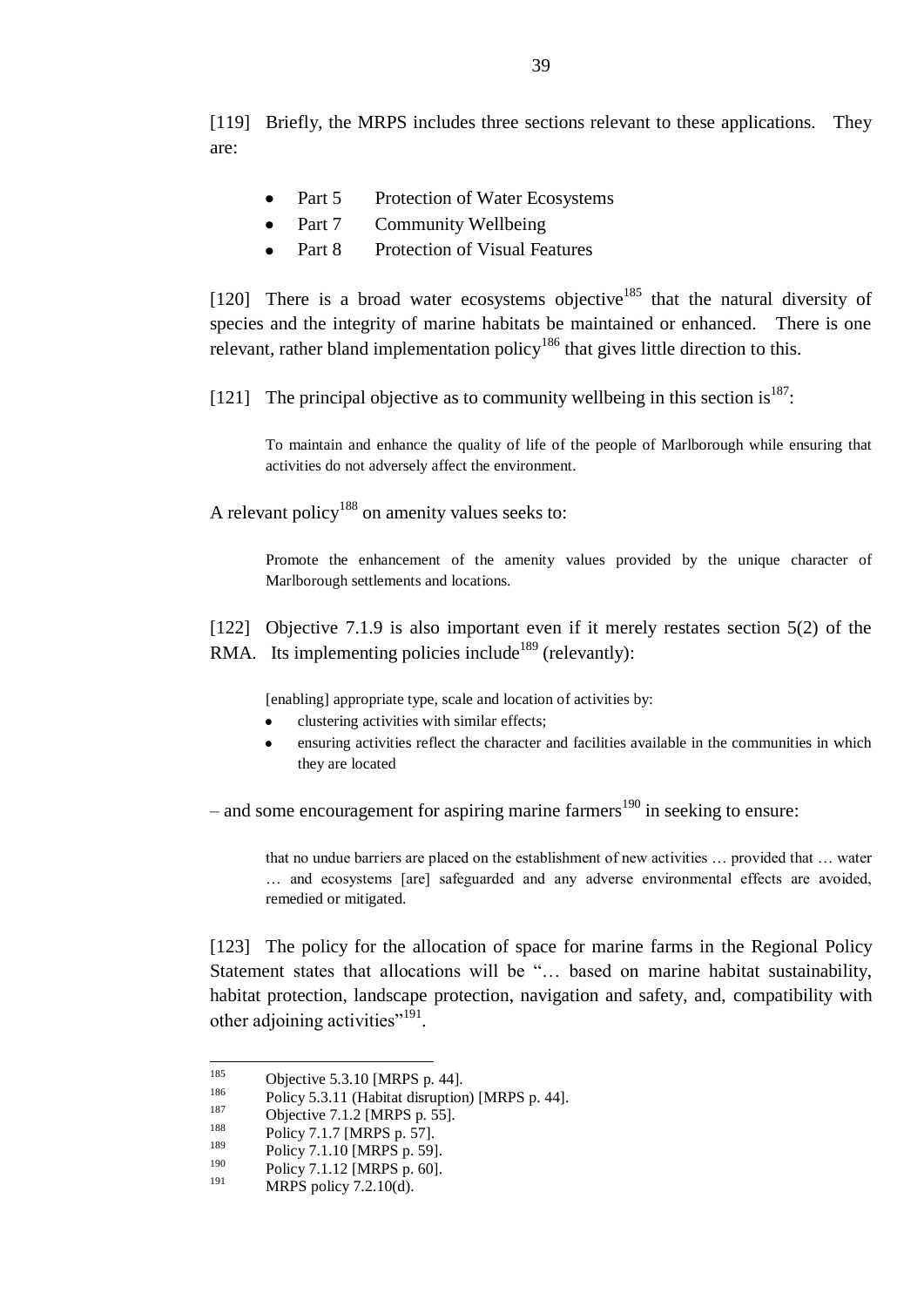[119] Briefly, the MRPS includes three sections relevant to these applications. They are:

- Part 5 Protection of Water Ecosystems
- Part 7 Community Wellbeing
- Part 8 Protection of Visual Features

[120] There is a broad water ecosystems objective[185] that the natural diversity of species and the integrity of marine habitats be maintained or enhanced. There is one relevant, rather bland implementation policy[186] that gives little direction to this.

[121] The principal objective as to community wellbeing in this section is[187]:

> To maintain and enhance the quality of life of the people of Marlborough while ensuring that activities do not adversely affect the environment.

A relevant policy[188] on amenity values seeks to:

> Promote the enhancement of the amenity values provided by the unique character of Marlborough settlements and locations.

[122] Objective 7.1.9 is also important even if it merely restates section 5(2) of the RMA. Its implementing policies include[189] (relevantly):

> [enabling] appropriate type, scale and location of activities by:
>
> - clustering activities with similar effects;
> - ensuring activities reflect the character and facilities available in the communities in which they are located

– and some encouragement for aspiring marine farmers[190] in seeking to ensure:

> that no undue barriers are placed on the establishment of new activities … provided that … water … and ecosystems [are] safeguarded and any adverse environmental effects are avoided, remedied or mitigated.

[123] The policy for the allocation of space for marine farms in the Regional Policy Statement states that allocations will be "… based on marine habitat sustainability, habitat protection, landscape protection, navigation and safety, and, compatibility with other adjoining activities"[191].

---

185 Objective 5.3.10 [MRPS p. 44].
186 Policy 5.3.11 (Habitat disruption) [MRPS p. 44].
187 Objective 7.1.2 [MRPS p. 55].
188 Policy 7.1.7 [MRPS p. 57].
189 Policy 7.1.10 [MRPS p. 59].
190 Policy 7.1.12 [MRPS p. 60].
191 MRPS policy 7.2.10(d).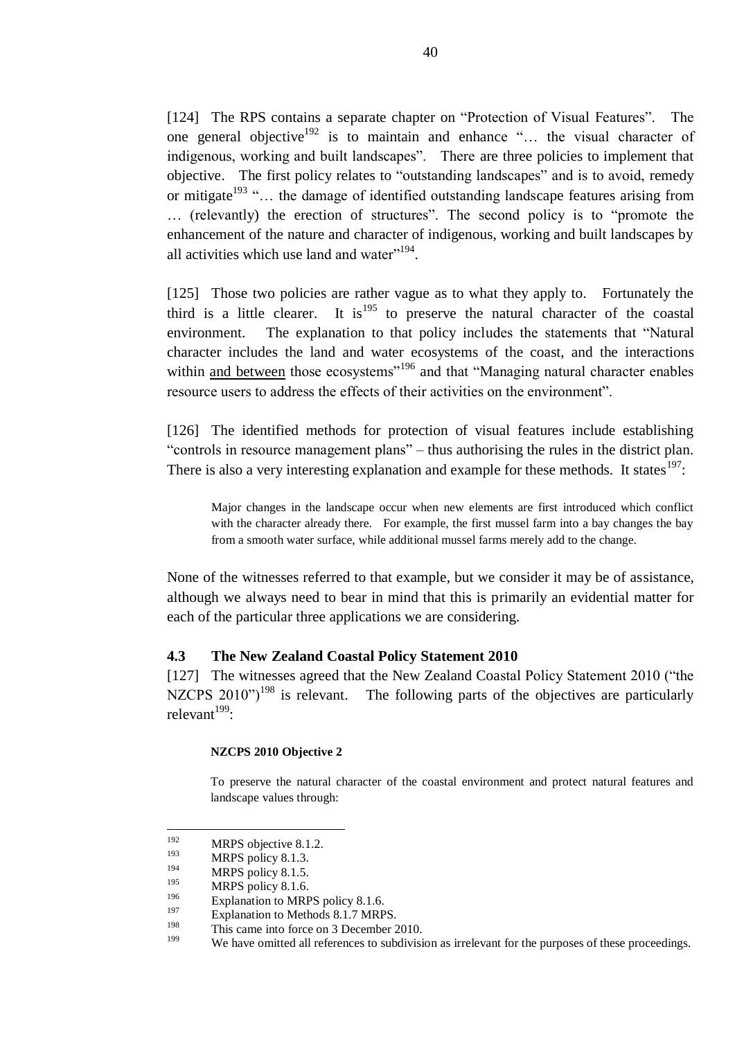[124] The RPS contains a separate chapter on "Protection of Visual Features". The one general objective[192] is to maintain and enhance "… the visual character of indigenous, working and built landscapes". There are three policies to implement that objective. The first policy relates to "outstanding landscapes" and is to avoid, remedy or mitigate[193] "… the damage of identified outstanding landscape features arising from … (relevantly) the erection of structures". The second policy is to "promote the enhancement of the nature and character of indigenous, working and built landscapes by all activities which use land and water"[194].

[125] Those two policies are rather vague as to what they apply to. Fortunately the third is a little clearer. It is[195] to preserve the natural character of the coastal environment. The explanation to that policy includes the statements that "Natural character includes the land and water ecosystems of the coast, and the interactions within and between those ecosystems"[196] and that "Managing natural character enables resource users to address the effects of their activities on the environment".

[126] The identified methods for protection of visual features include establishing "controls in resource management plans" – thus authorising the rules in the district plan. There is also a very interesting explanation and example for these methods. It states[197]:

> Major changes in the landscape occur when new elements are first introduced which conflict with the character already there. For example, the first mussel farm into a bay changes the bay from a smooth water surface, while additional mussel farms merely add to the change.

None of the witnesses referred to that example, but we consider it may be of assistance, although we always need to bear in mind that this is primarily an evidential matter for each of the particular three applications we are considering.

### 4.3 The New Zealand Coastal Policy Statement 2010

[127] The witnesses agreed that the New Zealand Coastal Policy Statement 2010 ("the NZCPS 2010")[198] is relevant. The following parts of the objectives are particularly relevant[199]:

> **NZCPS 2010 Objective 2**
>
> To preserve the natural character of the coastal environment and protect natural features and landscape values through:

---

[192] MRPS objective 8.1.2.
[193] MRPS policy 8.1.3.
[194] MRPS policy 8.1.5.
[195] MRPS policy 8.1.6.
[196] Explanation to MRPS policy 8.1.6.
[197] Explanation to Methods 8.1.7 MRPS.
[198] This came into force on 3 December 2010.
[199] We have omitted all references to subdivision as irrelevant for the purposes of these proceedings.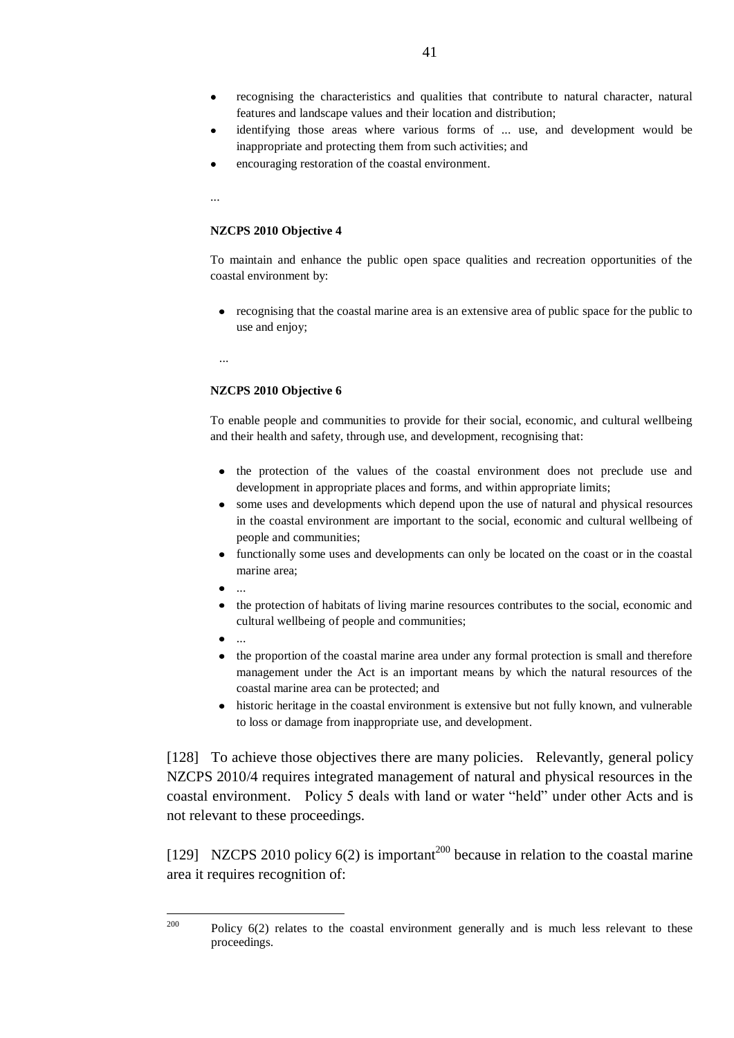- recognising the characteristics and qualities that contribute to natural character, natural features and landscape values and their location and distribution;
- identifying those areas where various forms of ... use, and development would be inappropriate and protecting them from such activities; and
- encouraging restoration of the coastal environment.

...

**NZCPS 2010 Objective 4**

To maintain and enhance the public open space qualities and recreation opportunities of the coastal environment by:

- recognising that the coastal marine area is an extensive area of public space for the public to use and enjoy;

...

**NZCPS 2010 Objective 6**

To enable people and communities to provide for their social, economic, and cultural wellbeing and their health and safety, through use, and development, recognising that:

- the protection of the values of the coastal environment does not preclude use and development in appropriate places and forms, and within appropriate limits;
- some uses and developments which depend upon the use of natural and physical resources in the coastal environment are important to the social, economic and cultural wellbeing of people and communities;
- functionally some uses and developments can only be located on the coast or in the coastal marine area;
- ...
- the protection of habitats of living marine resources contributes to the social, economic and cultural wellbeing of people and communities;
- ...
- the proportion of the coastal marine area under any formal protection is small and therefore management under the Act is an important means by which the natural resources of the coastal marine area can be protected; and
- historic heritage in the coastal environment is extensive but not fully known, and vulnerable to loss or damage from inappropriate use, and development.

[128] To achieve those objectives there are many policies. Relevantly, general policy NZCPS 2010/4 requires integrated management of natural and physical resources in the coastal environment. Policy 5 deals with land or water "held" under other Acts and is not relevant to these proceedings.

[129] NZCPS 2010 policy 6(2) is important[200] because in relation to the coastal marine area it requires recognition of:

---

[200] Policy 6(2) relates to the coastal environment generally and is much less relevant to these proceedings.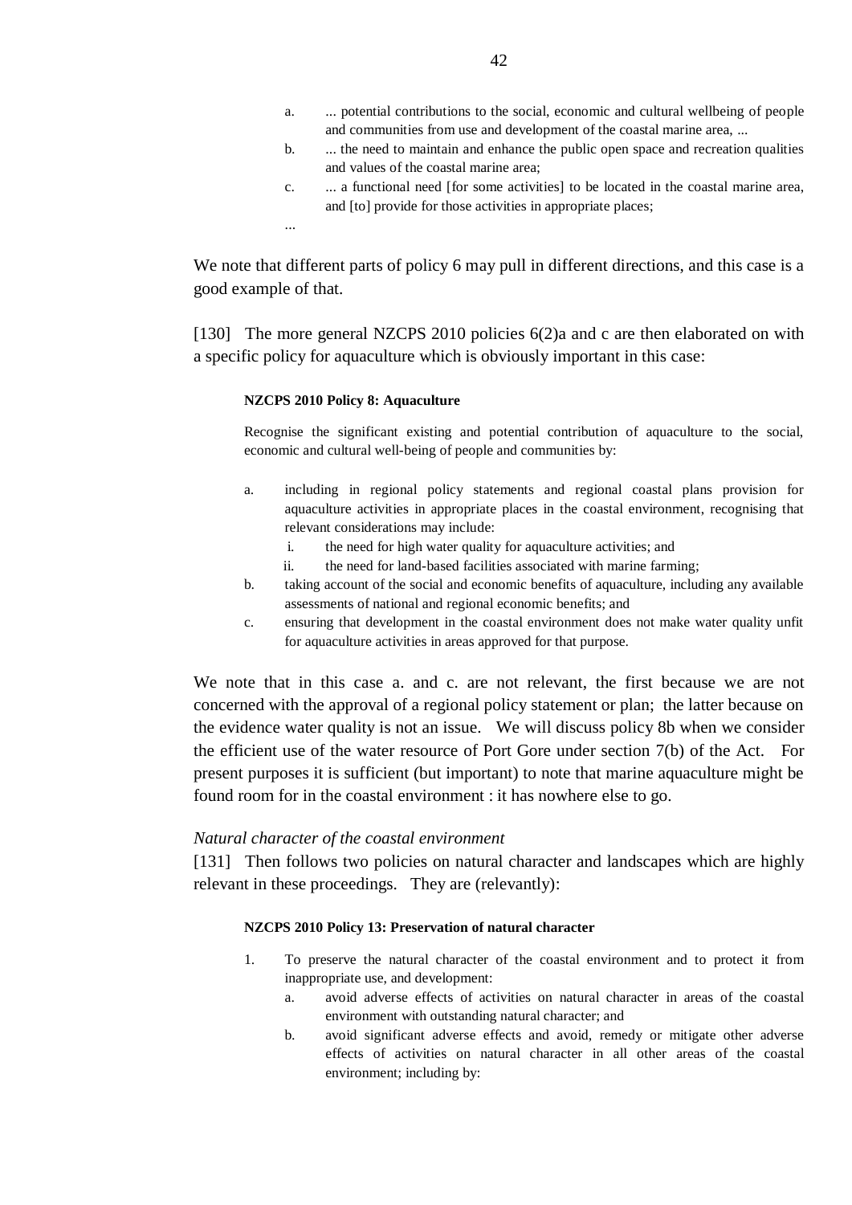a. ... potential contributions to the social, economic and cultural wellbeing of people and communities from use and development of the coastal marine area, ...

b. ... the need to maintain and enhance the public open space and recreation qualities and values of the coastal marine area;

c. ... a functional need [for some activities] to be located in the coastal marine area, and [to] provide for those activities in appropriate places;

...

We note that different parts of policy 6 may pull in different directions, and this case is a good example of that.

[130] The more general NZCPS 2010 policies 6(2)a and c are then elaborated on with a specific policy for aquaculture which is obviously important in this case:

> **NZCPS 2010 Policy 8: Aquaculture**
>
> Recognise the significant existing and potential contribution of aquaculture to the social, economic and cultural well-being of people and communities by:
>
> a. including in regional policy statements and regional coastal plans provision for aquaculture activities in appropriate places in the coastal environment, recognising that relevant considerations may include:
>    i. the need for high water quality for aquaculture activities; and
>    ii. the need for land-based facilities associated with marine farming;
>
> b. taking account of the social and economic benefits of aquaculture, including any available assessments of national and regional economic benefits; and
>
> c. ensuring that development in the coastal environment does not make water quality unfit for aquaculture activities in areas approved for that purpose.

We note that in this case a. and c. are not relevant, the first because we are not concerned with the approval of a regional policy statement or plan; the latter because on the evidence water quality is not an issue. We will discuss policy 8b when we consider the efficient use of the water resource of Port Gore under section 7(b) of the Act. For present purposes it is sufficient (but important) to note that marine aquaculture might be found room for in the coastal environment : it has nowhere else to go.

*Natural character of the coastal environment*

[131] Then follows two policies on natural character and landscapes which are highly relevant in these proceedings. They are (relevantly):

> **NZCPS 2010 Policy 13: Preservation of natural character**
>
> 1. To preserve the natural character of the coastal environment and to protect it from inappropriate use, and development:
>    a. avoid adverse effects of activities on natural character in areas of the coastal environment with outstanding natural character; and
>    b. avoid significant adverse effects and avoid, remedy or mitigate other adverse effects of activities on natural character in all other areas of the coastal environment; including by: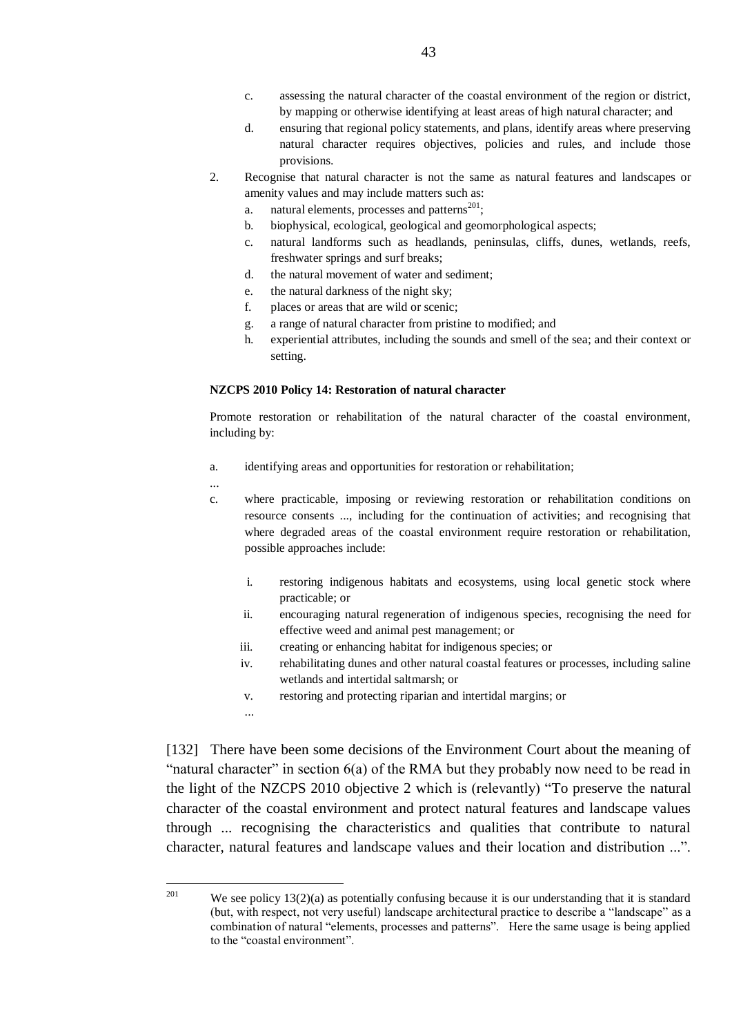c. assessing the natural character of the coastal environment of the region or district, by mapping or otherwise identifying at least areas of high natural character; and

d. ensuring that regional policy statements, and plans, identify areas where preserving natural character requires objectives, policies and rules, and include those provisions.

2. Recognise that natural character is not the same as natural features and landscapes or amenity values and may include matters such as:

   a. natural elements, processes and patterns[201];
   b. biophysical, ecological, geological and geomorphological aspects;
   c. natural landforms such as headlands, peninsulas, cliffs, dunes, wetlands, reefs, freshwater springs and surf breaks;
   d. the natural movement of water and sediment;
   e. the natural darkness of the night sky;
   f. places or areas that are wild or scenic;
   g. a range of natural character from pristine to modified; and
   h. experiential attributes, including the sounds and smell of the sea; and their context or setting.

**NZCPS 2010 Policy 14: Restoration of natural character**

Promote restoration or rehabilitation of the natural character of the coastal environment, including by:

a. identifying areas and opportunities for restoration or rehabilitation;

...

c. where practicable, imposing or reviewing restoration or rehabilitation conditions on resource consents ..., including for the continuation of activities; and recognising that where degraded areas of the coastal environment require restoration or rehabilitation, possible approaches include:

   i. restoring indigenous habitats and ecosystems, using local genetic stock where practicable; or
   ii. encouraging natural regeneration of indigenous species, recognising the need for effective weed and animal pest management; or
   iii. creating or enhancing habitat for indigenous species; or
   iv. rehabilitating dunes and other natural coastal features or processes, including saline wetlands and intertidal saltmarsh; or
   v. restoring and protecting riparian and intertidal margins; or

   ...

[132] There have been some decisions of the Environment Court about the meaning of "natural character" in section 6(a) of the RMA but they probably now need to be read in the light of the NZCPS 2010 objective 2 which is (relevantly) "To preserve the natural character of the coastal environment and protect natural features and landscape values through ... recognising the characteristics and qualities that contribute to natural character, natural features and landscape values and their location and distribution ...".

---

201 We see policy 13(2)(a) as potentially confusing because it is our understanding that it is standard (but, with respect, not very useful) landscape architectural practice to describe a "landscape" as a combination of natural "elements, processes and patterns". Here the same usage is being applied to the "coastal environment".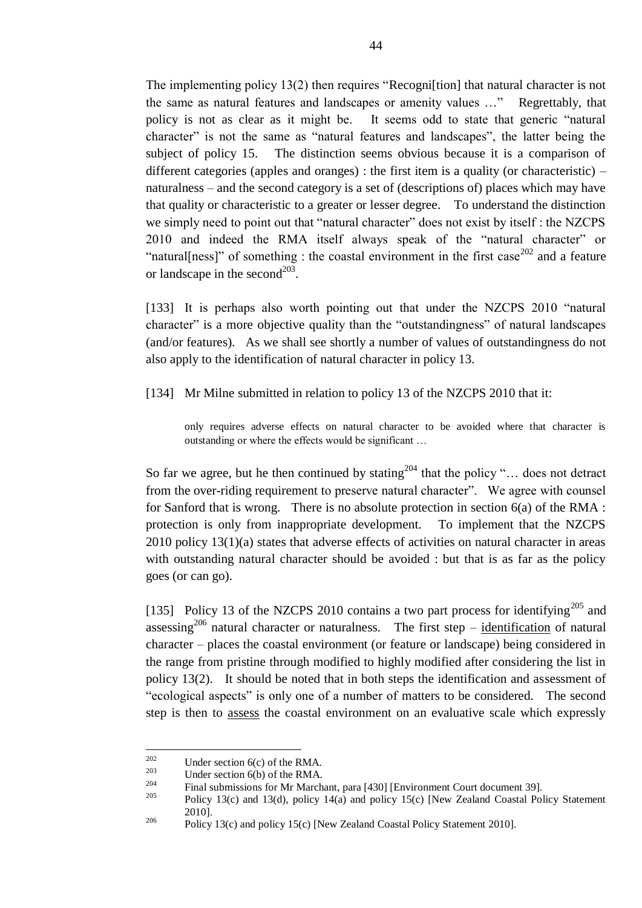The implementing policy 13(2) then requires "Recogni[tion] that natural character is not the same as natural features and landscapes or amenity values …" Regrettably, that policy is not as clear as it might be. It seems odd to state that generic "natural character" is not the same as "natural features and landscapes", the latter being the subject of policy 15. The distinction seems obvious because it is a comparison of different categories (apples and oranges) : the first item is a quality (or characteristic) – naturalness – and the second category is a set of (descriptions of) places which may have that quality or characteristic to a greater or lesser degree. To understand the distinction we simply need to point out that "natural character" does not exist by itself : the NZCPS 2010 and indeed the RMA itself always speak of the "natural character" or "natural[ness]" of something : the coastal environment in the first case[202] and a feature or landscape in the second[203].

[133] It is perhaps also worth pointing out that under the NZCPS 2010 "natural character" is a more objective quality than the "outstandingness" of natural landscapes (and/or features). As we shall see shortly a number of values of outstandingness do not also apply to the identification of natural character in policy 13.

[134] Mr Milne submitted in relation to policy 13 of the NZCPS 2010 that it:

> only requires adverse effects on natural character to be avoided where that character is outstanding or where the effects would be significant …

So far we agree, but he then continued by stating[204] that the policy "… does not detract from the over-riding requirement to preserve natural character". We agree with counsel for Sanford that is wrong. There is no absolute protection in section 6(a) of the RMA : protection is only from inappropriate development. To implement that the NZCPS 2010 policy 13(1)(a) states that adverse effects of activities on natural character in areas with outstanding natural character should be avoided : but that is as far as the policy goes (or can go).

[135] Policy 13 of the NZCPS 2010 contains a two part process for identifying[205] and assessing[206] natural character or naturalness. The first step – <u>identification</u> of natural character – places the coastal environment (or feature or landscape) being considered in the range from pristine through modified to highly modified after considering the list in policy 13(2). It should be noted that in both steps the identification and assessment of "ecological aspects" is only one of a number of matters to be considered. The second step is then to <u>assess</u> the coastal environment on an evaluative scale which expressly

---

[202] Under section 6(c) of the RMA.

[203] Under section 6(b) of the RMA.

[204] Final submissions for Mr Marchant, para [430] [Environment Court document 39].

[205] Policy 13(c) and 13(d), policy 14(a) and policy 15(c) [New Zealand Coastal Policy Statement 2010].

[206] Policy 13(c) and policy 15(c) [New Zealand Coastal Policy Statement 2010].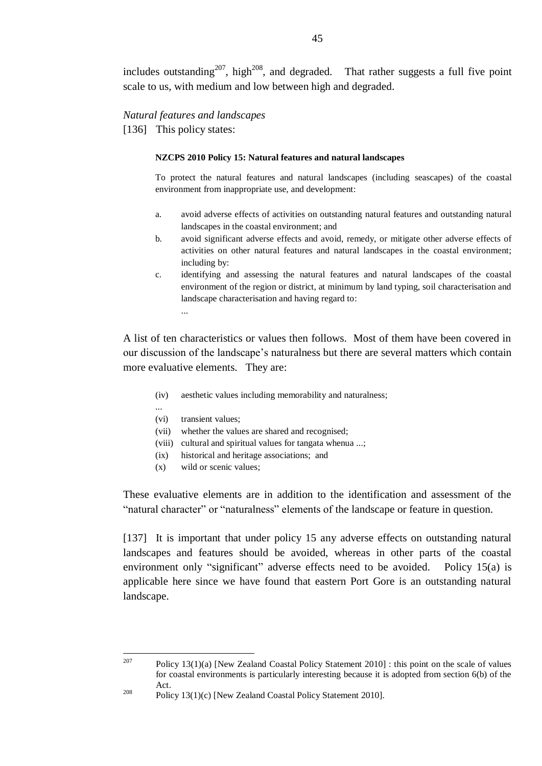includes outstanding[207], high[208], and degraded. That rather suggests a full five point scale to us, with medium and low between high and degraded.

*Natural features and landscapes*

[136] This policy states:

> **NZCPS 2010 Policy 15: Natural features and natural landscapes**
>
> To protect the natural features and natural landscapes (including seascapes) of the coastal environment from inappropriate use, and development:
>
> a. avoid adverse effects of activities on outstanding natural features and outstanding natural landscapes in the coastal environment; and
>
> b. avoid significant adverse effects and avoid, remedy, or mitigate other adverse effects of activities on other natural features and natural landscapes in the coastal environment; including by:
>
> c. identifying and assessing the natural features and natural landscapes of the coastal environment of the region or district, at minimum by land typing, soil characterisation and landscape characterisation and having regard to:
>
> ...

A list of ten characteristics or values then follows. Most of them have been covered in our discussion of the landscape's naturalness but there are several matters which contain more evaluative elements. They are:

> (iv) aesthetic values including memorability and naturalness;
>
> ...
>
> (vi) transient values;
>
> (vii) whether the values are shared and recognised;
>
> (viii) cultural and spiritual values for tangata whenua ...;
>
> (ix) historical and heritage associations; and
>
> (x) wild or scenic values;

These evaluative elements are in addition to the identification and assessment of the "natural character" or "naturalness" elements of the landscape or feature in question.

[137] It is important that under policy 15 any adverse effects on outstanding natural landscapes and features should be avoided, whereas in other parts of the coastal environment only "significant" adverse effects need to be avoided. Policy 15(a) is applicable here since we have found that eastern Port Gore is an outstanding natural landscape.

---

[207] Policy 13(1)(a) [New Zealand Coastal Policy Statement 2010] : this point on the scale of values for coastal environments is particularly interesting because it is adopted from section 6(b) of the Act.

[208] Policy 13(1)(c) [New Zealand Coastal Policy Statement 2010].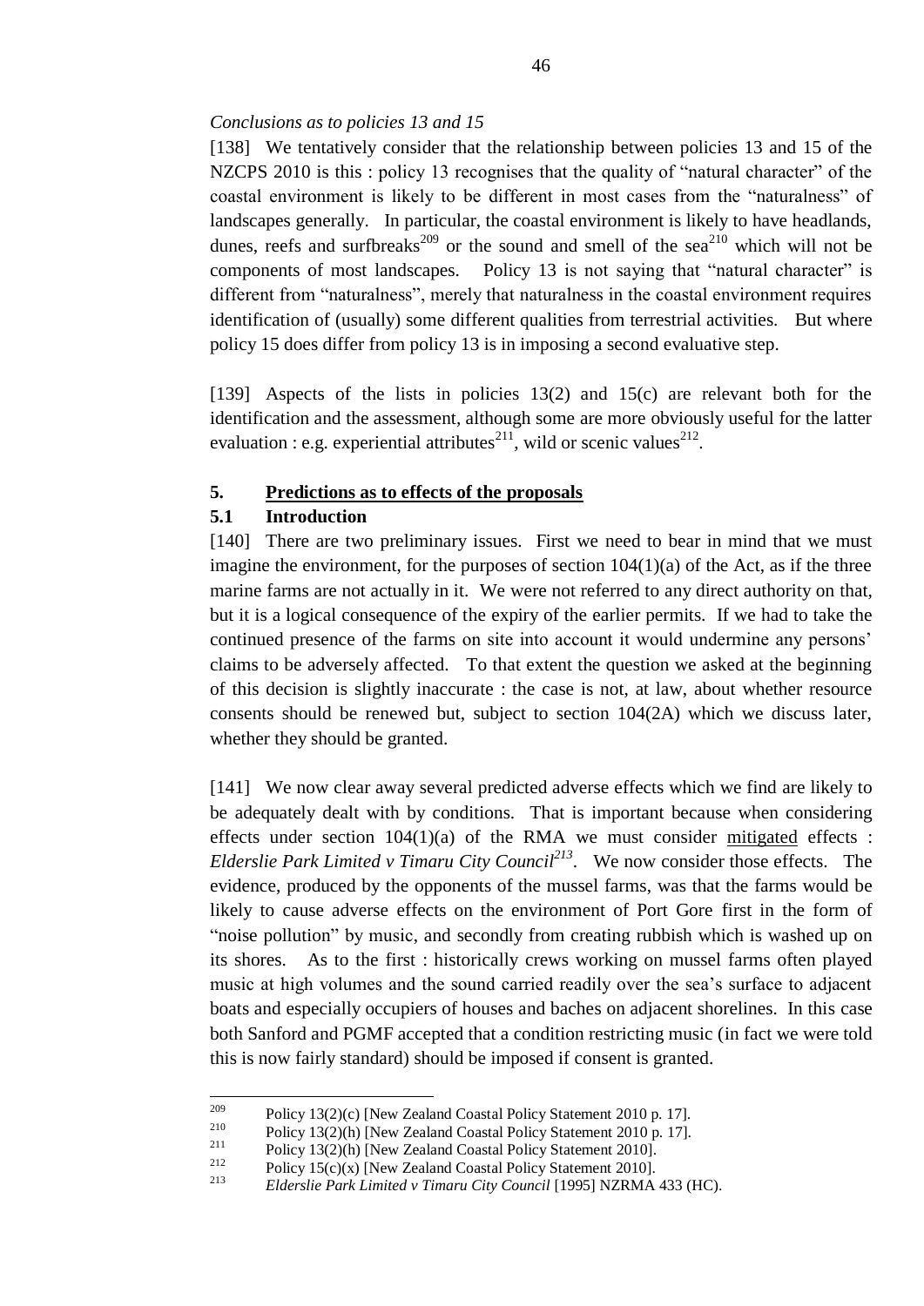*Conclusions as to policies 13 and 15*

[138] We tentatively consider that the relationship between policies 13 and 15 of the NZCPS 2010 is this : policy 13 recognises that the quality of "natural character" of the coastal environment is likely to be different in most cases from the "naturalness" of landscapes generally. In particular, the coastal environment is likely to have headlands, dunes, reefs and surfbreaks[209] or the sound and smell of the sea[210] which will not be components of most landscapes. Policy 13 is not saying that "natural character" is different from "naturalness", merely that naturalness in the coastal environment requires identification of (usually) some different qualities from terrestrial activities. But where policy 15 does differ from policy 13 is in imposing a second evaluative step.

[139] Aspects of the lists in policies 13(2) and 15(c) are relevant both for the identification and the assessment, although some are more obviously useful for the latter evaluation : e.g. experiential attributes[211], wild or scenic values[212].

## 5. <u>Predictions as to effects of the proposals</u>

### 5.1 Introduction

[140] There are two preliminary issues. First we need to bear in mind that we must imagine the environment, for the purposes of section 104(1)(a) of the Act, as if the three marine farms are not actually in it. We were not referred to any direct authority on that, but it is a logical consequence of the expiry of the earlier permits. If we had to take the continued presence of the farms on site into account it would undermine any persons' claims to be adversely affected. To that extent the question we asked at the beginning of this decision is slightly inaccurate : the case is not, at law, about whether resource consents should be renewed but, subject to section 104(2A) which we discuss later, whether they should be granted.

[141] We now clear away several predicted adverse effects which we find are likely to be adequately dealt with by conditions. That is important because when considering effects under section 104(1)(a) of the RMA we must consider <u>mitigated</u> effects : *Elderslie Park Limited v Timaru City Council*[213]. We now consider those effects. The evidence, produced by the opponents of the mussel farms, was that the farms would be likely to cause adverse effects on the environment of Port Gore first in the form of "noise pollution" by music, and secondly from creating rubbish which is washed up on its shores. As to the first : historically crews working on mussel farms often played music at high volumes and the sound carried readily over the sea's surface to adjacent boats and especially occupiers of houses and baches on adjacent shorelines. In this case both Sanford and PGMF accepted that a condition restricting music (in fact we were told this is now fairly standard) should be imposed if consent is granted.

---

[209] Policy 13(2)(c) [New Zealand Coastal Policy Statement 2010 p. 17].

[210] Policy 13(2)(h) [New Zealand Coastal Policy Statement 2010 p. 17].

[211] Policy 13(2)(h) [New Zealand Coastal Policy Statement 2010].

[212] Policy 15(c)(x) [New Zealand Coastal Policy Statement 2010].

[213] *Elderslie Park Limited v Timaru City Council* [1995] NZRMA 433 (HC).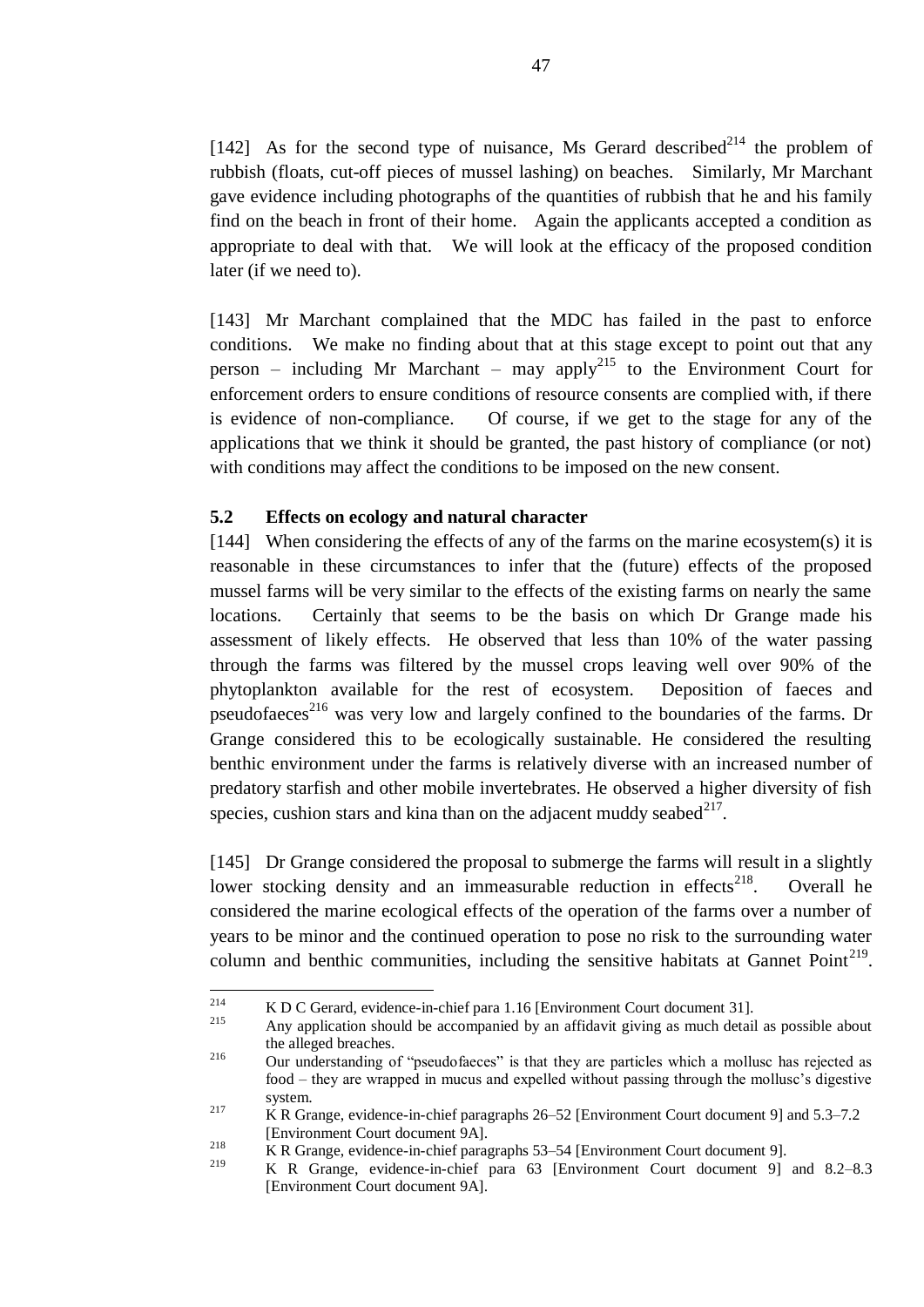[142] As for the second type of nuisance, Ms Gerard described[214] the problem of rubbish (floats, cut-off pieces of mussel lashing) on beaches. Similarly, Mr Marchant gave evidence including photographs of the quantities of rubbish that he and his family find on the beach in front of their home. Again the applicants accepted a condition as appropriate to deal with that. We will look at the efficacy of the proposed condition later (if we need to).

[143] Mr Marchant complained that the MDC has failed in the past to enforce conditions. We make no finding about that at this stage except to point out that any person – including Mr Marchant – may apply[215] to the Environment Court for enforcement orders to ensure conditions of resource consents are complied with, if there is evidence of non-compliance. Of course, if we get to the stage for any of the applications that we think it should be granted, the past history of compliance (or not) with conditions may affect the conditions to be imposed on the new consent.

### 5.2 Effects on ecology and natural character

[144] When considering the effects of any of the farms on the marine ecosystem(s) it is reasonable in these circumstances to infer that the (future) effects of the proposed mussel farms will be very similar to the effects of the existing farms on nearly the same locations. Certainly that seems to be the basis on which Dr Grange made his assessment of likely effects. He observed that less than 10% of the water passing through the farms was filtered by the mussel crops leaving well over 90% of the phytoplankton available for the rest of ecosystem. Deposition of faeces and pseudofaeces[216] was very low and largely confined to the boundaries of the farms. Dr Grange considered this to be ecologically sustainable. He considered the resulting benthic environment under the farms is relatively diverse with an increased number of predatory starfish and other mobile invertebrates. He observed a higher diversity of fish species, cushion stars and kina than on the adjacent muddy seabed[217].

[145] Dr Grange considered the proposal to submerge the farms will result in a slightly lower stocking density and an immeasurable reduction in effects[218]. Overall he considered the marine ecological effects of the operation of the farms over a number of years to be minor and the continued operation to pose no risk to the surrounding water column and benthic communities, including the sensitive habitats at Gannet Point[219].

---

[214] K D C Gerard, evidence-in-chief para 1.16 [Environment Court document 31].

[215] Any application should be accompanied by an affidavit giving as much detail as possible about the alleged breaches.

[216] Our understanding of "pseudofaeces" is that they are particles which a mollusc has rejected as food – they are wrapped in mucus and expelled without passing through the mollusc's digestive system.

[217] K R Grange, evidence-in-chief paragraphs 26–52 [Environment Court document 9] and 5.3–7.2 [Environment Court document 9A].

[218] K R Grange, evidence-in-chief paragraphs 53–54 [Environment Court document 9].

[219] K R Grange, evidence-in-chief para 63 [Environment Court document 9] and 8.2–8.3 [Environment Court document 9A].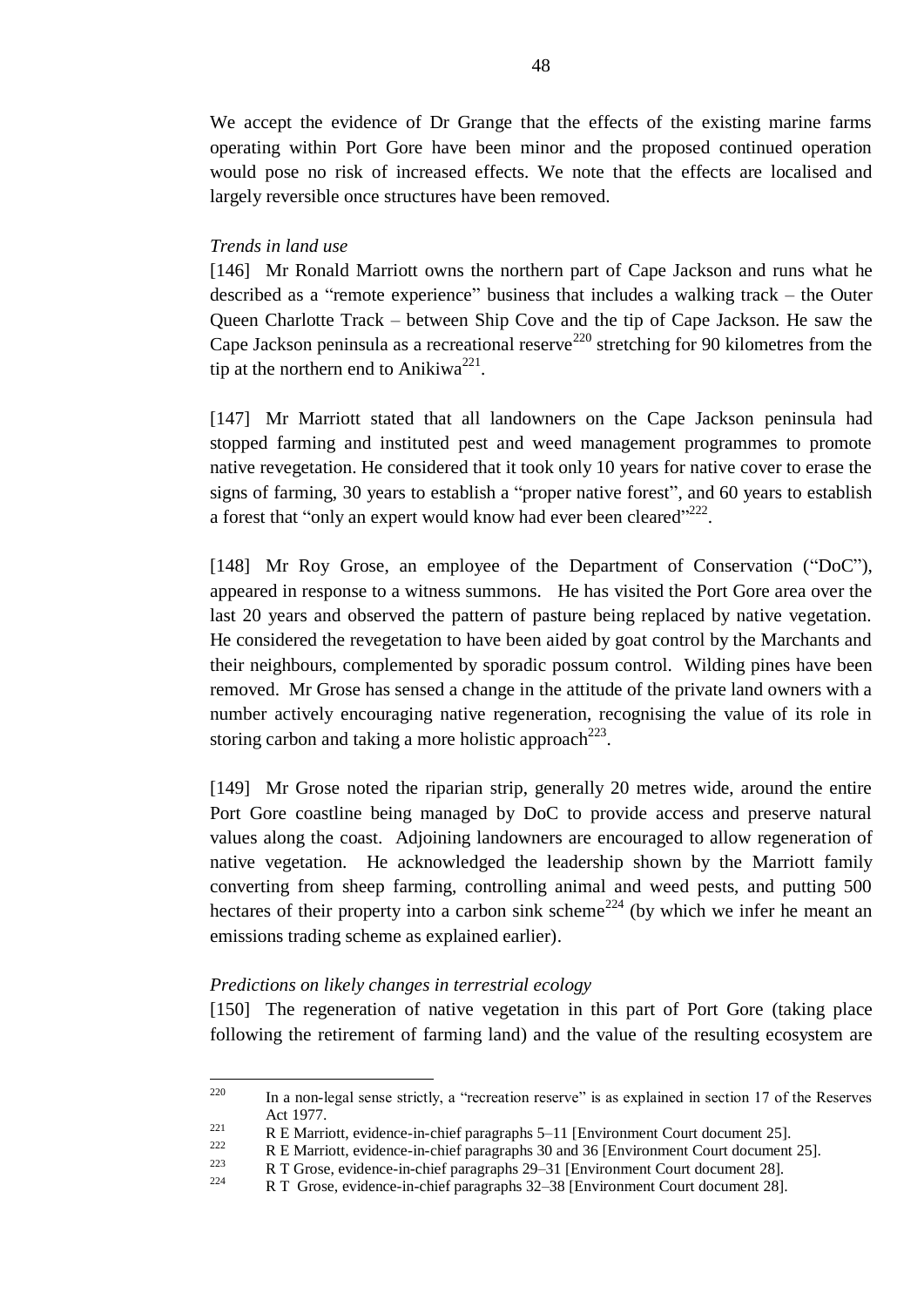We accept the evidence of Dr Grange that the effects of the existing marine farms operating within Port Gore have been minor and the proposed continued operation would pose no risk of increased effects. We note that the effects are localised and largely reversible once structures have been removed.

*Trends in land use*

[146] Mr Ronald Marriott owns the northern part of Cape Jackson and runs what he described as a "remote experience" business that includes a walking track – the Outer Queen Charlotte Track – between Ship Cove and the tip of Cape Jackson. He saw the Cape Jackson peninsula as a recreational reserve[220] stretching for 90 kilometres from the tip at the northern end to Anikiwa[221].

[147] Mr Marriott stated that all landowners on the Cape Jackson peninsula had stopped farming and instituted pest and weed management programmes to promote native revegetation. He considered that it took only 10 years for native cover to erase the signs of farming, 30 years to establish a "proper native forest", and 60 years to establish a forest that "only an expert would know had ever been cleared"[222].

[148] Mr Roy Grose, an employee of the Department of Conservation ("DoC"), appeared in response to a witness summons. He has visited the Port Gore area over the last 20 years and observed the pattern of pasture being replaced by native vegetation. He considered the revegetation to have been aided by goat control by the Marchants and their neighbours, complemented by sporadic possum control. Wilding pines have been removed. Mr Grose has sensed a change in the attitude of the private land owners with a number actively encouraging native regeneration, recognising the value of its role in storing carbon and taking a more holistic approach[223].

[149] Mr Grose noted the riparian strip, generally 20 metres wide, around the entire Port Gore coastline being managed by DoC to provide access and preserve natural values along the coast. Adjoining landowners are encouraged to allow regeneration of native vegetation. He acknowledged the leadership shown by the Marriott family converting from sheep farming, controlling animal and weed pests, and putting 500 hectares of their property into a carbon sink scheme[224] (by which we infer he meant an emissions trading scheme as explained earlier).

*Predictions on likely changes in terrestrial ecology*

[150] The regeneration of native vegetation in this part of Port Gore (taking place following the retirement of farming land) and the value of the resulting ecosystem are

---

[220] In a non-legal sense strictly, a "recreation reserve" is as explained in section 17 of the Reserves Act 1977.

[221] R E Marriott, evidence-in-chief paragraphs 5–11 [Environment Court document 25].

[222] R E Marriott, evidence-in-chief paragraphs 30 and 36 [Environment Court document 25].

[223] R T Grose, evidence-in-chief paragraphs 29–31 [Environment Court document 28].

[224] R T Grose, evidence-in-chief paragraphs 32–38 [Environment Court document 28].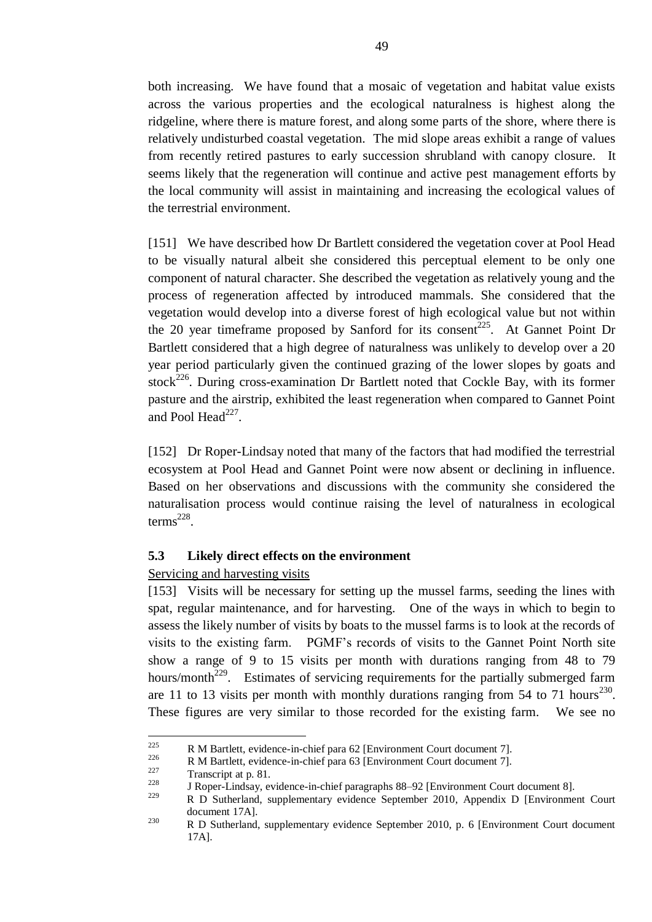both increasing. We have found that a mosaic of vegetation and habitat value exists across the various properties and the ecological naturalness is highest along the ridgeline, where there is mature forest, and along some parts of the shore, where there is relatively undisturbed coastal vegetation. The mid slope areas exhibit a range of values from recently retired pastures to early succession shrubland with canopy closure. It seems likely that the regeneration will continue and active pest management efforts by the local community will assist in maintaining and increasing the ecological values of the terrestrial environment.

[151] We have described how Dr Bartlett considered the vegetation cover at Pool Head to be visually natural albeit she considered this perceptual element to be only one component of natural character. She described the vegetation as relatively young and the process of regeneration affected by introduced mammals. She considered that the vegetation would develop into a diverse forest of high ecological value but not within the 20 year timeframe proposed by Sanford for its consent[225]. At Gannet Point Dr Bartlett considered that a high degree of naturalness was unlikely to develop over a 20 year period particularly given the continued grazing of the lower slopes by goats and stock[226]. During cross-examination Dr Bartlett noted that Cockle Bay, with its former pasture and the airstrip, exhibited the least regeneration when compared to Gannet Point and Pool Head[227].

[152] Dr Roper-Lindsay noted that many of the factors that had modified the terrestrial ecosystem at Pool Head and Gannet Point were now absent or declining in influence. Based on her observations and discussions with the community she considered the naturalisation process would continue raising the level of naturalness in ecological terms[228].

### 5.3 Likely direct effects on the environment

Servicing and harvesting visits

[153] Visits will be necessary for setting up the mussel farms, seeding the lines with spat, regular maintenance, and for harvesting. One of the ways in which to begin to assess the likely number of visits by boats to the mussel farms is to look at the records of visits to the existing farm. PGMF's records of visits to the Gannet Point North site show a range of 9 to 15 visits per month with durations ranging from 48 to 79 hours/month[229]. Estimates of servicing requirements for the partially submerged farm are 11 to 13 visits per month with monthly durations ranging from 54 to 71 hours[230]. These figures are very similar to those recorded for the existing farm. We see no

---

[225] R M Bartlett, evidence-in-chief para 62 [Environment Court document 7].

[226] R M Bartlett, evidence-in-chief para 63 [Environment Court document 7].

[227] Transcript at p. 81.

[228] J Roper-Lindsay, evidence-in-chief paragraphs 88–92 [Environment Court document 8].

[229] R D Sutherland, supplementary evidence September 2010, Appendix D [Environment Court document 17A].

[230] R D Sutherland, supplementary evidence September 2010, p. 6 [Environment Court document 17A].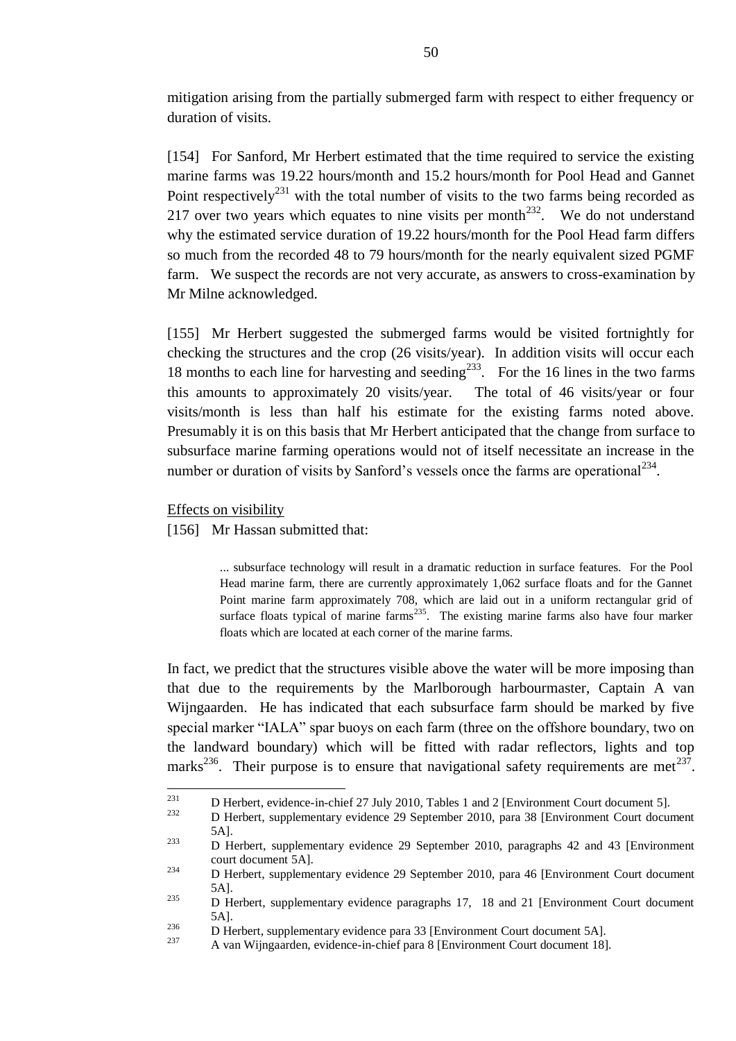mitigation arising from the partially submerged farm with respect to either frequency or duration of visits.

[154] For Sanford, Mr Herbert estimated that the time required to service the existing marine farms was 19.22 hours/month and 15.2 hours/month for Pool Head and Gannet Point respectively[231] with the total number of visits to the two farms being recorded as 217 over two years which equates to nine visits per month[232]. We do not understand why the estimated service duration of 19.22 hours/month for the Pool Head farm differs so much from the recorded 48 to 79 hours/month for the nearly equivalent sized PGMF farm. We suspect the records are not very accurate, as answers to cross-examination by Mr Milne acknowledged.

[155] Mr Herbert suggested the submerged farms would be visited fortnightly for checking the structures and the crop (26 visits/year). In addition visits will occur each 18 months to each line for harvesting and seeding[233]. For the 16 lines in the two farms this amounts to approximately 20 visits/year. The total of 46 visits/year or four visits/month is less than half his estimate for the existing farms noted above. Presumably it is on this basis that Mr Herbert anticipated that the change from surface to subsurface marine farming operations would not of itself necessitate an increase in the number or duration of visits by Sanford's vessels once the farms are operational[234].

Effects on visibility

[156] Mr Hassan submitted that:

> ... subsurface technology will result in a dramatic reduction in surface features. For the Pool Head marine farm, there are currently approximately 1,062 surface floats and for the Gannet Point marine farm approximately 708, which are laid out in a uniform rectangular grid of surface floats typical of marine farms[235]. The existing marine farms also have four marker floats which are located at each corner of the marine farms.

In fact, we predict that the structures visible above the water will be more imposing than that due to the requirements by the Marlborough harbourmaster, Captain A van Wijngaarden. He has indicated that each subsurface farm should be marked by five special marker "IALA" spar buoys on each farm (three on the offshore boundary, two on the landward boundary) which will be fitted with radar reflectors, lights and top marks[236]. Their purpose is to ensure that navigational safety requirements are met[237].

---

231 D Herbert, evidence-in-chief 27 July 2010, Tables 1 and 2 [Environment Court document 5].

232 D Herbert, supplementary evidence 29 September 2010, para 38 [Environment Court document 5A].

233 D Herbert, supplementary evidence 29 September 2010, paragraphs 42 and 43 [Environment court document 5A].

234 D Herbert, supplementary evidence 29 September 2010, para 46 [Environment Court document 5A].

235 D Herbert, supplementary evidence paragraphs 17, 18 and 21 [Environment Court document 5A].

236 D Herbert, supplementary evidence para 33 [Environment Court document 5A].

237 A van Wijngaarden, evidence-in-chief para 8 [Environment Court document 18].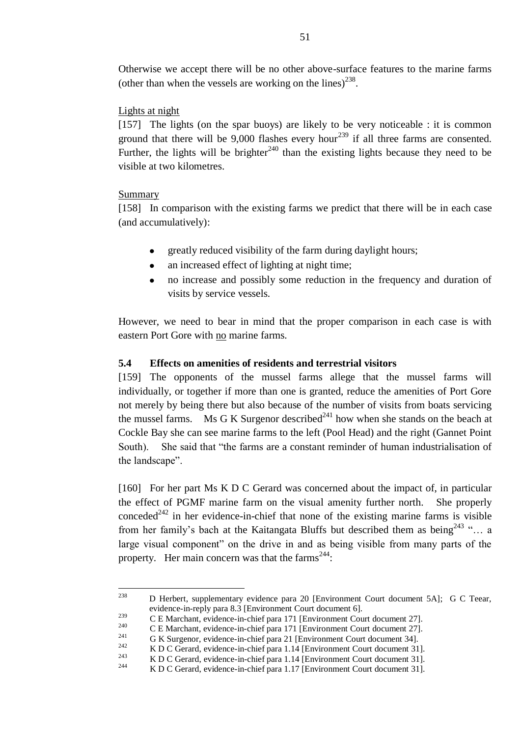Otherwise we accept there will be no other above-surface features to the marine farms (other than when the vessels are working on the lines)[238].

Lights at night

[157] The lights (on the spar buoys) are likely to be very noticeable : it is common ground that there will be 9,000 flashes every hour[239] if all three farms are consented. Further, the lights will be brighter[240] than the existing lights because they need to be visible at two kilometres.

Summary

[158] In comparison with the existing farms we predict that there will be in each case (and accumulatively):

- greatly reduced visibility of the farm during daylight hours;
- an increased effect of lighting at night time;
- no increase and possibly some reduction in the frequency and duration of visits by service vessels.

However, we need to bear in mind that the proper comparison in each case is with eastern Port Gore with no marine farms.

### 5.4 Effects on amenities of residents and terrestrial visitors

[159] The opponents of the mussel farms allege that the mussel farms will individually, or together if more than one is granted, reduce the amenities of Port Gore not merely by being there but also because of the number of visits from boats servicing the mussel farms. Ms G K Surgenor described[241] how when she stands on the beach at Cockle Bay she can see marine farms to the left (Pool Head) and the right (Gannet Point South). She said that "the farms are a constant reminder of human industrialisation of the landscape".

[160] For her part Ms K D C Gerard was concerned about the impact of, in particular the effect of PGMF marine farm on the visual amenity further north. She properly conceded[242] in her evidence-in-chief that none of the existing marine farms is visible from her family's bach at the Kaitangata Bluffs but described them as being[243] "… a large visual component" on the drive in and as being visible from many parts of the property. Her main concern was that the farms[244]:

---

238 D Herbert, supplementary evidence para 20 [Environment Court document 5A]; G C Teear, evidence-in-reply para 8.3 [Environment Court document 6].

239 C E Marchant, evidence-in-chief para 171 [Environment Court document 27].

240 C E Marchant, evidence-in-chief para 171 [Environment Court document 27].

241 G K Surgenor, evidence-in-chief para 21 [Environment Court document 34].

242 K D C Gerard, evidence-in-chief para 1.14 [Environment Court document 31].

243 K D C Gerard, evidence-in-chief para 1.14 [Environment Court document 31].

244 K D C Gerard, evidence-in-chief para 1.17 [Environment Court document 31].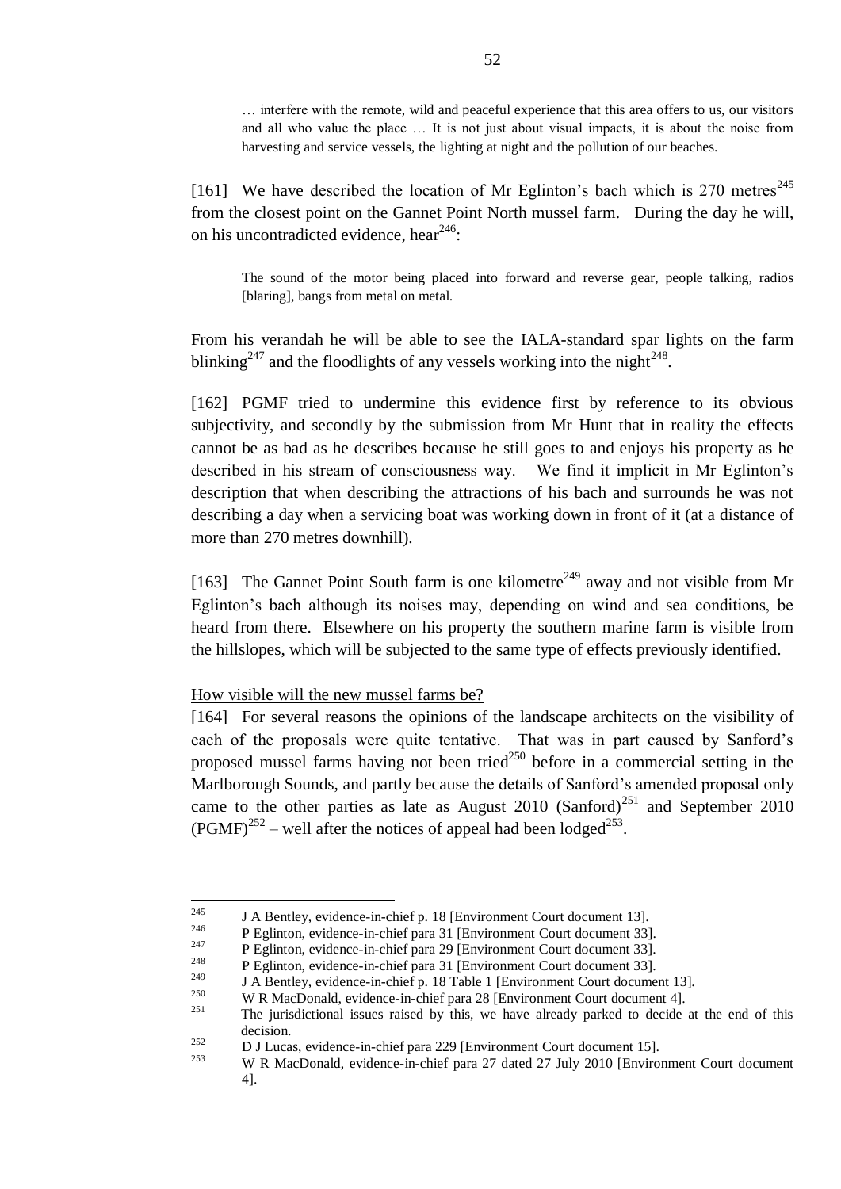> … interfere with the remote, wild and peaceful experience that this area offers to us, our visitors and all who value the place … It is not just about visual impacts, it is about the noise from harvesting and service vessels, the lighting at night and the pollution of our beaches.

[161] We have described the location of Mr Eglinton's bach which is 270 metres[245] from the closest point on the Gannet Point North mussel farm. During the day he will, on his uncontradicted evidence, hear[246]:

> The sound of the motor being placed into forward and reverse gear, people talking, radios [blaring], bangs from metal on metal.

From his verandah he will be able to see the IALA-standard spar lights on the farm blinking[247] and the floodlights of any vessels working into the night[248].

[162] PGMF tried to undermine this evidence first by reference to its obvious subjectivity, and secondly by the submission from Mr Hunt that in reality the effects cannot be as bad as he describes because he still goes to and enjoys his property as he described in his stream of consciousness way. We find it implicit in Mr Eglinton's description that when describing the attractions of his bach and surrounds he was not describing a day when a servicing boat was working down in front of it (at a distance of more than 270 metres downhill).

[163] The Gannet Point South farm is one kilometre[249] away and not visible from Mr Eglinton's bach although its noises may, depending on wind and sea conditions, be heard from there. Elsewhere on his property the southern marine farm is visible from the hillslopes, which will be subjected to the same type of effects previously identified.

How visible will the new mussel farms be?

[164] For several reasons the opinions of the landscape architects on the visibility of each of the proposals were quite tentative. That was in part caused by Sanford's proposed mussel farms having not been tried[250] before in a commercial setting in the Marlborough Sounds, and partly because the details of Sanford's amended proposal only came to the other parties as late as August 2010 (Sanford)[251] and September 2010 (PGMF)[252] – well after the notices of appeal had been lodged[253].

---

[245] J A Bentley, evidence-in-chief p. 18 [Environment Court document 13].

[246] P Eglinton, evidence-in-chief para 31 [Environment Court document 33].

[247] P Eglinton, evidence-in-chief para 29 [Environment Court document 33].

[248] P Eglinton, evidence-in-chief para 31 [Environment Court document 33].

[249] J A Bentley, evidence-in-chief p. 18 Table 1 [Environment Court document 13].

[250] W R MacDonald, evidence-in-chief para 28 [Environment Court document 4].

[251] The jurisdictional issues raised by this, we have already parked to decide at the end of this decision.

[252] D J Lucas, evidence-in-chief para 229 [Environment Court document 15].

[253] W R MacDonald, evidence-in-chief para 27 dated 27 July 2010 [Environment Court document 4].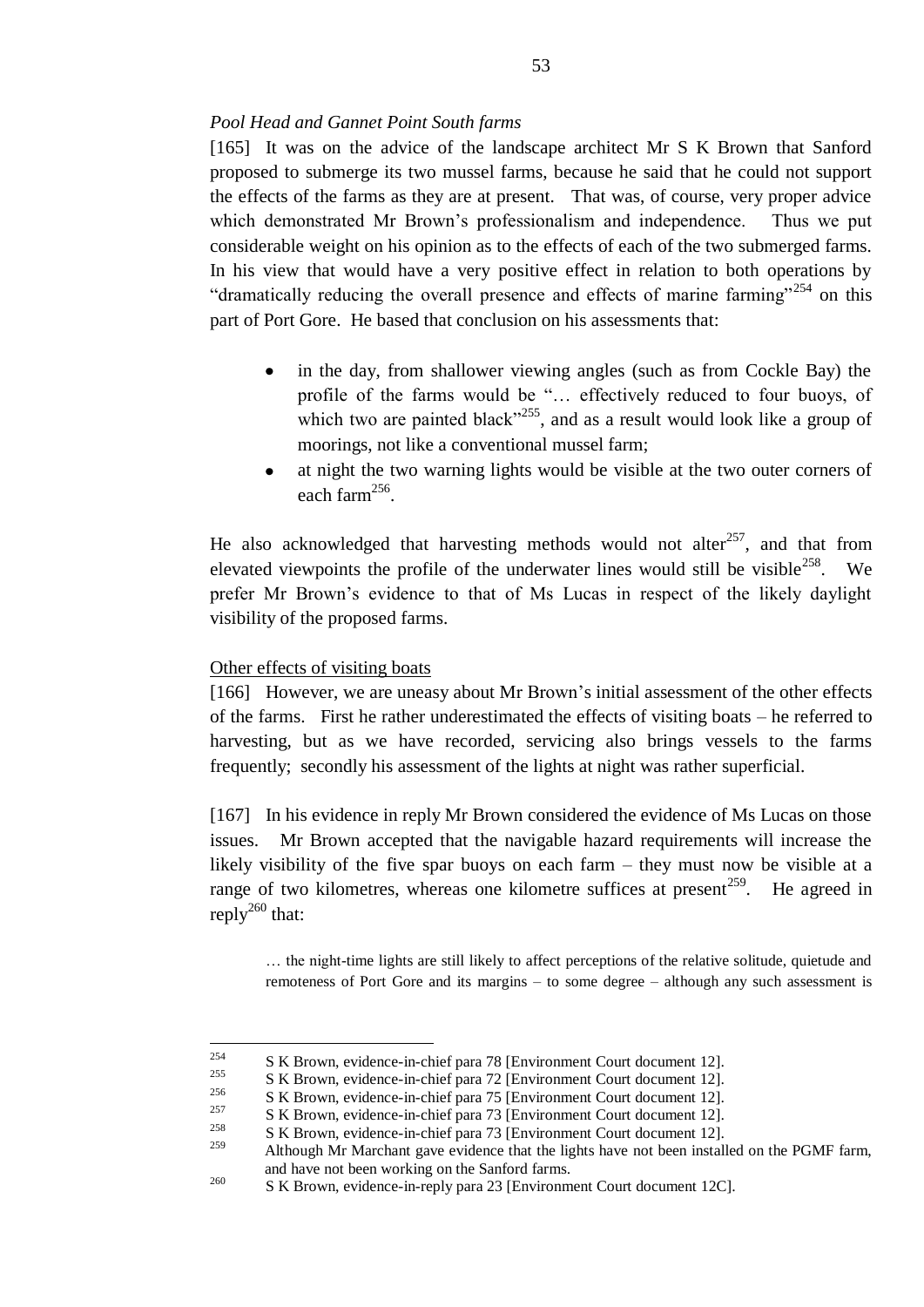*Pool Head and Gannet Point South farms*

[165] It was on the advice of the landscape architect Mr S K Brown that Sanford proposed to submerge its two mussel farms, because he said that he could not support the effects of the farms as they are at present. That was, of course, very proper advice which demonstrated Mr Brown's professionalism and independence. Thus we put considerable weight on his opinion as to the effects of each of the two submerged farms. In his view that would have a very positive effect in relation to both operations by "dramatically reducing the overall presence and effects of marine farming"[254] on this part of Port Gore. He based that conclusion on his assessments that:

- in the day, from shallower viewing angles (such as from Cockle Bay) the profile of the farms would be "… effectively reduced to four buoys, of which two are painted black"[255], and as a result would look like a group of moorings, not like a conventional mussel farm;
- at night the two warning lights would be visible at the two outer corners of each farm[256].

He also acknowledged that harvesting methods would not alter[257], and that from elevated viewpoints the profile of the underwater lines would still be visible[258]. We prefer Mr Brown's evidence to that of Ms Lucas in respect of the likely daylight visibility of the proposed farms.

Other effects of visiting boats

[166] However, we are uneasy about Mr Brown's initial assessment of the other effects of the farms. First he rather underestimated the effects of visiting boats – he referred to harvesting, but as we have recorded, servicing also brings vessels to the farms frequently; secondly his assessment of the lights at night was rather superficial.

[167] In his evidence in reply Mr Brown considered the evidence of Ms Lucas on those issues. Mr Brown accepted that the navigable hazard requirements will increase the likely visibility of the five spar buoys on each farm – they must now be visible at a range of two kilometres, whereas one kilometre suffices at present[259]. He agreed in reply[260] that:

> … the night-time lights are still likely to affect perceptions of the relative solitude, quietude and remoteness of Port Gore and its margins – to some degree – although any such assessment is

---

254 S K Brown, evidence-in-chief para 78 [Environment Court document 12].

255 S K Brown, evidence-in-chief para 72 [Environment Court document 12].

256 S K Brown, evidence-in-chief para 75 [Environment Court document 12].

257 S K Brown, evidence-in-chief para 73 [Environment Court document 12].

258 S K Brown, evidence-in-chief para 73 [Environment Court document 12].

259 Although Mr Marchant gave evidence that the lights have not been installed on the PGMF farm, and have not been working on the Sanford farms.

260 S K Brown, evidence-in-reply para 23 [Environment Court document 12C].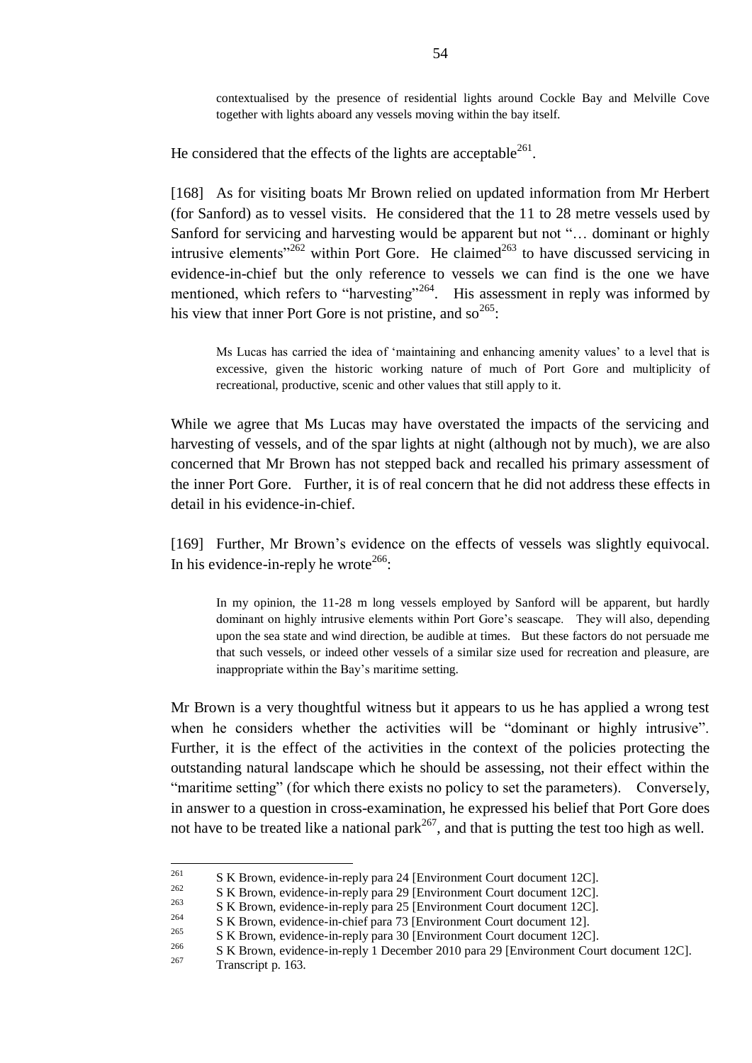> contextualised by the presence of residential lights around Cockle Bay and Melville Cove together with lights aboard any vessels moving within the bay itself.

He considered that the effects of the lights are acceptable[261].

[168] As for visiting boats Mr Brown relied on updated information from Mr Herbert (for Sanford) as to vessel visits. He considered that the 11 to 28 metre vessels used by Sanford for servicing and harvesting would be apparent but not "… dominant or highly intrusive elements"[262] within Port Gore. He claimed[263] to have discussed servicing in evidence-in-chief but the only reference to vessels we can find is the one we have mentioned, which refers to "harvesting"[264]. His assessment in reply was informed by his view that inner Port Gore is not pristine, and so[265]:

> Ms Lucas has carried the idea of 'maintaining and enhancing amenity values' to a level that is excessive, given the historic working nature of much of Port Gore and multiplicity of recreational, productive, scenic and other values that still apply to it.

While we agree that Ms Lucas may have overstated the impacts of the servicing and harvesting of vessels, and of the spar lights at night (although not by much), we are also concerned that Mr Brown has not stepped back and recalled his primary assessment of the inner Port Gore. Further, it is of real concern that he did not address these effects in detail in his evidence-in-chief.

[169] Further, Mr Brown's evidence on the effects of vessels was slightly equivocal. In his evidence-in-reply he wrote[266]:

> In my opinion, the 11-28 m long vessels employed by Sanford will be apparent, but hardly dominant on highly intrusive elements within Port Gore's seascape. They will also, depending upon the sea state and wind direction, be audible at times. But these factors do not persuade me that such vessels, or indeed other vessels of a similar size used for recreation and pleasure, are inappropriate within the Bay's maritime setting.

Mr Brown is a very thoughtful witness but it appears to us he has applied a wrong test when he considers whether the activities will be "dominant or highly intrusive". Further, it is the effect of the activities in the context of the policies protecting the outstanding natural landscape which he should be assessing, not their effect within the "maritime setting" (for which there exists no policy to set the parameters). Conversely, in answer to a question in cross-examination, he expressed his belief that Port Gore does not have to be treated like a national park[267], and that is putting the test too high as well.

---

[261] S K Brown, evidence-in-reply para 24 [Environment Court document 12C].

[262] S K Brown, evidence-in-reply para 29 [Environment Court document 12C].

[263] S K Brown, evidence-in-reply para 25 [Environment Court document 12C].

[264] S K Brown, evidence-in-chief para 73 [Environment Court document 12].

[265] S K Brown, evidence-in-reply para 30 [Environment Court document 12C].

[266] S K Brown, evidence-in-reply 1 December 2010 para 29 [Environment Court document 12C].

[267] Transcript p. 163.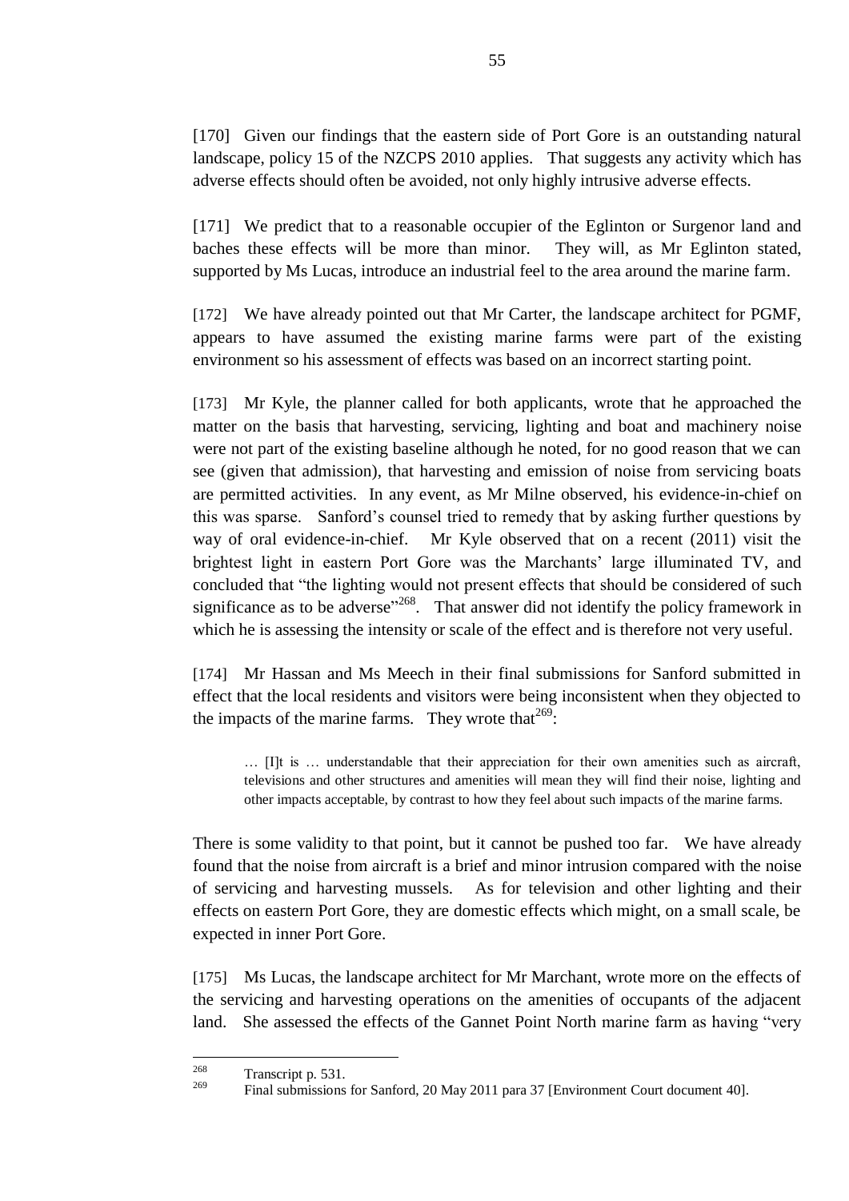[170] Given our findings that the eastern side of Port Gore is an outstanding natural landscape, policy 15 of the NZCPS 2010 applies. That suggests any activity which has adverse effects should often be avoided, not only highly intrusive adverse effects.

[171] We predict that to a reasonable occupier of the Eglinton or Surgenor land and baches these effects will be more than minor. They will, as Mr Eglinton stated, supported by Ms Lucas, introduce an industrial feel to the area around the marine farm.

[172] We have already pointed out that Mr Carter, the landscape architect for PGMF, appears to have assumed the existing marine farms were part of the existing environment so his assessment of effects was based on an incorrect starting point.

[173] Mr Kyle, the planner called for both applicants, wrote that he approached the matter on the basis that harvesting, servicing, lighting and boat and machinery noise were not part of the existing baseline although he noted, for no good reason that we can see (given that admission), that harvesting and emission of noise from servicing boats are permitted activities. In any event, as Mr Milne observed, his evidence-in-chief on this was sparse. Sanford's counsel tried to remedy that by asking further questions by way of oral evidence-in-chief. Mr Kyle observed that on a recent (2011) visit the brightest light in eastern Port Gore was the Marchants' large illuminated TV, and concluded that "the lighting would not present effects that should be considered of such significance as to be adverse"[268]. That answer did not identify the policy framework in which he is assessing the intensity or scale of the effect and is therefore not very useful.

[174] Mr Hassan and Ms Meech in their final submissions for Sanford submitted in effect that the local residents and visitors were being inconsistent when they objected to the impacts of the marine farms. They wrote that[269]:

> … [I]t is … understandable that their appreciation for their own amenities such as aircraft, televisions and other structures and amenities will mean they will find their noise, lighting and other impacts acceptable, by contrast to how they feel about such impacts of the marine farms.

There is some validity to that point, but it cannot be pushed too far. We have already found that the noise from aircraft is a brief and minor intrusion compared with the noise of servicing and harvesting mussels. As for television and other lighting and their effects on eastern Port Gore, they are domestic effects which might, on a small scale, be expected in inner Port Gore.

[175] Ms Lucas, the landscape architect for Mr Marchant, wrote more on the effects of the servicing and harvesting operations on the amenities of occupants of the adjacent land. She assessed the effects of the Gannet Point North marine farm as having "very

---

[268] Transcript p. 531.

[269] Final submissions for Sanford, 20 May 2011 para 37 [Environment Court document 40].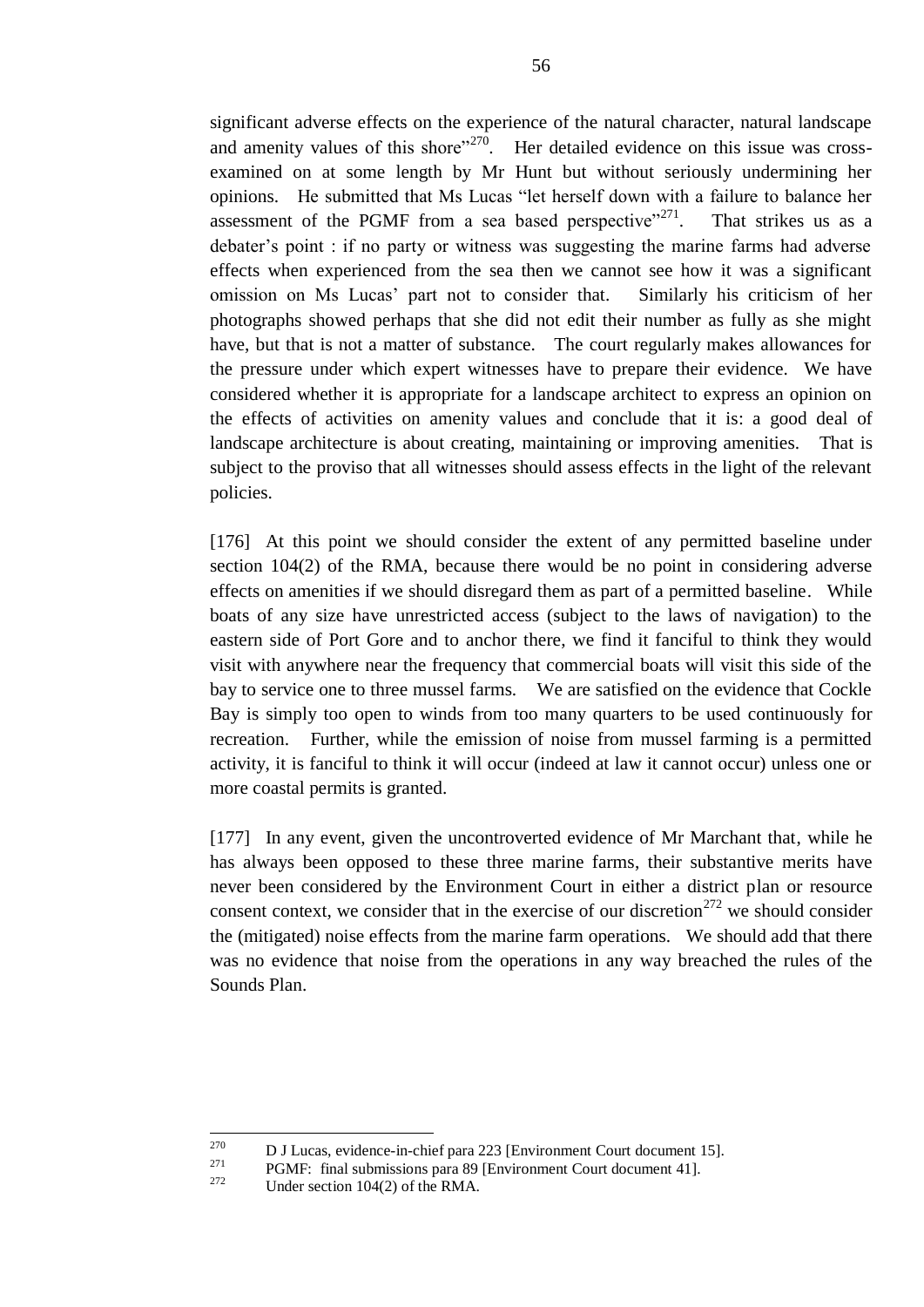significant adverse effects on the experience of the natural character, natural landscape and amenity values of this shore"[270]. Her detailed evidence on this issue was cross-examined on at some length by Mr Hunt but without seriously undermining her opinions. He submitted that Ms Lucas "let herself down with a failure to balance her assessment of the PGMF from a sea based perspective"[271]. That strikes us as a debater's point : if no party or witness was suggesting the marine farms had adverse effects when experienced from the sea then we cannot see how it was a significant omission on Ms Lucas' part not to consider that. Similarly his criticism of her photographs showed perhaps that she did not edit their number as fully as she might have, but that is not a matter of substance. The court regularly makes allowances for the pressure under which expert witnesses have to prepare their evidence. We have considered whether it is appropriate for a landscape architect to express an opinion on the effects of activities on amenity values and conclude that it is: a good deal of landscape architecture is about creating, maintaining or improving amenities. That is subject to the proviso that all witnesses should assess effects in the light of the relevant policies.

[176] At this point we should consider the extent of any permitted baseline under section 104(2) of the RMA, because there would be no point in considering adverse effects on amenities if we should disregard them as part of a permitted baseline. While boats of any size have unrestricted access (subject to the laws of navigation) to the eastern side of Port Gore and to anchor there, we find it fanciful to think they would visit with anywhere near the frequency that commercial boats will visit this side of the bay to service one to three mussel farms. We are satisfied on the evidence that Cockle Bay is simply too open to winds from too many quarters to be used continuously for recreation. Further, while the emission of noise from mussel farming is a permitted activity, it is fanciful to think it will occur (indeed at law it cannot occur) unless one or more coastal permits is granted.

[177] In any event, given the uncontroverted evidence of Mr Marchant that, while he has always been opposed to these three marine farms, their substantive merits have never been considered by the Environment Court in either a district plan or resource consent context, we consider that in the exercise of our discretion[272] we should consider the (mitigated) noise effects from the marine farm operations. We should add that there was no evidence that noise from the operations in any way breached the rules of the Sounds Plan.

---

[270] D J Lucas, evidence-in-chief para 223 [Environment Court document 15].

[271] PGMF: final submissions para 89 [Environment Court document 41].

[272] Under section 104(2) of the RMA.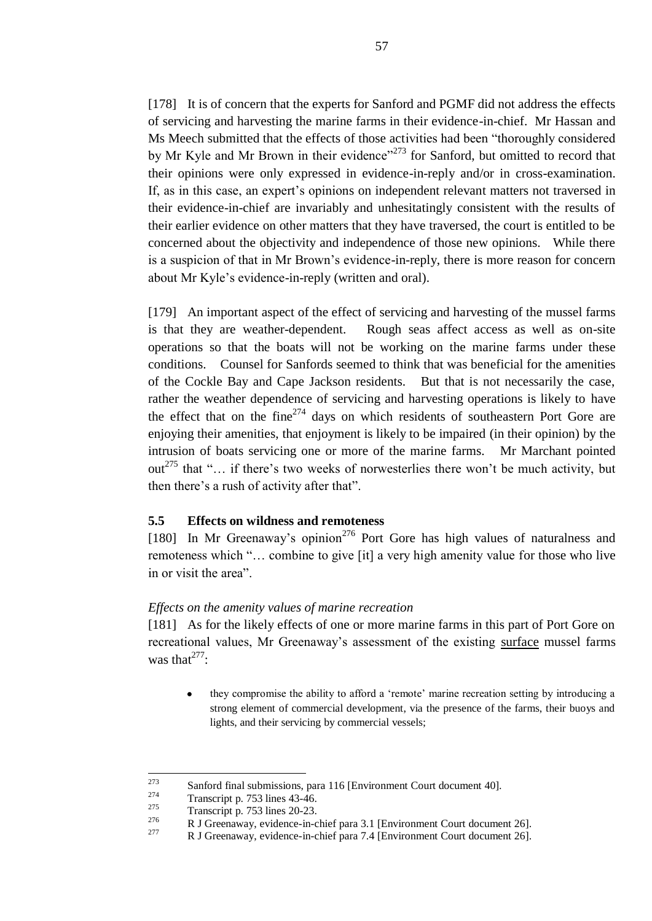[178] It is of concern that the experts for Sanford and PGMF did not address the effects of servicing and harvesting the marine farms in their evidence-in-chief. Mr Hassan and Ms Meech submitted that the effects of those activities had been "thoroughly considered by Mr Kyle and Mr Brown in their evidence"[273] for Sanford, but omitted to record that their opinions were only expressed in evidence-in-reply and/or in cross-examination. If, as in this case, an expert's opinions on independent relevant matters not traversed in their evidence-in-chief are invariably and unhesitatingly consistent with the results of their earlier evidence on other matters that they have traversed, the court is entitled to be concerned about the objectivity and independence of those new opinions. While there is a suspicion of that in Mr Brown's evidence-in-reply, there is more reason for concern about Mr Kyle's evidence-in-reply (written and oral).

[179] An important aspect of the effect of servicing and harvesting of the mussel farms is that they are weather-dependent. Rough seas affect access as well as on-site operations so that the boats will not be working on the marine farms under these conditions. Counsel for Sanfords seemed to think that was beneficial for the amenities of the Cockle Bay and Cape Jackson residents. But that is not necessarily the case, rather the weather dependence of servicing and harvesting operations is likely to have the effect that on the fine[274] days on which residents of southeastern Port Gore are enjoying their amenities, that enjoyment is likely to be impaired (in their opinion) by the intrusion of boats servicing one or more of the marine farms. Mr Marchant pointed out[275] that "… if there's two weeks of norwesterlies there won't be much activity, but then there's a rush of activity after that".

### 5.5 Effects on wildness and remoteness

[180] In Mr Greenaway's opinion[276] Port Gore has high values of naturalness and remoteness which "… combine to give [it] a very high amenity value for those who live in or visit the area".

*Effects on the amenity values of marine recreation*

[181] As for the likely effects of one or more marine farms in this part of Port Gore on recreational values, Mr Greenaway's assessment of the existing surface mussel farms was that[277]:

- they compromise the ability to afford a 'remote' marine recreation setting by introducing a strong element of commercial development, via the presence of the farms, their buoys and lights, and their servicing by commercial vessels;

---

[273] Sanford final submissions, para 116 [Environment Court document 40].

[274] Transcript p. 753 lines 43-46.

[275] Transcript p. 753 lines 20-23.

[276] R J Greenaway, evidence-in-chief para 3.1 [Environment Court document 26].

[277] R J Greenaway, evidence-in-chief para 7.4 [Environment Court document 26].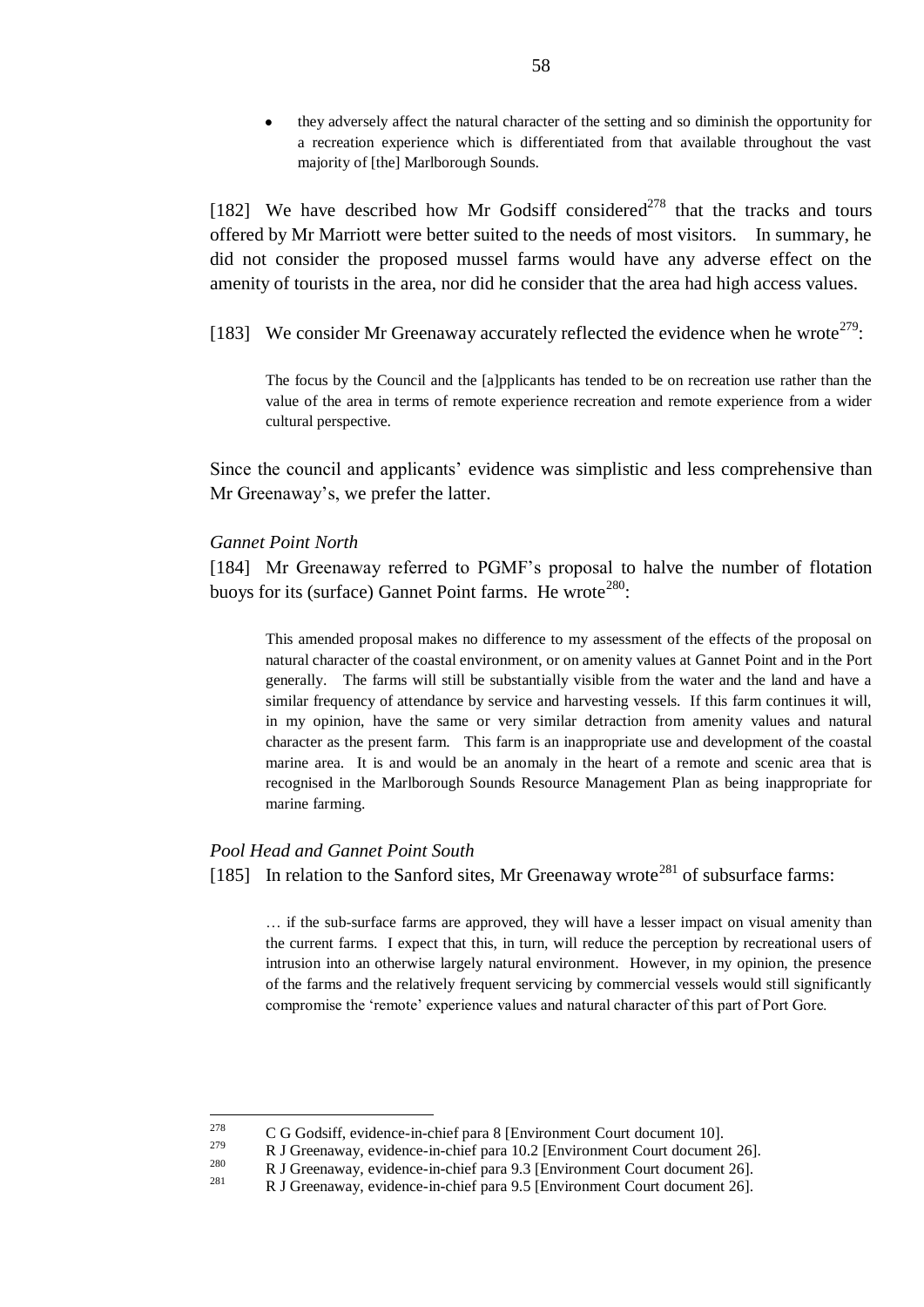- they adversely affect the natural character of the setting and so diminish the opportunity for a recreation experience which is differentiated from that available throughout the vast majority of [the] Marlborough Sounds.

[182] We have described how Mr Godsiff considered[278] that the tracks and tours offered by Mr Marriott were better suited to the needs of most visitors. In summary, he did not consider the proposed mussel farms would have any adverse effect on the amenity of tourists in the area, nor did he consider that the area had high access values.

[183] We consider Mr Greenaway accurately reflected the evidence when he wrote[279]:

> The focus by the Council and the [a]pplicants has tended to be on recreation use rather than the value of the area in terms of remote experience recreation and remote experience from a wider cultural perspective.

Since the council and applicants' evidence was simplistic and less comprehensive than Mr Greenaway's, we prefer the latter.

*Gannet Point North*

[184] Mr Greenaway referred to PGMF's proposal to halve the number of flotation buoys for its (surface) Gannet Point farms. He wrote[280]:

> This amended proposal makes no difference to my assessment of the effects of the proposal on natural character of the coastal environment, or on amenity values at Gannet Point and in the Port generally. The farms will still be substantially visible from the water and the land and have a similar frequency of attendance by service and harvesting vessels. If this farm continues it will, in my opinion, have the same or very similar detraction from amenity values and natural character as the present farm. This farm is an inappropriate use and development of the coastal marine area. It is and would be an anomaly in the heart of a remote and scenic area that is recognised in the Marlborough Sounds Resource Management Plan as being inappropriate for marine farming.

*Pool Head and Gannet Point South*

[185] In relation to the Sanford sites, Mr Greenaway wrote[281] of subsurface farms:

> … if the sub-surface farms are approved, they will have a lesser impact on visual amenity than the current farms. I expect that this, in turn, will reduce the perception by recreational users of intrusion into an otherwise largely natural environment. However, in my opinion, the presence of the farms and the relatively frequent servicing by commercial vessels would still significantly compromise the 'remote' experience values and natural character of this part of Port Gore.

---

[278] C G Godsiff, evidence-in-chief para 8 [Environment Court document 10].
[279] R J Greenaway, evidence-in-chief para 10.2 [Environment Court document 26].
[280] R J Greenaway, evidence-in-chief para 9.3 [Environment Court document 26].
[281] R J Greenaway, evidence-in-chief para 9.5 [Environment Court document 26].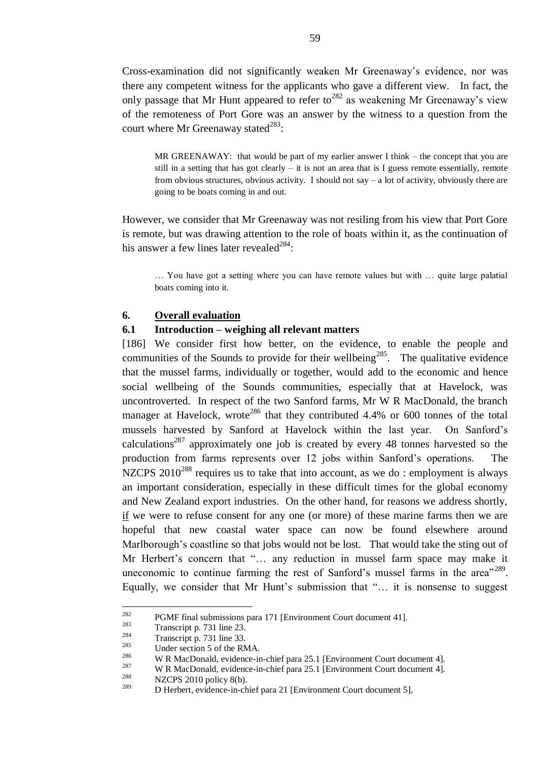Cross-examination did not significantly weaken Mr Greenaway's evidence, nor was there any competent witness for the applicants who gave a different view. In fact, the only passage that Mr Hunt appeared to refer to[282] as weakening Mr Greenaway's view of the remoteness of Port Gore was an answer by the witness to a question from the court where Mr Greenaway stated[283]:

> MR GREENAWAY: that would be part of my earlier answer I think – the concept that you are still in a setting that has got clearly – it is not an area that is I guess remote essentially, remote from obvious structures, obvious activity. I should not say – a lot of activity, obviously there are going to be boats coming in and out.

However, we consider that Mr Greenaway was not resiling from his view that Port Gore is remote, but was drawing attention to the role of boats within it, as the continuation of his answer a few lines later revealed[284]:

> … You have got a setting where you can have remote values but with … quite large palatial boats coming into it.

## 6. Overall evaluation

### 6.1 Introduction – weighing all relevant matters

[186] We consider first how better, on the evidence, to enable the people and communities of the Sounds to provide for their wellbeing[285]. The qualitative evidence that the mussel farms, individually or together, would add to the economic and hence social wellbeing of the Sounds communities, especially that at Havelock, was uncontroverted. In respect of the two Sanford farms, Mr W R MacDonald, the branch manager at Havelock, wrote[286] that they contributed 4.4% or 600 tonnes of the total mussels harvested by Sanford at Havelock within the last year. On Sanford's calculations[287] approximately one job is created by every 48 tonnes harvested so the production from farms represents over 12 jobs within Sanford's operations. The NZCPS 2010[288] requires us to take that into account, as we do : employment is always an important consideration, especially in these difficult times for the global economy and New Zealand export industries. On the other hand, for reasons we address shortly, if we were to refuse consent for any one (or more) of these marine farms then we are hopeful that new coastal water space can now be found elsewhere around Marlborough's coastline so that jobs would not be lost. That would take the sting out of Mr Herbert's concern that "… any reduction in mussel farm space may make it uneconomic to continue farming the rest of Sanford's mussel farms in the area"[289]. Equally, we consider that Mr Hunt's submission that "… it is nonsense to suggest

---

[282] PGMF final submissions para 171 [Environment Court document 41].

[283] Transcript p. 731 line 23.

[284] Transcript p. 731 line 33.

[285] Under section 5 of the RMA.

[286] W R MacDonald, evidence-in-chief para 25.1 [Environment Court document 4].

[287] W R MacDonald, evidence-in-chief para 25.1 [Environment Court document 4].

[288] NZCPS 2010 policy 8(b).

[289] D Herbert, evidence-in-chief para 21 [Environment Court document 5],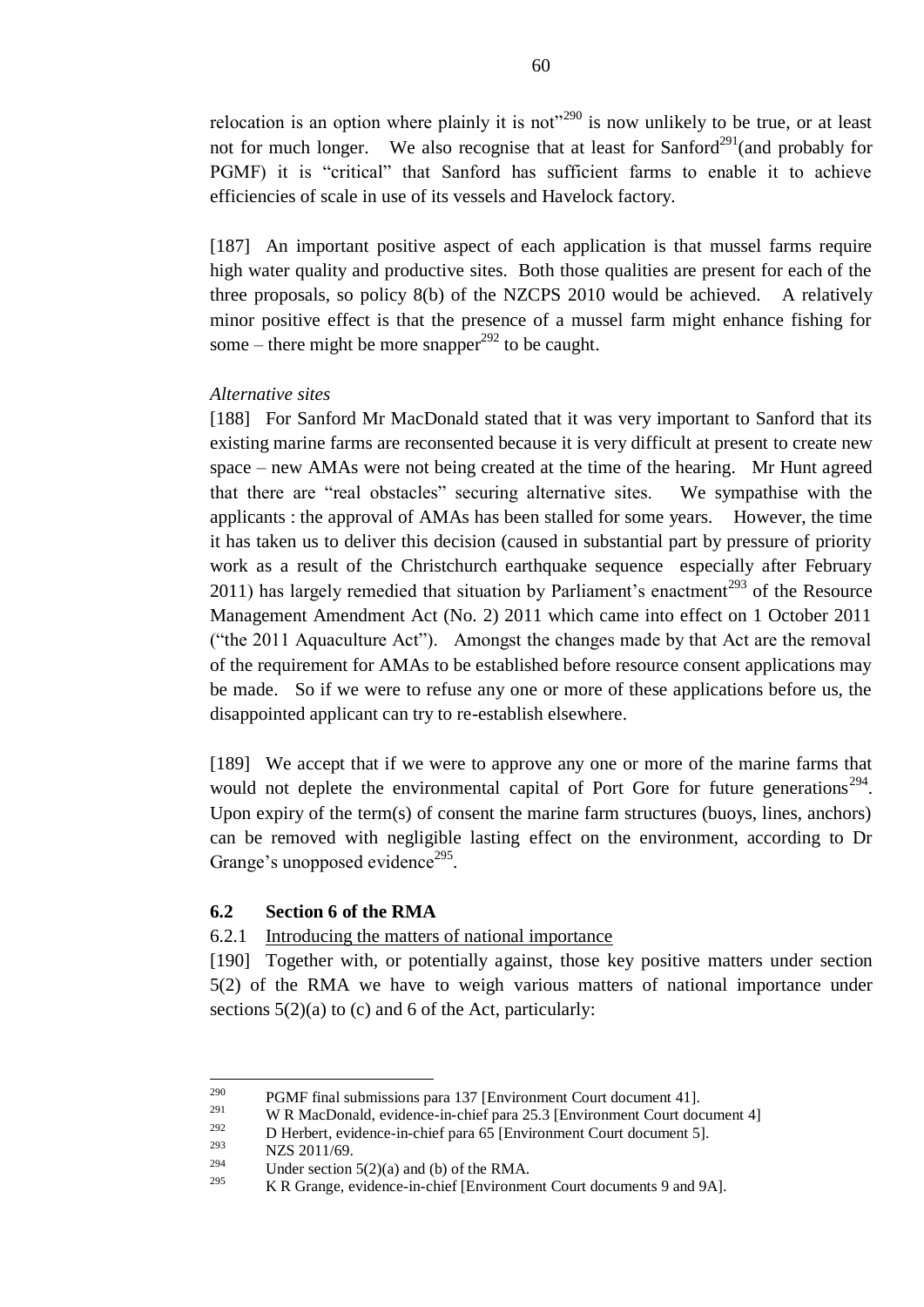relocation is an option where plainly it is not"[290] is now unlikely to be true, or at least not for much longer. We also recognise that at least for Sanford[291](and probably for PGMF) it is "critical" that Sanford has sufficient farms to enable it to achieve efficiencies of scale in use of its vessels and Havelock factory.

[187] An important positive aspect of each application is that mussel farms require high water quality and productive sites. Both those qualities are present for each of the three proposals, so policy 8(b) of the NZCPS 2010 would be achieved. A relatively minor positive effect is that the presence of a mussel farm might enhance fishing for some – there might be more snapper[292] to be caught.

*Alternative sites*

[188] For Sanford Mr MacDonald stated that it was very important to Sanford that its existing marine farms are reconsented because it is very difficult at present to create new space – new AMAs were not being created at the time of the hearing. Mr Hunt agreed that there are "real obstacles" securing alternative sites. We sympathise with the applicants : the approval of AMAs has been stalled for some years. However, the time it has taken us to deliver this decision (caused in substantial part by pressure of priority work as a result of the Christchurch earthquake sequence especially after February 2011) has largely remedied that situation by Parliament's enactment[293] of the Resource Management Amendment Act (No. 2) 2011 which came into effect on 1 October 2011 ("the 2011 Aquaculture Act"). Amongst the changes made by that Act are the removal of the requirement for AMAs to be established before resource consent applications may be made. So if we were to refuse any one or more of these applications before us, the disappointed applicant can try to re-establish elsewhere.

[189] We accept that if we were to approve any one or more of the marine farms that would not deplete the environmental capital of Port Gore for future generations[294]. Upon expiry of the term(s) of consent the marine farm structures (buoys, lines, anchors) can be removed with negligible lasting effect on the environment, according to Dr Grange's unopposed evidence[295].

### 6.2 Section 6 of the RMA

6.2.1 Introducing the matters of national importance

[190] Together with, or potentially against, those key positive matters under section 5(2) of the RMA we have to weigh various matters of national importance under sections 5(2)(a) to (c) and 6 of the Act, particularly:

---

290 PGMF final submissions para 137 [Environment Court document 41].

291 W R MacDonald, evidence-in-chief para 25.3 [Environment Court document 4]

292 D Herbert, evidence-in-chief para 65 [Environment Court document 5].

293 NZS 2011/69.

294 Under section 5(2)(a) and (b) of the RMA.

295 K R Grange, evidence-in-chief [Environment Court documents 9 and 9A].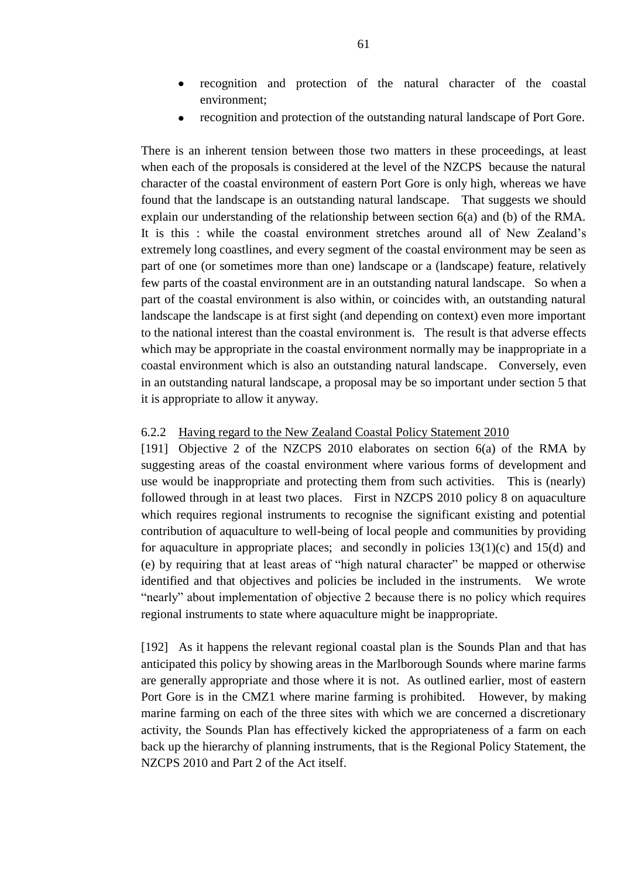- recognition and protection of the natural character of the coastal environment;
- recognition and protection of the outstanding natural landscape of Port Gore.

There is an inherent tension between those two matters in these proceedings, at least when each of the proposals is considered at the level of the NZCPS because the natural character of the coastal environment of eastern Port Gore is only high, whereas we have found that the landscape is an outstanding natural landscape. That suggests we should explain our understanding of the relationship between section 6(a) and (b) of the RMA. It is this : while the coastal environment stretches around all of New Zealand's extremely long coastlines, and every segment of the coastal environment may be seen as part of one (or sometimes more than one) landscape or a (landscape) feature, relatively few parts of the coastal environment are in an outstanding natural landscape. So when a part of the coastal environment is also within, or coincides with, an outstanding natural landscape the landscape is at first sight (and depending on context) even more important to the national interest than the coastal environment is. The result is that adverse effects which may be appropriate in the coastal environment normally may be inappropriate in a coastal environment which is also an outstanding natural landscape. Conversely, even in an outstanding natural landscape, a proposal may be so important under section 5 that it is appropriate to allow it anyway.

6.2.2 <u>Having regard to the New Zealand Coastal Policy Statement 2010</u>

[191] Objective 2 of the NZCPS 2010 elaborates on section 6(a) of the RMA by suggesting areas of the coastal environment where various forms of development and use would be inappropriate and protecting them from such activities. This is (nearly) followed through in at least two places. First in NZCPS 2010 policy 8 on aquaculture which requires regional instruments to recognise the significant existing and potential contribution of aquaculture to well-being of local people and communities by providing for aquaculture in appropriate places; and secondly in policies 13(1)(c) and 15(d) and (e) by requiring that at least areas of "high natural character" be mapped or otherwise identified and that objectives and policies be included in the instruments. We wrote "nearly" about implementation of objective 2 because there is no policy which requires regional instruments to state where aquaculture might be inappropriate.

[192] As it happens the relevant regional coastal plan is the Sounds Plan and that has anticipated this policy by showing areas in the Marlborough Sounds where marine farms are generally appropriate and those where it is not. As outlined earlier, most of eastern Port Gore is in the CMZ1 where marine farming is prohibited. However, by making marine farming on each of the three sites with which we are concerned a discretionary activity, the Sounds Plan has effectively kicked the appropriateness of a farm on each back up the hierarchy of planning instruments, that is the Regional Policy Statement, the NZCPS 2010 and Part 2 of the Act itself.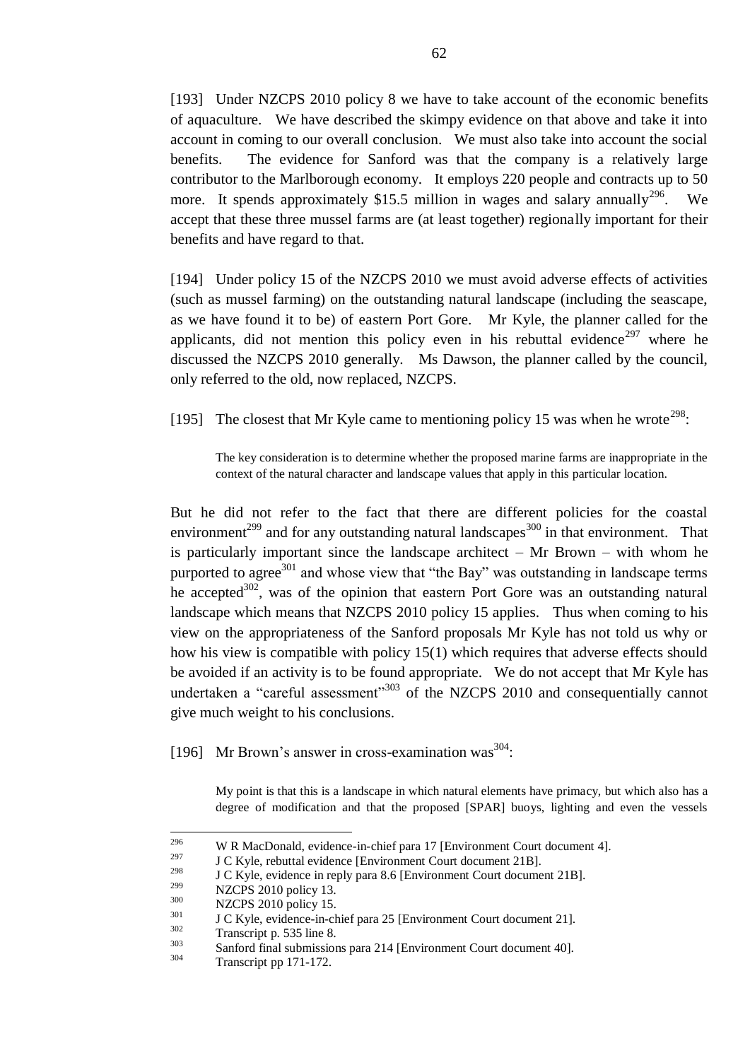[193] Under NZCPS 2010 policy 8 we have to take account of the economic benefits of aquaculture. We have described the skimpy evidence on that above and take it into account in coming to our overall conclusion. We must also take into account the social benefits. The evidence for Sanford was that the company is a relatively large contributor to the Marlborough economy. It employs 220 people and contracts up to 50 more. It spends approximately $15.5 million in wages and salary annually[296]. We accept that these three mussel farms are (at least together) regionally important for their benefits and have regard to that.

[194] Under policy 15 of the NZCPS 2010 we must avoid adverse effects of activities (such as mussel farming) on the outstanding natural landscape (including the seascape, as we have found it to be) of eastern Port Gore. Mr Kyle, the planner called for the applicants, did not mention this policy even in his rebuttal evidence[297] where he discussed the NZCPS 2010 generally. Ms Dawson, the planner called by the council, only referred to the old, now replaced, NZCPS.

[195] The closest that Mr Kyle came to mentioning policy 15 was when he wrote[298]:

> The key consideration is to determine whether the proposed marine farms are inappropriate in the context of the natural character and landscape values that apply in this particular location.

But he did not refer to the fact that there are different policies for the coastal environment[299] and for any outstanding natural landscapes[300] in that environment. That is particularly important since the landscape architect – Mr Brown – with whom he purported to agree[301] and whose view that "the Bay" was outstanding in landscape terms he accepted[302], was of the opinion that eastern Port Gore was an outstanding natural landscape which means that NZCPS 2010 policy 15 applies. Thus when coming to his view on the appropriateness of the Sanford proposals Mr Kyle has not told us why or how his view is compatible with policy 15(1) which requires that adverse effects should be avoided if an activity is to be found appropriate. We do not accept that Mr Kyle has undertaken a "careful assessment"[303] of the NZCPS 2010 and consequentially cannot give much weight to his conclusions.

[196] Mr Brown's answer in cross-examination was[304]:

> My point is that this is a landscape in which natural elements have primacy, but which also has a degree of modification and that the proposed [SPAR] buoys, lighting and even the vessels

---

[296] W R MacDonald, evidence-in-chief para 17 [Environment Court document 4].

[297] J C Kyle, rebuttal evidence [Environment Court document 21B].

[298] J C Kyle, evidence in reply para 8.6 [Environment Court document 21B].

[299] NZCPS 2010 policy 13.

[300] NZCPS 2010 policy 15.

[301] J C Kyle, evidence-in-chief para 25 [Environment Court document 21].

[302] Transcript p. 535 line 8.

[303] Sanford final submissions para 214 [Environment Court document 40].

[304] Transcript pp 171-172.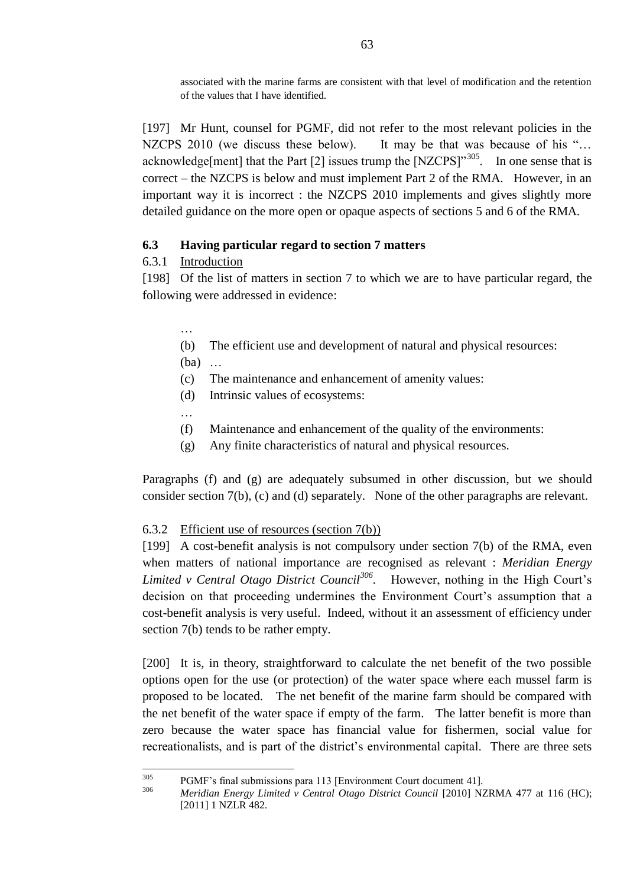associated with the marine farms are consistent with that level of modification and the retention of the values that I have identified.

[197] Mr Hunt, counsel for PGMF, did not refer to the most relevant policies in the NZCPS 2010 (we discuss these below). It may be that was because of his "… acknowledge[ment] that the Part [2] issues trump the [NZCPS]"[305]. In one sense that is correct – the NZCPS is below and must implement Part 2 of the RMA. However, in an important way it is incorrect : the NZCPS 2010 implements and gives slightly more detailed guidance on the more open or opaque aspects of sections 5 and 6 of the RMA.

### 6.3 Having particular regard to section 7 matters

6.3.1 Introduction

[198] Of the list of matters in section 7 to which we are to have particular regard, the following were addressed in evidence:

> …
>
> (b) The efficient use and development of natural and physical resources:
>
> (ba) …
>
> (c) The maintenance and enhancement of amenity values:
>
> (d) Intrinsic values of ecosystems:
>
> …
>
> (f) Maintenance and enhancement of the quality of the environments:
>
> (g) Any finite characteristics of natural and physical resources.

Paragraphs (f) and (g) are adequately subsumed in other discussion, but we should consider section 7(b), (c) and (d) separately. None of the other paragraphs are relevant.

6.3.2 Efficient use of resources (section 7(b))

[199] A cost-benefit analysis is not compulsory under section 7(b) of the RMA, even when matters of national importance are recognised as relevant : *Meridian Energy Limited v Central Otago District Council*[306]. However, nothing in the High Court's decision on that proceeding undermines the Environment Court's assumption that a cost-benefit analysis is very useful. Indeed, without it an assessment of efficiency under section 7(b) tends to be rather empty.

[200] It is, in theory, straightforward to calculate the net benefit of the two possible options open for the use (or protection) of the water space where each mussel farm is proposed to be located. The net benefit of the marine farm should be compared with the net benefit of the water space if empty of the farm. The latter benefit is more than zero because the water space has financial value for fishermen, social value for recreationalists, and is part of the district's environmental capital. There are three sets

---

[305] PGMF's final submissions para 113 [Environment Court document 41].

[306] *Meridian Energy Limited v Central Otago District Council* [2010] NZRMA 477 at 116 (HC); [2011] 1 NZLR 482.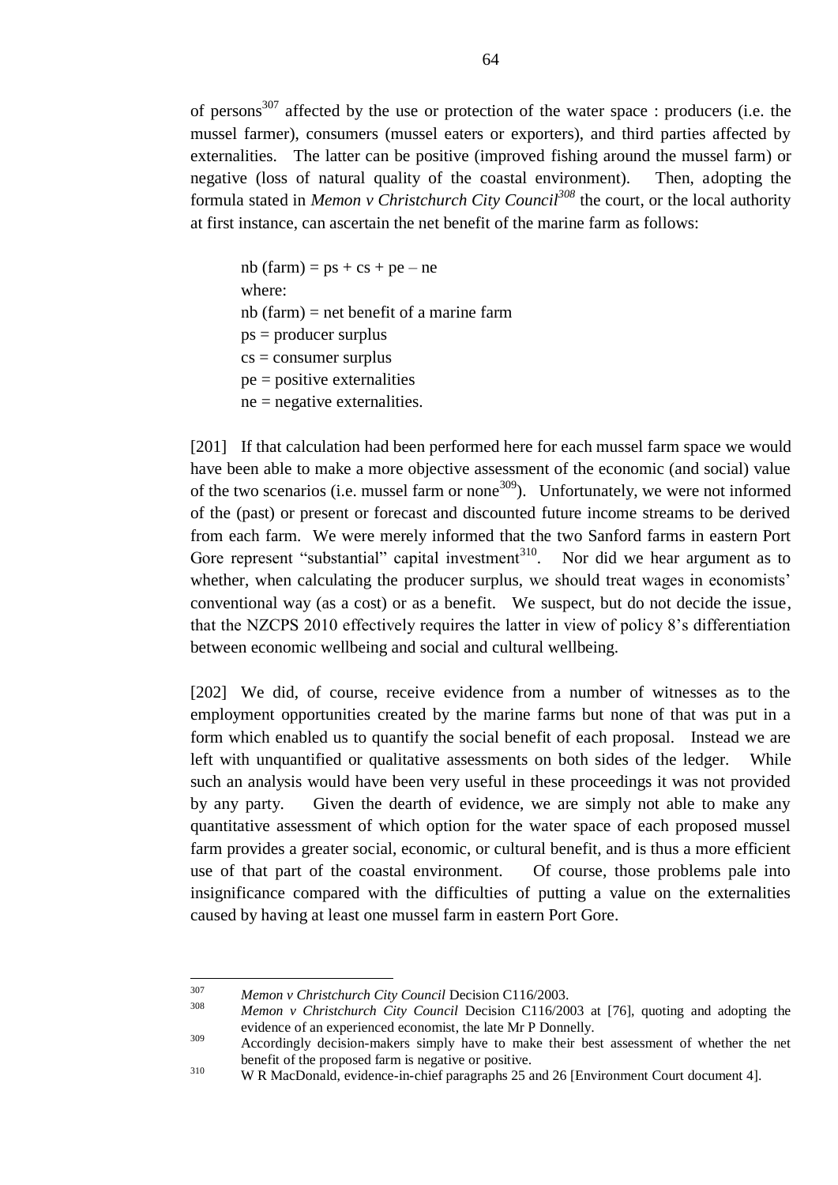of persons[307] affected by the use or protection of the water space : producers (i.e. the mussel farmer), consumers (mussel eaters or exporters), and third parties affected by externalities. The latter can be positive (improved fishing around the mussel farm) or negative (loss of natural quality of the coastal environment). Then, adopting the formula stated in *Memon v Christchurch City Council*[308] the court, or the local authority at first instance, can ascertain the net benefit of the marine farm as follows:

> nb (farm) = ps + cs + pe – ne
> where:
> nb (farm) = net benefit of a marine farm
> ps = producer surplus
> cs = consumer surplus
> pe = positive externalities
> ne = negative externalities.

[201] If that calculation had been performed here for each mussel farm space we would have been able to make a more objective assessment of the economic (and social) value of the two scenarios (i.e. mussel farm or none[309]). Unfortunately, we were not informed of the (past) or present or forecast and discounted future income streams to be derived from each farm. We were merely informed that the two Sanford farms in eastern Port Gore represent "substantial" capital investment[310]. Nor did we hear argument as to whether, when calculating the producer surplus, we should treat wages in economists' conventional way (as a cost) or as a benefit. We suspect, but do not decide the issue, that the NZCPS 2010 effectively requires the latter in view of policy 8's differentiation between economic wellbeing and social and cultural wellbeing.

[202] We did, of course, receive evidence from a number of witnesses as to the employment opportunities created by the marine farms but none of that was put in a form which enabled us to quantify the social benefit of each proposal. Instead we are left with unquantified or qualitative assessments on both sides of the ledger. While such an analysis would have been very useful in these proceedings it was not provided by any party. Given the dearth of evidence, we are simply not able to make any quantitative assessment of which option for the water space of each proposed mussel farm provides a greater social, economic, or cultural benefit, and is thus a more efficient use of that part of the coastal environment. Of course, those problems pale into insignificance compared with the difficulties of putting a value on the externalities caused by having at least one mussel farm in eastern Port Gore.

---

[307] *Memon v Christchurch City Council* Decision C116/2003.

[308] *Memon v Christchurch City Council* Decision C116/2003 at [76], quoting and adopting the evidence of an experienced economist, the late Mr P Donnelly.

[309] Accordingly decision-makers simply have to make their best assessment of whether the net benefit of the proposed farm is negative or positive.

[310] W R MacDonald, evidence-in-chief paragraphs 25 and 26 [Environment Court document 4].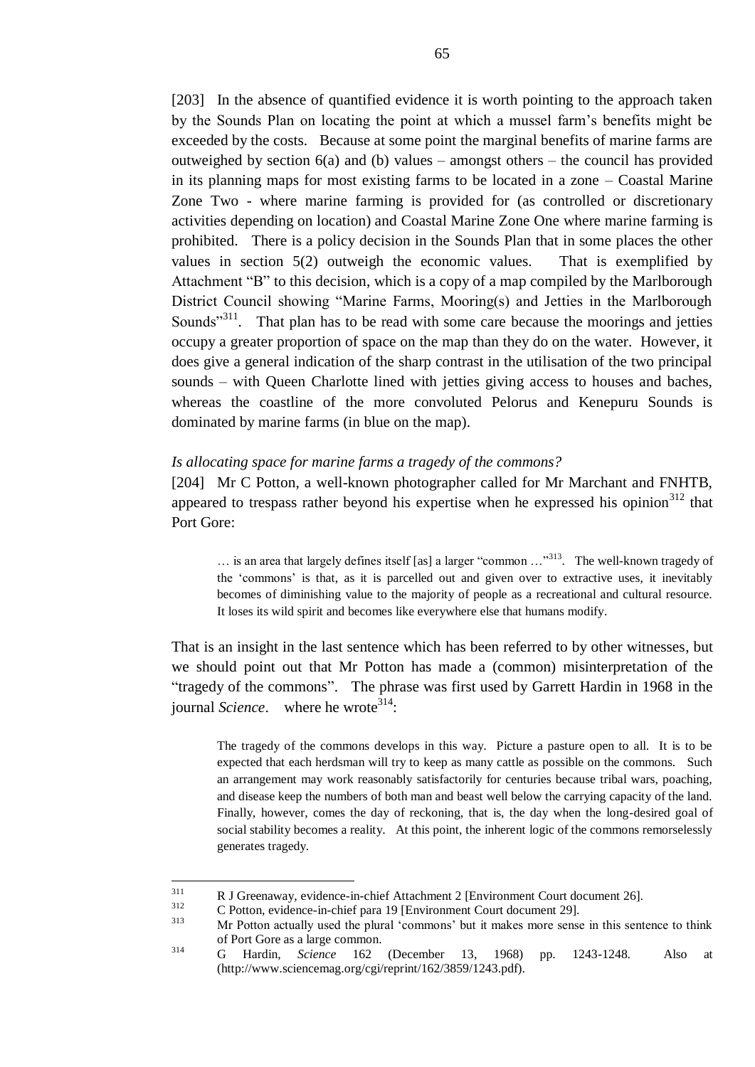[203] In the absence of quantified evidence it is worth pointing to the approach taken by the Sounds Plan on locating the point at which a mussel farm's benefits might be exceeded by the costs. Because at some point the marginal benefits of marine farms are outweighed by section 6(a) and (b) values – amongst others – the council has provided in its planning maps for most existing farms to be located in a zone – Coastal Marine Zone Two - where marine farming is provided for (as controlled or discretionary activities depending on location) and Coastal Marine Zone One where marine farming is prohibited. There is a policy decision in the Sounds Plan that in some places the other values in section 5(2) outweigh the economic values. That is exemplified by Attachment "B" to this decision, which is a copy of a map compiled by the Marlborough District Council showing "Marine Farms, Mooring(s) and Jetties in the Marlborough Sounds"[311]. That plan has to be read with some care because the moorings and jetties occupy a greater proportion of space on the map than they do on the water. However, it does give a general indication of the sharp contrast in the utilisation of the two principal sounds – with Queen Charlotte lined with jetties giving access to houses and baches, whereas the coastline of the more convoluted Pelorus and Kenepuru Sounds is dominated by marine farms (in blue on the map).

*Is allocating space for marine farms a tragedy of the commons?*

[204] Mr C Potton, a well-known photographer called for Mr Marchant and FNHTB, appeared to trespass rather beyond his expertise when he expressed his opinion[312] that Port Gore:

> … is an area that largely defines itself [as] a larger "common …"[313]. The well-known tragedy of the 'commons' is that, as it is parcelled out and given over to extractive uses, it inevitably becomes of diminishing value to the majority of people as a recreational and cultural resource. It loses its wild spirit and becomes like everywhere else that humans modify.

That is an insight in the last sentence which has been referred to by other witnesses, but we should point out that Mr Potton has made a (common) misinterpretation of the "tragedy of the commons". The phrase was first used by Garrett Hardin in 1968 in the journal *Science*. where he wrote[314]:

> The tragedy of the commons develops in this way. Picture a pasture open to all. It is to be expected that each herdsman will try to keep as many cattle as possible on the commons. Such an arrangement may work reasonably satisfactorily for centuries because tribal wars, poaching, and disease keep the numbers of both man and beast well below the carrying capacity of the land. Finally, however, comes the day of reckoning, that is, the day when the long-desired goal of social stability becomes a reality. At this point, the inherent logic of the commons remorselessly generates tragedy.

---

[311] R J Greenaway, evidence-in-chief Attachment 2 [Environment Court document 26].

[312] C Potton, evidence-in-chief para 19 [Environment Court document 29].

[313] Mr Potton actually used the plural 'commons' but it makes more sense in this sentence to think of Port Gore as a large common.

[314] G Hardin, *Science* 162 (December 13, 1968) pp. 1243-1248. Also at (http://www.sciencemag.org/cgi/reprint/162/3859/1243.pdf).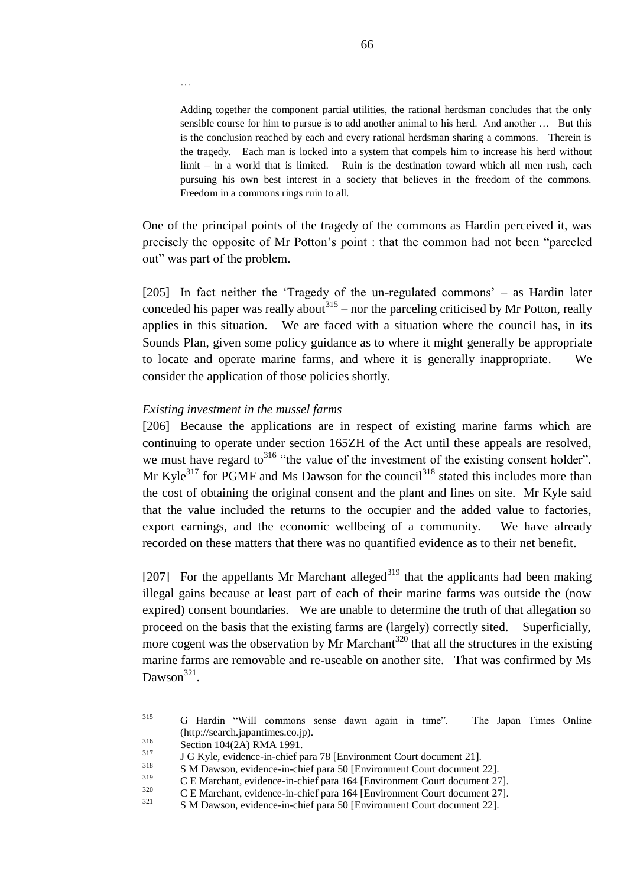…

> Adding together the component partial utilities, the rational herdsman concludes that the only sensible course for him to pursue is to add another animal to his herd. And another … But this is the conclusion reached by each and every rational herdsman sharing a commons. Therein is the tragedy. Each man is locked into a system that compels him to increase his herd without limit – in a world that is limited. Ruin is the destination toward which all men rush, each pursuing his own best interest in a society that believes in the freedom of the commons. Freedom in a commons rings ruin to all.

One of the principal points of the tragedy of the commons as Hardin perceived it, was precisely the opposite of Mr Potton's point : that the common had not been "parceled out" was part of the problem.

[205] In fact neither the 'Tragedy of the un-regulated commons' – as Hardin later conceded his paper was really about[315] – nor the parceling criticised by Mr Potton, really applies in this situation. We are faced with a situation where the council has, in its Sounds Plan, given some policy guidance as to where it might generally be appropriate to locate and operate marine farms, and where it is generally inappropriate. We consider the application of those policies shortly.

*Existing investment in the mussel farms*

[206] Because the applications are in respect of existing marine farms which are continuing to operate under section 165ZH of the Act until these appeals are resolved, we must have regard to[316] "the value of the investment of the existing consent holder". Mr Kyle[317] for PGMF and Ms Dawson for the council[318] stated this includes more than the cost of obtaining the original consent and the plant and lines on site. Mr Kyle said that the value included the returns to the occupier and the added value to factories, export earnings, and the economic wellbeing of a community. We have already recorded on these matters that there was no quantified evidence as to their net benefit.

[207] For the appellants Mr Marchant alleged[319] that the applicants had been making illegal gains because at least part of each of their marine farms was outside the (now expired) consent boundaries. We are unable to determine the truth of that allegation so proceed on the basis that the existing farms are (largely) correctly sited. Superficially, more cogent was the observation by Mr Marchant[320] that all the structures in the existing marine farms are removable and re-useable on another site. That was confirmed by Ms Dawson[321].

---

[315] G Hardin "Will commons sense dawn again in time". The Japan Times Online (http://search.japantimes.co.jp).

[316] Section 104(2A) RMA 1991.

[317] J G Kyle, evidence-in-chief para 78 [Environment Court document 21].

[318] S M Dawson, evidence-in-chief para 50 [Environment Court document 22].

[319] C E Marchant, evidence-in-chief para 164 [Environment Court document 27].

[320] C E Marchant, evidence-in-chief para 164 [Environment Court document 27].

[321] S M Dawson, evidence-in-chief para 50 [Environment Court document 22].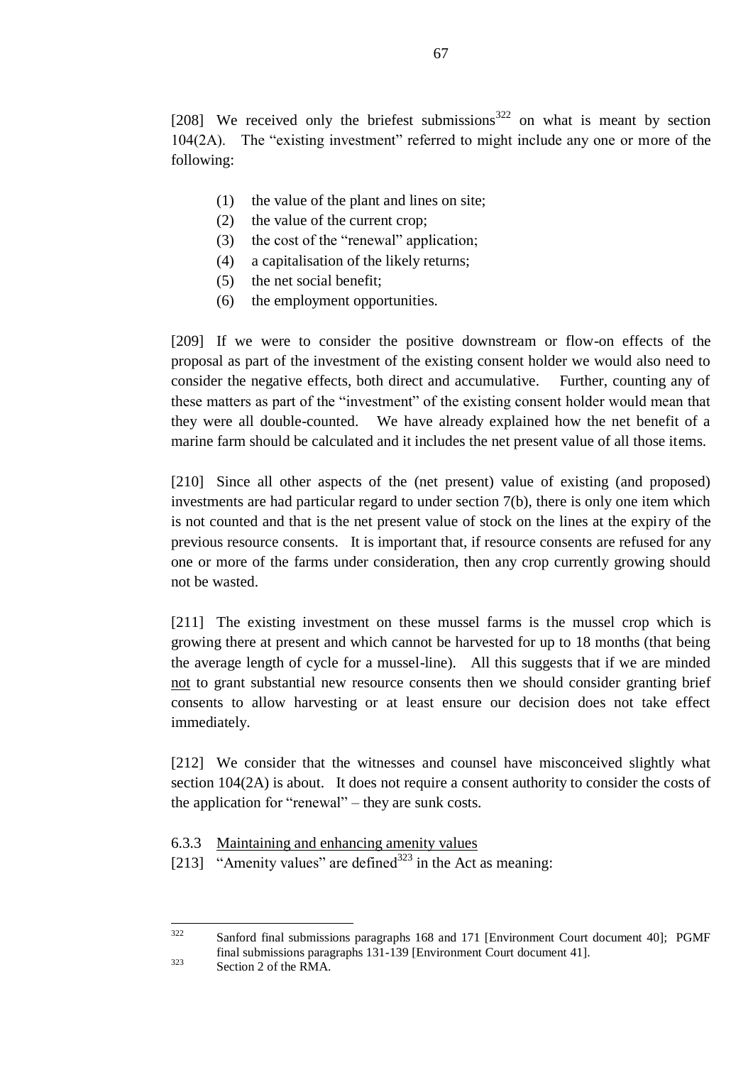[208] We received only the briefest submissions[322] on what is meant by section 104(2A). The "existing investment" referred to might include any one or more of the following:

(1) the value of the plant and lines on site;
(2) the value of the current crop;
(3) the cost of the "renewal" application;
(4) a capitalisation of the likely returns;
(5) the net social benefit;
(6) the employment opportunities.

[209] If we were to consider the positive downstream or flow-on effects of the proposal as part of the investment of the existing consent holder we would also need to consider the negative effects, both direct and accumulative. Further, counting any of these matters as part of the "investment" of the existing consent holder would mean that they were all double-counted. We have already explained how the net benefit of a marine farm should be calculated and it includes the net present value of all those items.

[210] Since all other aspects of the (net present) value of existing (and proposed) investments are had particular regard to under section 7(b), there is only one item which is not counted and that is the net present value of stock on the lines at the expiry of the previous resource consents. It is important that, if resource consents are refused for any one or more of the farms under consideration, then any crop currently growing should not be wasted.

[211] The existing investment on these mussel farms is the mussel crop which is growing there at present and which cannot be harvested for up to 18 months (that being the average length of cycle for a mussel-line). All this suggests that if we are minded <u>not</u> to grant substantial new resource consents then we should consider granting brief consents to allow harvesting or at least ensure our decision does not take effect immediately.

[212] We consider that the witnesses and counsel have misconceived slightly what section 104(2A) is about. It does not require a consent authority to consider the costs of the application for "renewal" – they are sunk costs.

### 6.3.3 <u>Maintaining and enhancing amenity values</u>

[213] "Amenity values" are defined[323] in the Act as meaning:

---

[322] Sanford final submissions paragraphs 168 and 171 [Environment Court document 40]; PGMF final submissions paragraphs 131-139 [Environment Court document 41].

[323] Section 2 of the RMA.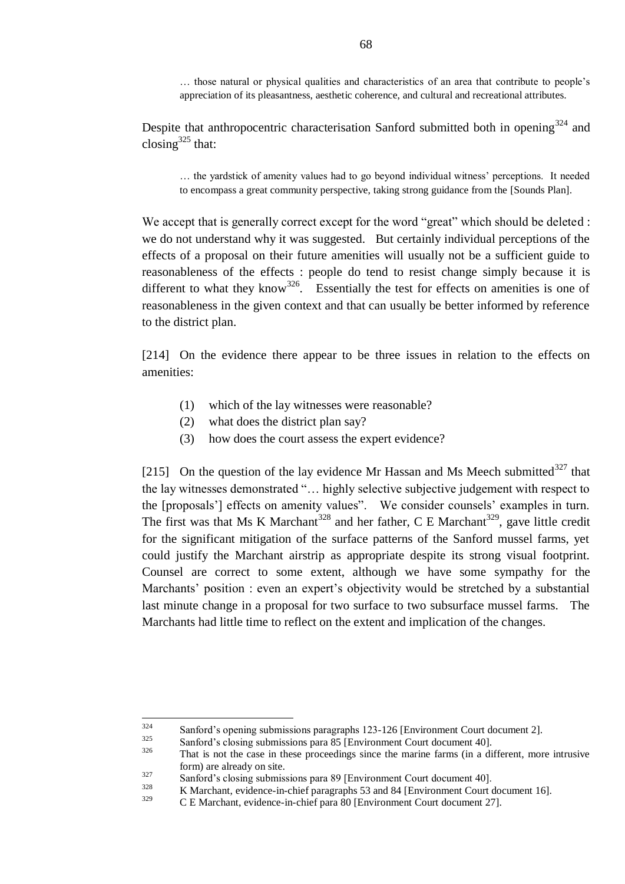> … those natural or physical qualities and characteristics of an area that contribute to people's appreciation of its pleasantness, aesthetic coherence, and cultural and recreational attributes.

Despite that anthropocentric characterisation Sanford submitted both in opening[324] and closing[325] that:

> … the yardstick of amenity values had to go beyond individual witness' perceptions. It needed to encompass a great community perspective, taking strong guidance from the [Sounds Plan].

We accept that is generally correct except for the word "great" which should be deleted : we do not understand why it was suggested. But certainly individual perceptions of the effects of a proposal on their future amenities will usually not be a sufficient guide to reasonableness of the effects : people do tend to resist change simply because it is different to what they know[326]. Essentially the test for effects on amenities is one of reasonableness in the given context and that can usually be better informed by reference to the district plan.

[214] On the evidence there appear to be three issues in relation to the effects on amenities:

(1) which of the lay witnesses were reasonable?
(2) what does the district plan say?
(3) how does the court assess the expert evidence?

[215] On the question of the lay evidence Mr Hassan and Ms Meech submitted[327] that the lay witnesses demonstrated "… highly selective subjective judgement with respect to the [proposals'] effects on amenity values". We consider counsels' examples in turn. The first was that Ms K Marchant[328] and her father, C E Marchant[329], gave little credit for the significant mitigation of the surface patterns of the Sanford mussel farms, yet could justify the Marchant airstrip as appropriate despite its strong visual footprint. Counsel are correct to some extent, although we have some sympathy for the Marchants' position : even an expert's objectivity would be stretched by a substantial last minute change in a proposal for two surface to two subsurface mussel farms. The Marchants had little time to reflect on the extent and implication of the changes.

---

[324] Sanford's opening submissions paragraphs 123-126 [Environment Court document 2].

[325] Sanford's closing submissions para 85 [Environment Court document 40].

[326] That is not the case in these proceedings since the marine farms (in a different, more intrusive form) are already on site.

[327] Sanford's closing submissions para 89 [Environment Court document 40].

[328] K Marchant, evidence-in-chief paragraphs 53 and 84 [Environment Court document 16].

[329] C E Marchant, evidence-in-chief para 80 [Environment Court document 27].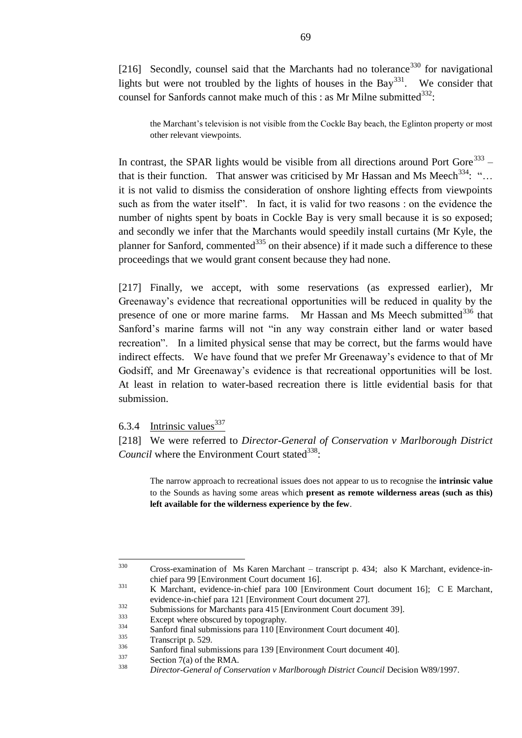[216] Secondly, counsel said that the Marchants had no tolerance[330] for navigational lights but were not troubled by the lights of houses in the Bay[331]. We consider that counsel for Sanfords cannot make much of this : as Mr Milne submitted[332]:

> the Marchant's television is not visible from the Cockle Bay beach, the Eglinton property or most other relevant viewpoints.

In contrast, the SPAR lights would be visible from all directions around Port Gore[333] – that is their function. That answer was criticised by Mr Hassan and Ms Meech[334]: "… it is not valid to dismiss the consideration of onshore lighting effects from viewpoints such as from the water itself". In fact, it is valid for two reasons : on the evidence the number of nights spent by boats in Cockle Bay is very small because it is so exposed; and secondly we infer that the Marchants would speedily install curtains (Mr Kyle, the planner for Sanford, commented[335] on their absence) if it made such a difference to these proceedings that we would grant consent because they had none.

[217] Finally, we accept, with some reservations (as expressed earlier), Mr Greenaway's evidence that recreational opportunities will be reduced in quality by the presence of one or more marine farms. Mr Hassan and Ms Meech submitted[336] that Sanford's marine farms will not "in any way constrain either land or water based recreation". In a limited physical sense that may be correct, but the farms would have indirect effects. We have found that we prefer Mr Greenaway's evidence to that of Mr Godsiff, and Mr Greenaway's evidence is that recreational opportunities will be lost. At least in relation to water-based recreation there is little evidential basis for that submission.

### 6.3.4 Intrinsic values[337]

[218] We were referred to *Director-General of Conservation v Marlborough District Council* where the Environment Court stated[338]:

> The narrow approach to recreational issues does not appear to us to recognise the **intrinsic value** to the Sounds as having some areas which **present as remote wilderness areas (such as this) left available for the wilderness experience by the few**.

---

[330] Cross-examination of Ms Karen Marchant – transcript p. 434; also K Marchant, evidence-in-chief para 99 [Environment Court document 16].

[331] K Marchant, evidence-in-chief para 100 [Environment Court document 16]; C E Marchant, evidence-in-chief para 121 [Environment Court document 27].

[332] Submissions for Marchants para 415 [Environment Court document 39].

[333] Except where obscured by topography.

[334] Sanford final submissions para 110 [Environment Court document 40].

[335] Transcript p. 529.

[336] Sanford final submissions para 139 [Environment Court document 40].

[337] Section 7(a) of the RMA.

[338] *Director-General of Conservation v Marlborough District Council* Decision W89/1997.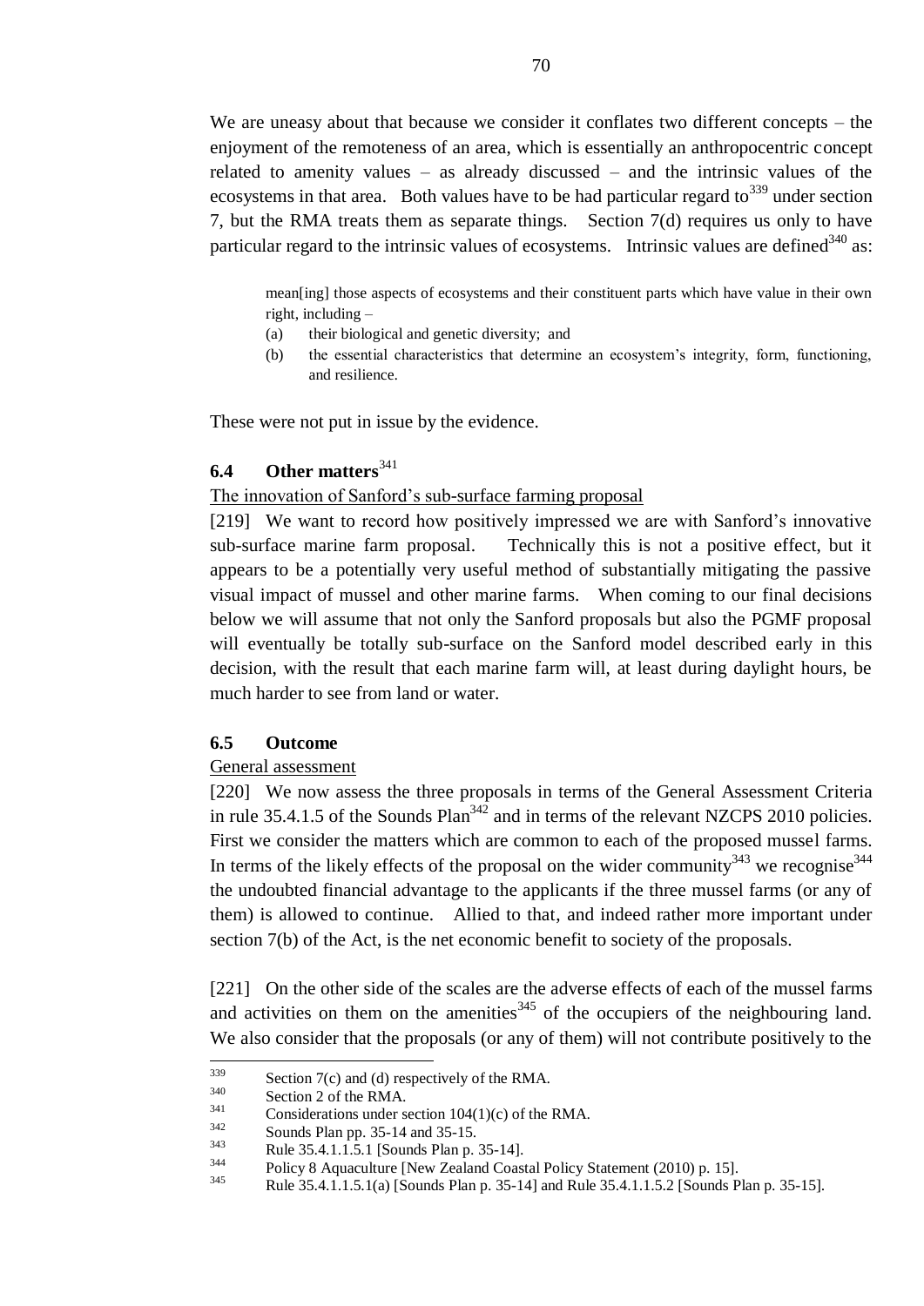We are uneasy about that because we consider it conflates two different concepts – the enjoyment of the remoteness of an area, which is essentially an anthropocentric concept related to amenity values – as already discussed – and the intrinsic values of the ecosystems in that area. Both values have to be had particular regard to[339] under section 7, but the RMA treats them as separate things. Section 7(d) requires us only to have particular regard to the intrinsic values of ecosystems. Intrinsic values are defined[340] as:

> mean[ing] those aspects of ecosystems and their constituent parts which have value in their own right, including –
>
> (a) their biological and genetic diversity; and
>
> (b) the essential characteristics that determine an ecosystem's integrity, form, functioning, and resilience.

These were not put in issue by the evidence.

### 6.4 Other matters[341]

The innovation of Sanford's sub-surface farming proposal

[219] We want to record how positively impressed we are with Sanford's innovative sub-surface marine farm proposal. Technically this is not a positive effect, but it appears to be a potentially very useful method of substantially mitigating the passive visual impact of mussel and other marine farms. When coming to our final decisions below we will assume that not only the Sanford proposals but also the PGMF proposal will eventually be totally sub-surface on the Sanford model described early in this decision, with the result that each marine farm will, at least during daylight hours, be much harder to see from land or water.

### 6.5 Outcome

General assessment

[220] We now assess the three proposals in terms of the General Assessment Criteria in rule 35.4.1.5 of the Sounds Plan[342] and in terms of the relevant NZCPS 2010 policies. First we consider the matters which are common to each of the proposed mussel farms. In terms of the likely effects of the proposal on the wider community[343] we recognise[344] the undoubted financial advantage to the applicants if the three mussel farms (or any of them) is allowed to continue. Allied to that, and indeed rather more important under section 7(b) of the Act, is the net economic benefit to society of the proposals.

[221] On the other side of the scales are the adverse effects of each of the mussel farms and activities on them on the amenities[345] of the occupiers of the neighbouring land. We also consider that the proposals (or any of them) will not contribute positively to the

---

339 Section 7(c) and (d) respectively of the RMA.
340 Section 2 of the RMA.
341 Considerations under section 104(1)(c) of the RMA.
342 Sounds Plan pp. 35-14 and 35-15.
343 Rule 35.4.1.1.5.1 [Sounds Plan p. 35-14].
344 Policy 8 Aquaculture [New Zealand Coastal Policy Statement (2010) p. 15].
345 Rule 35.4.1.1.5.1(a) [Sounds Plan p. 35-14] and Rule 35.4.1.1.5.2 [Sounds Plan p. 35-15].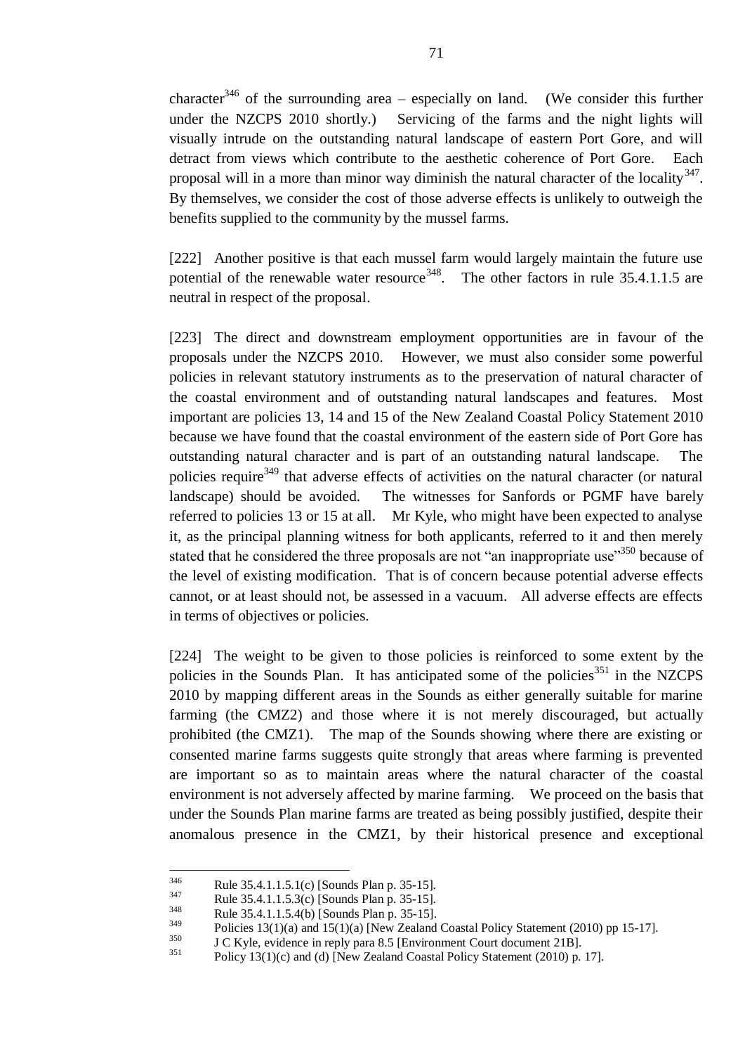character[346] of the surrounding area – especially on land. (We consider this further under the NZCPS 2010 shortly.) Servicing of the farms and the night lights will visually intrude on the outstanding natural landscape of eastern Port Gore, and will detract from views which contribute to the aesthetic coherence of Port Gore. Each proposal will in a more than minor way diminish the natural character of the locality[347]. By themselves, we consider the cost of those adverse effects is unlikely to outweigh the benefits supplied to the community by the mussel farms.

[222] Another positive is that each mussel farm would largely maintain the future use potential of the renewable water resource[348]. The other factors in rule 35.4.1.1.5 are neutral in respect of the proposal.

[223] The direct and downstream employment opportunities are in favour of the proposals under the NZCPS 2010. However, we must also consider some powerful policies in relevant statutory instruments as to the preservation of natural character of the coastal environment and of outstanding natural landscapes and features. Most important are policies 13, 14 and 15 of the New Zealand Coastal Policy Statement 2010 because we have found that the coastal environment of the eastern side of Port Gore has outstanding natural character and is part of an outstanding natural landscape. The policies require[349] that adverse effects of activities on the natural character (or natural landscape) should be avoided. The witnesses for Sanfords or PGMF have barely referred to policies 13 or 15 at all. Mr Kyle, who might have been expected to analyse it, as the principal planning witness for both applicants, referred to it and then merely stated that he considered the three proposals are not "an inappropriate use"[350] because of the level of existing modification. That is of concern because potential adverse effects cannot, or at least should not, be assessed in a vacuum. All adverse effects are effects in terms of objectives or policies.

[224] The weight to be given to those policies is reinforced to some extent by the policies in the Sounds Plan. It has anticipated some of the policies[351] in the NZCPS 2010 by mapping different areas in the Sounds as either generally suitable for marine farming (the CMZ2) and those where it is not merely discouraged, but actually prohibited (the CMZ1). The map of the Sounds showing where there are existing or consented marine farms suggests quite strongly that areas where farming is prevented are important so as to maintain areas where the natural character of the coastal environment is not adversely affected by marine farming. We proceed on the basis that under the Sounds Plan marine farms are treated as being possibly justified, despite their anomalous presence in the CMZ1, by their historical presence and exceptional

---

[346] Rule 35.4.1.1.5.1(c) [Sounds Plan p. 35-15].

[347] Rule 35.4.1.1.5.3(c) [Sounds Plan p. 35-15].

[348] Rule 35.4.1.1.5.4(b) [Sounds Plan p. 35-15].

[349] Policies 13(1)(a) and 15(1)(a) [New Zealand Coastal Policy Statement (2010) pp 15-17].

[350] J C Kyle, evidence in reply para 8.5 [Environment Court document 21B].

[351] Policy 13(1)(c) and (d) [New Zealand Coastal Policy Statement (2010) p. 17].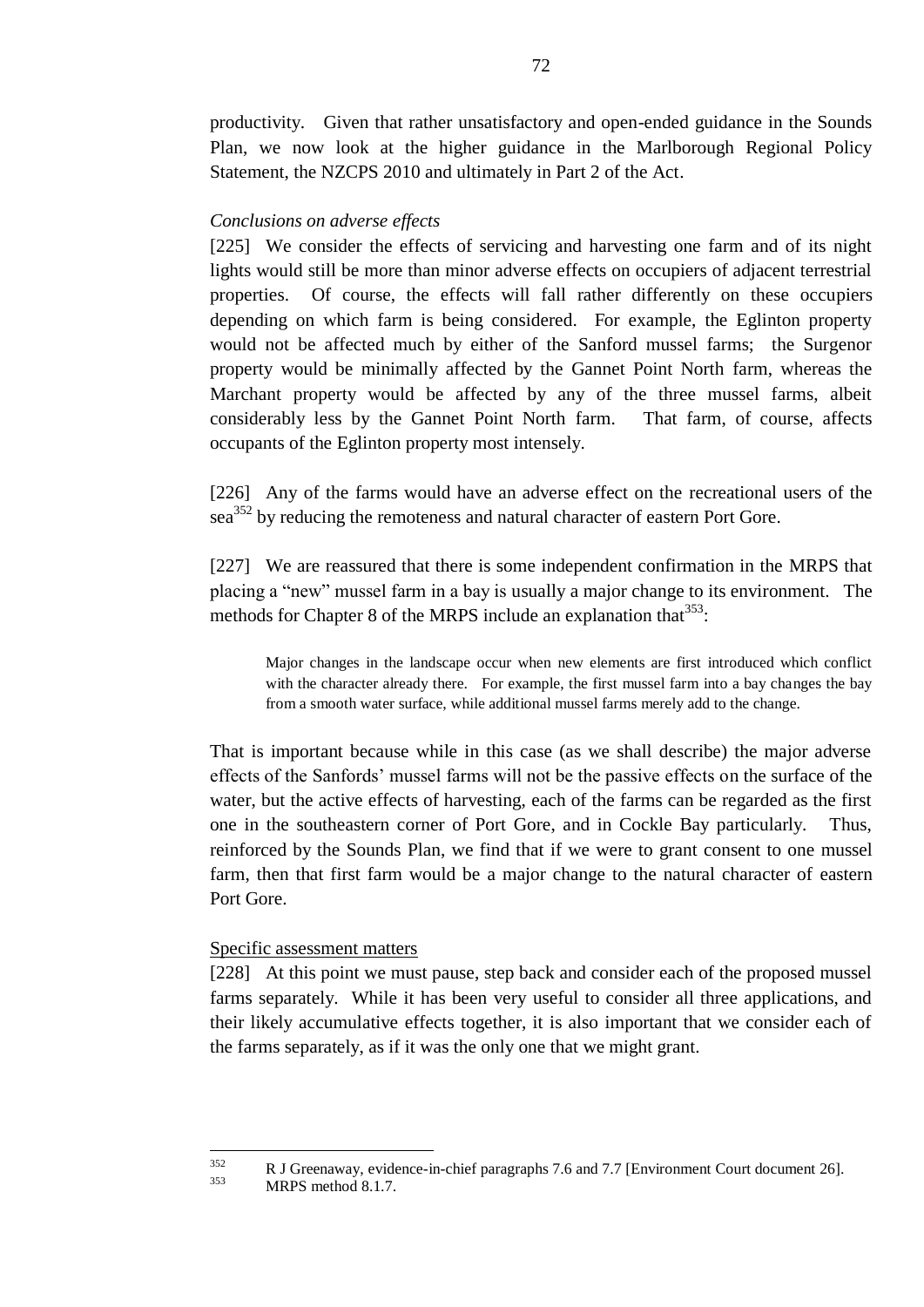productivity. Given that rather unsatisfactory and open-ended guidance in the Sounds Plan, we now look at the higher guidance in the Marlborough Regional Policy Statement, the NZCPS 2010 and ultimately in Part 2 of the Act.

*Conclusions on adverse effects*

[225] We consider the effects of servicing and harvesting one farm and of its night lights would still be more than minor adverse effects on occupiers of adjacent terrestrial properties. Of course, the effects will fall rather differently on these occupiers depending on which farm is being considered. For example, the Eglinton property would not be affected much by either of the Sanford mussel farms; the Surgenor property would be minimally affected by the Gannet Point North farm, whereas the Marchant property would be affected by any of the three mussel farms, albeit considerably less by the Gannet Point North farm. That farm, of course, affects occupants of the Eglinton property most intensely.

[226] Any of the farms would have an adverse effect on the recreational users of the sea[352] by reducing the remoteness and natural character of eastern Port Gore.

[227] We are reassured that there is some independent confirmation in the MRPS that placing a "new" mussel farm in a bay is usually a major change to its environment. The methods for Chapter 8 of the MRPS include an explanation that[353]:

> Major changes in the landscape occur when new elements are first introduced which conflict with the character already there. For example, the first mussel farm into a bay changes the bay from a smooth water surface, while additional mussel farms merely add to the change.

That is important because while in this case (as we shall describe) the major adverse effects of the Sanfords' mussel farms will not be the passive effects on the surface of the water, but the active effects of harvesting, each of the farms can be regarded as the first one in the southeastern corner of Port Gore, and in Cockle Bay particularly. Thus, reinforced by the Sounds Plan, we find that if we were to grant consent to one mussel farm, then that first farm would be a major change to the natural character of eastern Port Gore.

<u>Specific assessment matters</u>

[228] At this point we must pause, step back and consider each of the proposed mussel farms separately. While it has been very useful to consider all three applications, and their likely accumulative effects together, it is also important that we consider each of the farms separately, as if it was the only one that we might grant.

---

[352] R J Greenaway, evidence-in-chief paragraphs 7.6 and 7.7 [Environment Court document 26].

[353] MRPS method 8.1.7.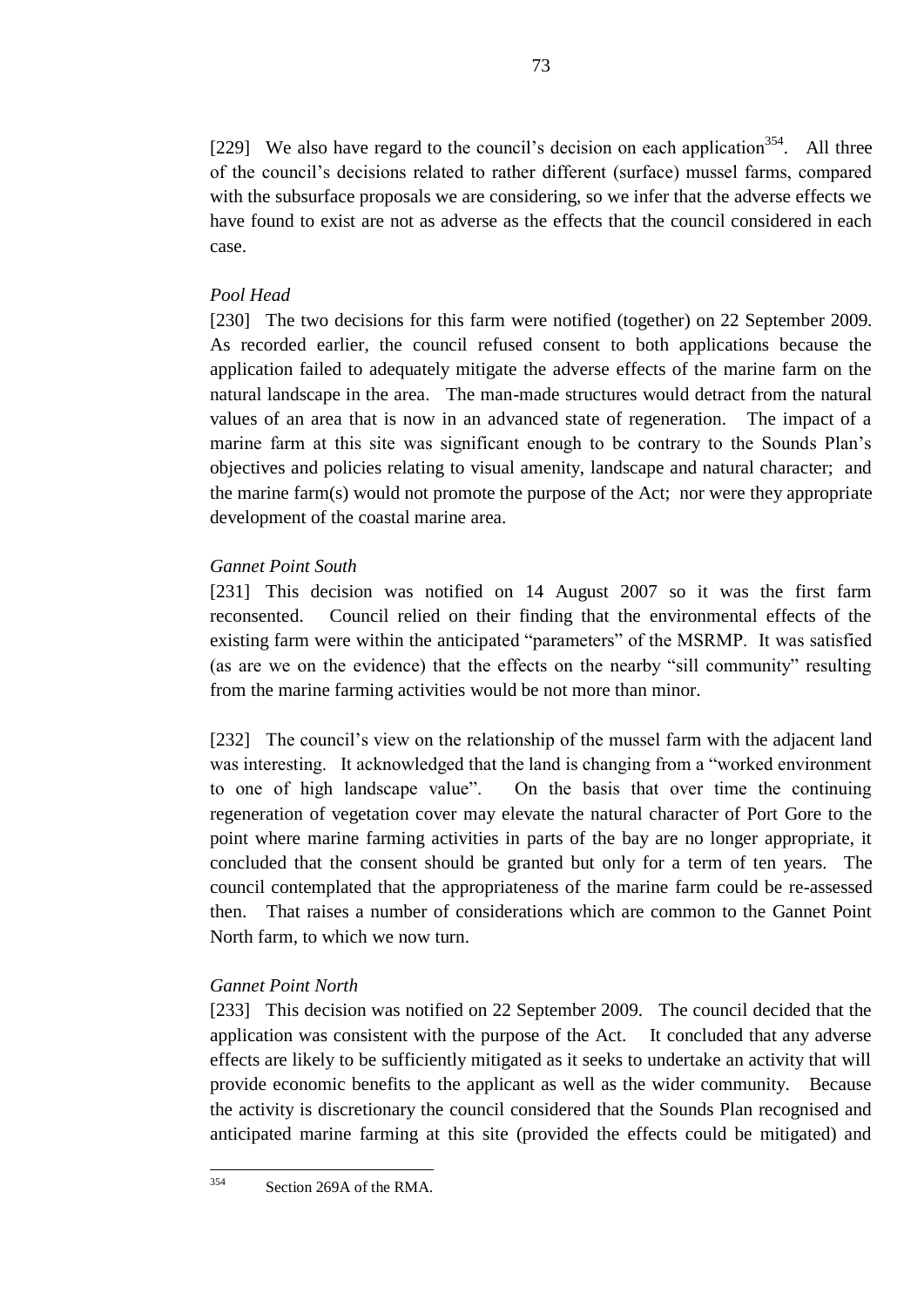[229] We also have regard to the council's decision on each application[354]. All three of the council's decisions related to rather different (surface) mussel farms, compared with the subsurface proposals we are considering, so we infer that the adverse effects we have found to exist are not as adverse as the effects that the council considered in each case.

*Pool Head*

[230] The two decisions for this farm were notified (together) on 22 September 2009. As recorded earlier, the council refused consent to both applications because the application failed to adequately mitigate the adverse effects of the marine farm on the natural landscape in the area. The man-made structures would detract from the natural values of an area that is now in an advanced state of regeneration. The impact of a marine farm at this site was significant enough to be contrary to the Sounds Plan's objectives and policies relating to visual amenity, landscape and natural character; and the marine farm(s) would not promote the purpose of the Act; nor were they appropriate development of the coastal marine area.

*Gannet Point South*

[231] This decision was notified on 14 August 2007 so it was the first farm reconsented. Council relied on their finding that the environmental effects of the existing farm were within the anticipated "parameters" of the MSRMP. It was satisfied (as are we on the evidence) that the effects on the nearby "sill community" resulting from the marine farming activities would be not more than minor.

[232] The council's view on the relationship of the mussel farm with the adjacent land was interesting. It acknowledged that the land is changing from a "worked environment to one of high landscape value". On the basis that over time the continuing regeneration of vegetation cover may elevate the natural character of Port Gore to the point where marine farming activities in parts of the bay are no longer appropriate, it concluded that the consent should be granted but only for a term of ten years. The council contemplated that the appropriateness of the marine farm could be re-assessed then. That raises a number of considerations which are common to the Gannet Point North farm, to which we now turn.

*Gannet Point North*

[233] This decision was notified on 22 September 2009. The council decided that the application was consistent with the purpose of the Act. It concluded that any adverse effects are likely to be sufficiently mitigated as it seeks to undertake an activity that will provide economic benefits to the applicant as well as the wider community. Because the activity is discretionary the council considered that the Sounds Plan recognised and anticipated marine farming at this site (provided the effects could be mitigated) and

[354] Section 269A of the RMA.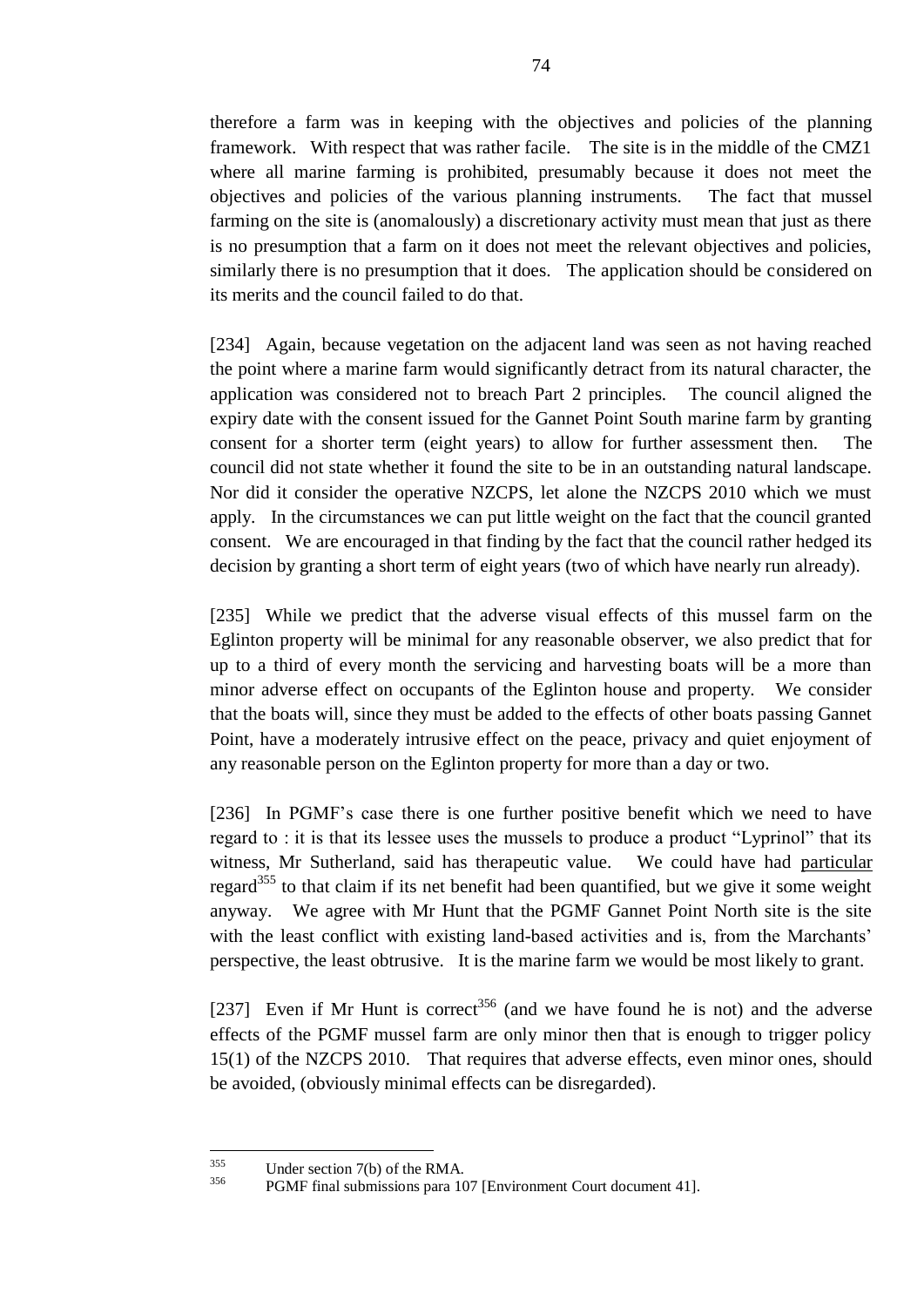therefore a farm was in keeping with the objectives and policies of the planning framework. With respect that was rather facile. The site is in the middle of the CMZ1 where all marine farming is prohibited, presumably because it does not meet the objectives and policies of the various planning instruments. The fact that mussel farming on the site is (anomalously) a discretionary activity must mean that just as there is no presumption that a farm on it does not meet the relevant objectives and policies, similarly there is no presumption that it does. The application should be considered on its merits and the council failed to do that.

[234] Again, because vegetation on the adjacent land was seen as not having reached the point where a marine farm would significantly detract from its natural character, the application was considered not to breach Part 2 principles. The council aligned the expiry date with the consent issued for the Gannet Point South marine farm by granting consent for a shorter term (eight years) to allow for further assessment then. The council did not state whether it found the site to be in an outstanding natural landscape. Nor did it consider the operative NZCPS, let alone the NZCPS 2010 which we must apply. In the circumstances we can put little weight on the fact that the council granted consent. We are encouraged in that finding by the fact that the council rather hedged its decision by granting a short term of eight years (two of which have nearly run already).

[235] While we predict that the adverse visual effects of this mussel farm on the Eglinton property will be minimal for any reasonable observer, we also predict that for up to a third of every month the servicing and harvesting boats will be a more than minor adverse effect on occupants of the Eglinton house and property. We consider that the boats will, since they must be added to the effects of other boats passing Gannet Point, have a moderately intrusive effect on the peace, privacy and quiet enjoyment of any reasonable person on the Eglinton property for more than a day or two.

[236] In PGMF's case there is one further positive benefit which we need to have regard to : it is that its lessee uses the mussels to produce a product "Lyprinol" that its witness, Mr Sutherland, said has therapeutic value. We could have had <u>particular</u> regard[355] to that claim if its net benefit had been quantified, but we give it some weight anyway. We agree with Mr Hunt that the PGMF Gannet Point North site is the site with the least conflict with existing land-based activities and is, from the Marchants' perspective, the least obtrusive. It is the marine farm we would be most likely to grant.

[237] Even if Mr Hunt is correct[356] (and we have found he is not) and the adverse effects of the PGMF mussel farm are only minor then that is enough to trigger policy 15(1) of the NZCPS 2010. That requires that adverse effects, even minor ones, should be avoided, (obviously minimal effects can be disregarded).

---

355 Under section 7(b) of the RMA.

356 PGMF final submissions para 107 [Environment Court document 41].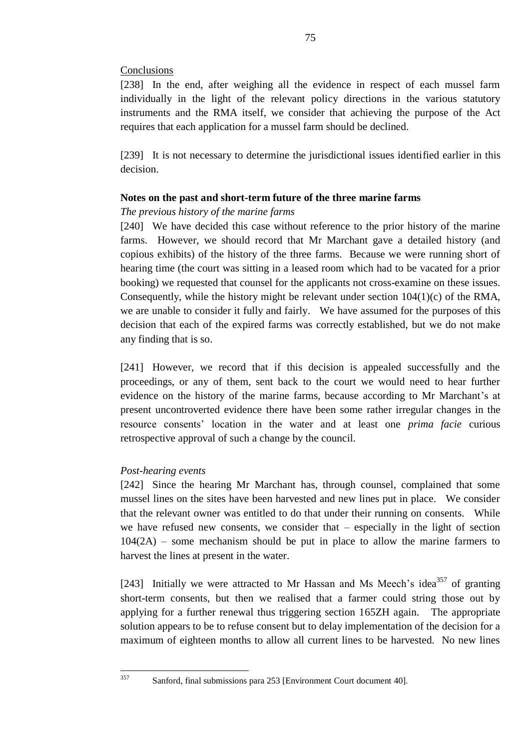Conclusions

[238] In the end, after weighing all the evidence in respect of each mussel farm individually in the light of the relevant policy directions in the various statutory instruments and the RMA itself, we consider that achieving the purpose of the Act requires that each application for a mussel farm should be declined.

[239] It is not necessary to determine the jurisdictional issues identified earlier in this decision.

**Notes on the past and short-term future of the three marine farms**

*The previous history of the marine farms*

[240] We have decided this case without reference to the prior history of the marine farms. However, we should record that Mr Marchant gave a detailed history (and copious exhibits) of the history of the three farms. Because we were running short of hearing time (the court was sitting in a leased room which had to be vacated for a prior booking) we requested that counsel for the applicants not cross-examine on these issues. Consequently, while the history might be relevant under section 104(1)(c) of the RMA, we are unable to consider it fully and fairly. We have assumed for the purposes of this decision that each of the expired farms was correctly established, but we do not make any finding that is so.

[241] However, we record that if this decision is appealed successfully and the proceedings, or any of them, sent back to the court we would need to hear further evidence on the history of the marine farms, because according to Mr Marchant's at present uncontroverted evidence there have been some rather irregular changes in the resource consents' location in the water and at least one *prima facie* curious retrospective approval of such a change by the council.

*Post-hearing events*

[242] Since the hearing Mr Marchant has, through counsel, complained that some mussel lines on the sites have been harvested and new lines put in place. We consider that the relevant owner was entitled to do that under their running on consents. While we have refused new consents, we consider that – especially in the light of section 104(2A) – some mechanism should be put in place to allow the marine farmers to harvest the lines at present in the water.

[243] Initially we were attracted to Mr Hassan and Ms Meech's idea[357] of granting short-term consents, but then we realised that a farmer could string those out by applying for a further renewal thus triggering section 165ZH again. The appropriate solution appears to be to refuse consent but to delay implementation of the decision for a maximum of eighteen months to allow all current lines to be harvested. No new lines

[357] Sanford, final submissions para 253 [Environment Court document 40].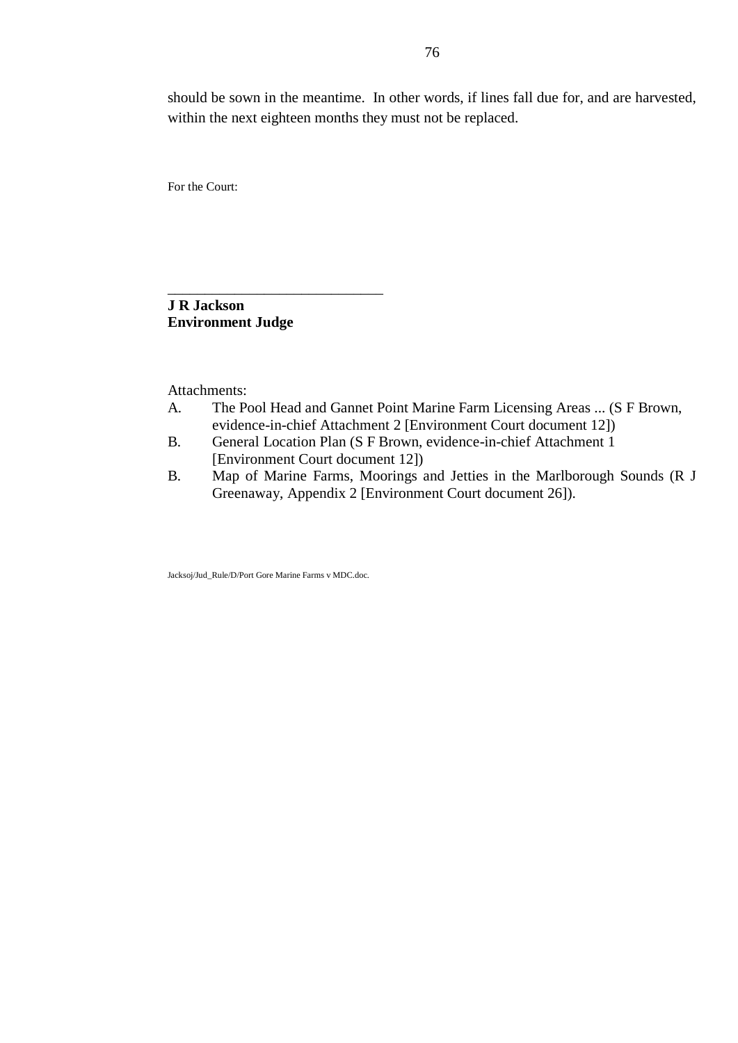should be sown in the meantime. In other words, if lines fall due for, and are harvested, within the next eighteen months they must not be replaced.

For the Court:

______________________________

**J R Jackson**
**Environment Judge**

Attachments:

A. The Pool Head and Gannet Point Marine Farm Licensing Areas ... (S F Brown, evidence-in-chief Attachment 2 [Environment Court document 12])

B. General Location Plan (S F Brown, evidence-in-chief Attachment 1 [Environment Court document 12])

B. Map of Marine Farms, Moorings and Jetties in the Marlborough Sounds (R J Greenaway, Appendix 2 [Environment Court document 26]).

Jacksoj/Jud_Rule/D/Port Gore Marine Farms v MDC.doc.